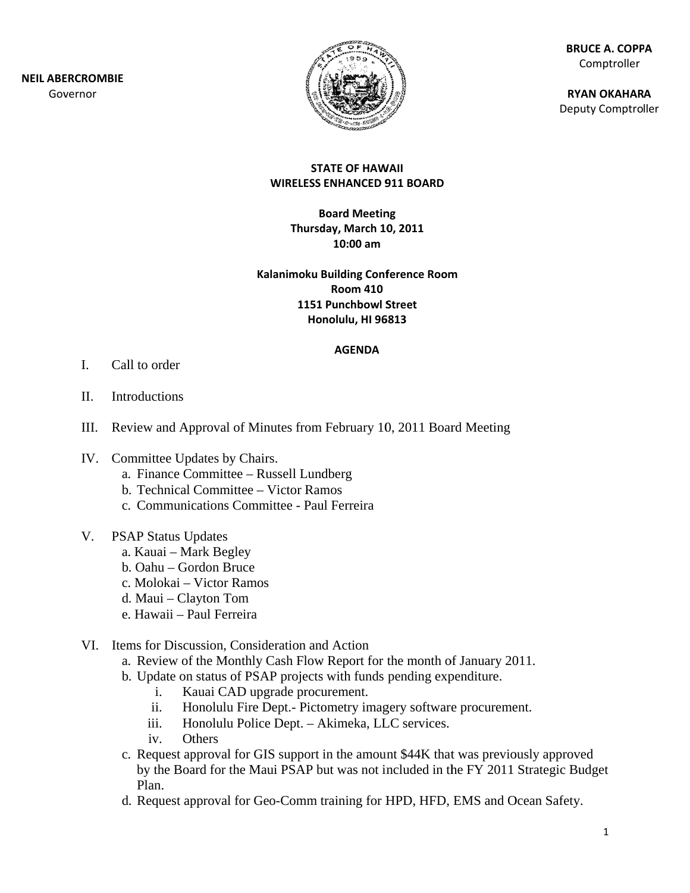**NEIL ABERCROMBIE**
Governor

**BRUCE A. COPPA**
Comptroller

**RYAN OKAHARA**
Deputy Comptroller

**STATE OF HAWAII**
**WIRELESS ENHANCED 911 BOARD**

**Board Meeting**
**Thursday, March 10, 2011**
**10:00 am**

**Kalanimoku Building Conference Room**
**Room 410**
**1151 Punchbowl Street**
**Honolulu, HI 96813**

**AGENDA**

I. Call to order

II. Introductions

III. Review and Approval of Minutes from February 10, 2011 Board Meeting

IV. Committee Updates by Chairs.
   a. Finance Committee – Russell Lundberg
   b. Technical Committee – Victor Ramos
   c. Communications Committee - Paul Ferreira

V. PSAP Status Updates
   a. Kauai – Mark Begley
   b. Oahu – Gordon Bruce
   c. Molokai – Victor Ramos
   d. Maui – Clayton Tom
   e. Hawaii – Paul Ferreira

VI. Items for Discussion, Consideration and Action
   a. Review of the Monthly Cash Flow Report for the month of January 2011.
   b. Update on status of PSAP projects with funds pending expenditure.
      i. Kauai CAD upgrade procurement.
      ii. Honolulu Fire Dept.- Pictometry imagery software procurement.
      iii. Honolulu Police Dept. – Akimeka, LLC services.
      iv. Others
   c. Request approval for GIS support in the amount $44K that was previously approved by the Board for the Maui PSAP but was not included in the FY 2011 Strategic Budget Plan.
   d. Request approval for Geo-Comm training for HPD, HFD, EMS and Ocean Safety.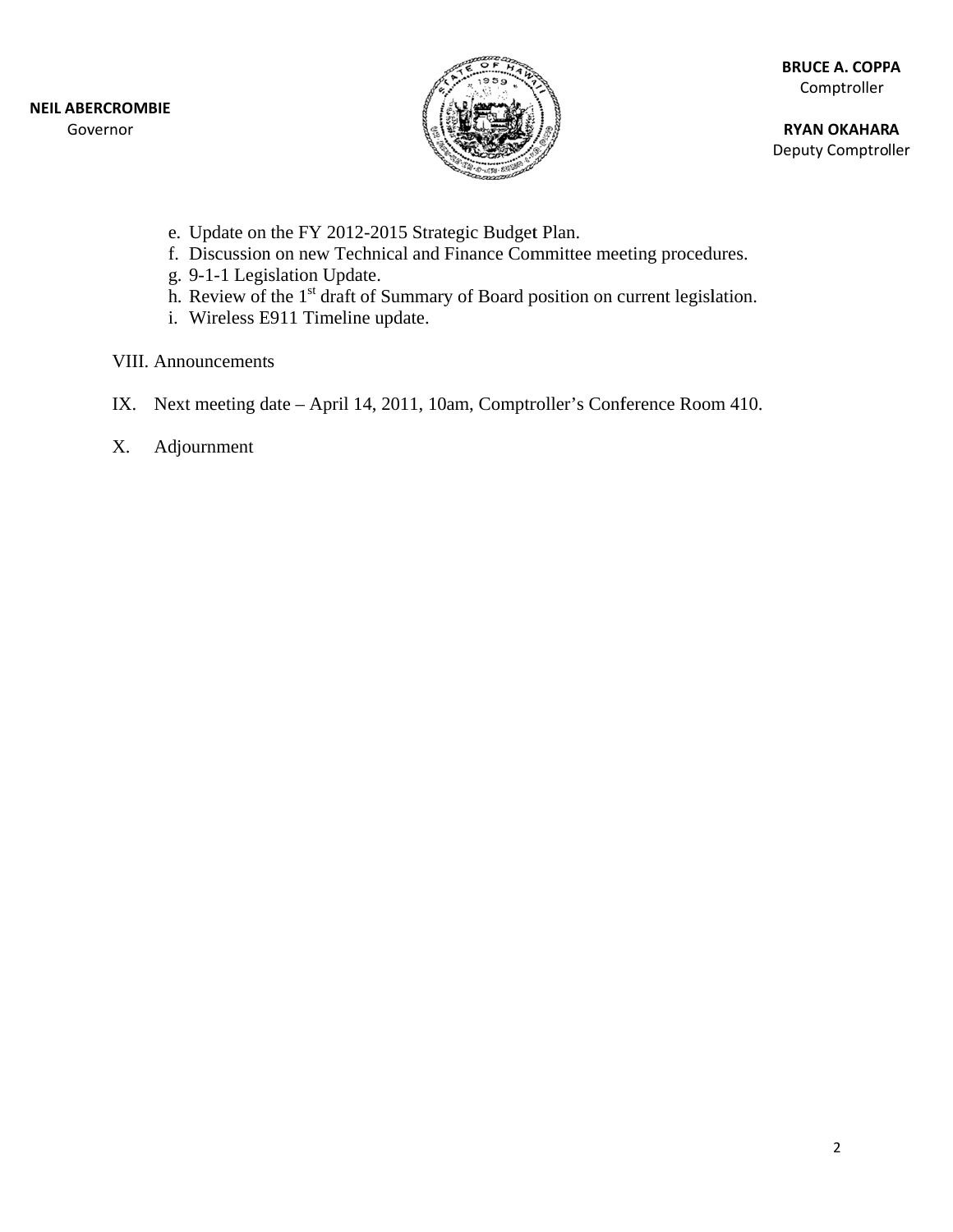NEIL ABERCROMBIE
Governor

BRUCE A. COPPA
Comptroller

RYAN OKAHARA
Deputy Comptroller

e. Update on the FY 2012-2015 Strategic Budget Plan.
f. Discussion on new Technical and Finance Committee meeting procedures.
g. 9-1-1 Legislation Update.
h. Review of the 1st draft of Summary of Board position on current legislation.
i. Wireless E911 Timeline update.

VIII. Announcements

IX. Next meeting date – April 14, 2011, 10am, Comptroller's Conference Room 410.

X. Adjournment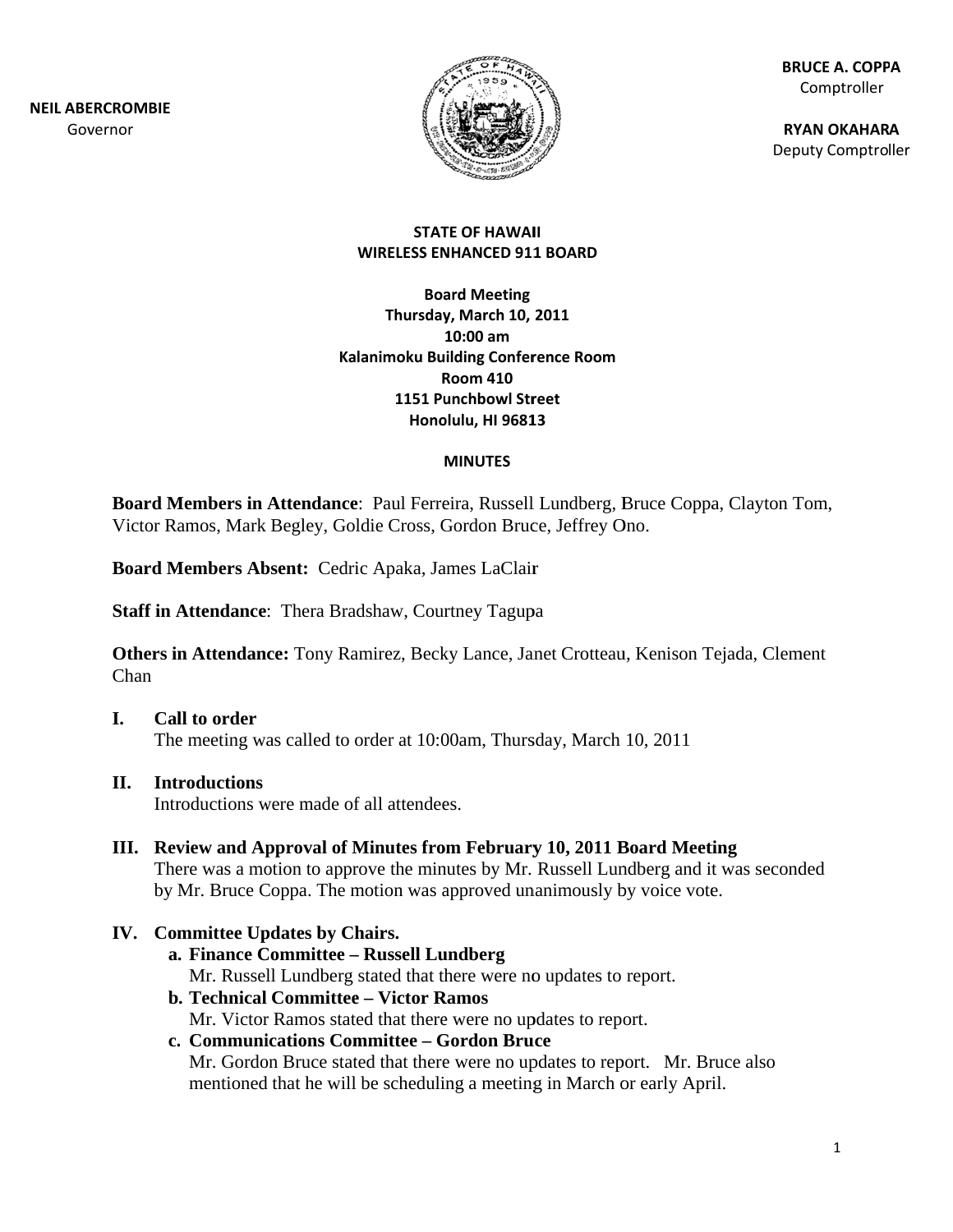**NEIL ABERCROMBIE**
Governor

**BRUCE A. COPPA**
Comptroller

**RYAN OKAHARA**
Deputy Comptroller

**STATE OF HAWAII**
**WIRELESS ENHANCED 911 BOARD**

**Board Meeting**
**Thursday, March 10, 2011**
**10:00 am**
**Kalanimoku Building Conference Room**
**Room 410**
**1151 Punchbowl Street**
**Honolulu, HI 96813**

**MINUTES**

**Board Members in Attendance**: Paul Ferreira, Russell Lundberg, Bruce Coppa, Clayton Tom, Victor Ramos, Mark Begley, Goldie Cross, Gordon Bruce, Jeffrey Ono.

**Board Members Absent:** Cedric Apaka, James LaClair

**Staff in Attendance**: Thera Bradshaw, Courtney Tagupa

**Others in Attendance:** Tony Ramirez, Becky Lance, Janet Crotteau, Kenison Tejada, Clement Chan

**I. Call to order**
The meeting was called to order at 10:00am, Thursday, March 10, 2011

**II. Introductions**
Introductions were made of all attendees.

**III. Review and Approval of Minutes from February 10, 2011 Board Meeting**
There was a motion to approve the minutes by Mr. Russell Lundberg and it was seconded by Mr. Bruce Coppa. The motion was approved unanimously by voice vote.

**IV. Committee Updates by Chairs.**

**a. Finance Committee – Russell Lundberg**
Mr. Russell Lundberg stated that there were no updates to report.

**b. Technical Committee – Victor Ramos**
Mr. Victor Ramos stated that there were no updates to report.

**c. Communications Committee – Gordon Bruce**
Mr. Gordon Bruce stated that there were no updates to report. Mr. Bruce also mentioned that he will be scheduling a meeting in March or early April.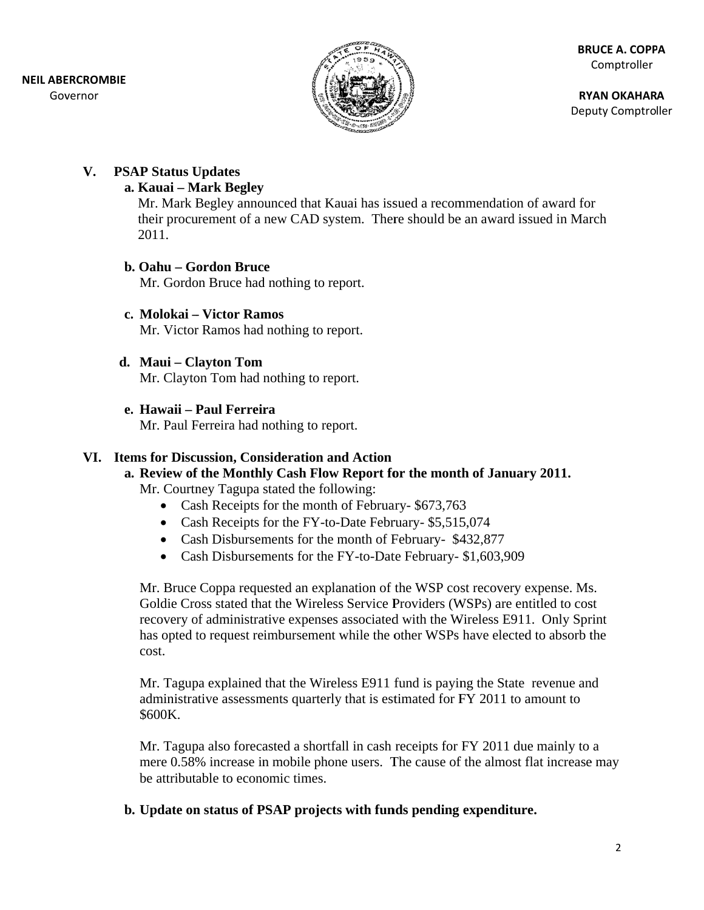NEIL ABERCROMBIE
Governor

BRUCE A. COPPA
Comptroller

RYAN OKAHARA
Deputy Comptroller

## V. PSAP Status Updates

### a. Kauai – Mark Begley

Mr. Mark Begley announced that Kauai has issued a recommendation of award for their procurement of a new CAD system. There should be an award issued in March 2011.

### b. Oahu – Gordon Bruce

Mr. Gordon Bruce had nothing to report.

### c. Molokai – Victor Ramos

Mr. Victor Ramos had nothing to report.

### d. Maui – Clayton Tom

Mr. Clayton Tom had nothing to report.

### e. Hawaii – Paul Ferreira

Mr. Paul Ferreira had nothing to report.

## VI. Items for Discussion, Consideration and Action

### a. Review of the Monthly Cash Flow Report for the month of January 2011.

Mr. Courtney Tagupa stated the following:

- Cash Receipts for the month of February- $673,763
- Cash Receipts for the FY-to-Date February- $5,515,074
- Cash Disbursements for the month of February- $432,877
- Cash Disbursements for the FY-to-Date February- $1,603,909

Mr. Bruce Coppa requested an explanation of the WSP cost recovery expense. Ms. Goldie Cross stated that the Wireless Service Providers (WSPs) are entitled to cost recovery of administrative expenses associated with the Wireless E911. Only Sprint has opted to request reimbursement while the other WSPs have elected to absorb the cost.

Mr. Tagupa explained that the Wireless E911 fund is paying the State revenue and administrative assessments quarterly that is estimated for FY 2011 to amount to $600K.

Mr. Tagupa also forecasted a shortfall in cash receipts for FY 2011 due mainly to a mere 0.58% increase in mobile phone users. The cause of the almost flat increase may be attributable to economic times.

### b. Update on status of PSAP projects with funds pending expenditure.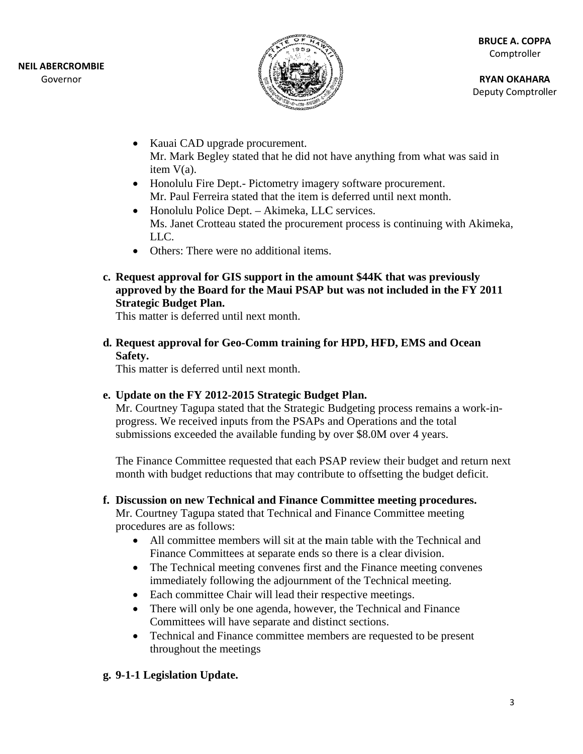- Kauai CAD upgrade procurement.
  Mr. Mark Begley stated that he did not have anything from what was said in item V(a).
- Honolulu Fire Dept.- Pictometry imagery software procurement.
  Mr. Paul Ferreira stated that the item is deferred until next month.
- Honolulu Police Dept. – Akimeka, LLC services.
  Ms. Janet Crotteau stated the procurement process is continuing with Akimeka, LLC.
- Others: There were no additional items.

**c. Request approval for GIS support in the amount $44K that was previously approved by the Board for the Maui PSAP but was not included in the FY 2011 Strategic Budget Plan.**
This matter is deferred until next month.

**d. Request approval for Geo-Comm training for HPD, HFD, EMS and Ocean Safety.**
This matter is deferred until next month.

**e. Update on the FY 2012-2015 Strategic Budget Plan.**
Mr. Courtney Tagupa stated that the Strategic Budgeting process remains a work-in-progress. We received inputs from the PSAPs and Operations and the total submissions exceeded the available funding by over $8.0M over 4 years.

The Finance Committee requested that each PSAP review their budget and return next month with budget reductions that may contribute to offsetting the budget deficit.

**f. Discussion on new Technical and Finance Committee meeting procedures.**
Mr. Courtney Tagupa stated that Technical and Finance Committee meeting procedures are as follows:

- All committee members will sit at the main table with the Technical and Finance Committees at separate ends so there is a clear division.
- The Technical meeting convenes first and the Finance meeting convenes immediately following the adjournment of the Technical meeting.
- Each committee Chair will lead their respective meetings.
- There will only be one agenda, however, the Technical and Finance Committees will have separate and distinct sections.
- Technical and Finance committee members are requested to be present throughout the meetings

**g. 9-1-1 Legislation Update.**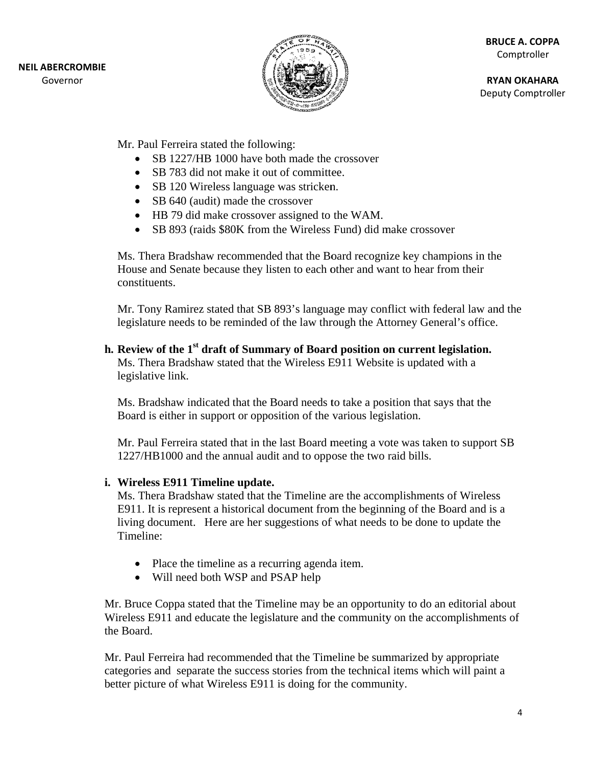Mr. Paul Ferreira stated the following:

- SB 1227/HB 1000 have both made the crossover
- SB 783 did not make it out of committee.
- SB 120 Wireless language was stricken.
- SB 640 (audit) made the crossover
- HB 79 did make crossover assigned to the WAM.
- SB 893 (raids $80K from the Wireless Fund) did make crossover

Ms. Thera Bradshaw recommended that the Board recognize key champions in the House and Senate because they listen to each other and want to hear from their constituents.

Mr. Tony Ramirez stated that SB 893's language may conflict with federal law and the legislature needs to be reminded of the law through the Attorney General's office.

**h. Review of the 1st draft of Summary of Board position on current legislation.**

Ms. Thera Bradshaw stated that the Wireless E911 Website is updated with a legislative link.

Ms. Bradshaw indicated that the Board needs to take a position that says that the Board is either in support or opposition of the various legislation.

Mr. Paul Ferreira stated that in the last Board meeting a vote was taken to support SB 1227/HB1000 and the annual audit and to oppose the two raid bills.

**i. Wireless E911 Timeline update.**

Ms. Thera Bradshaw stated that the Timeline are the accomplishments of Wireless E911. It is represent a historical document from the beginning of the Board and is a living document. Here are her suggestions of what needs to be done to update the Timeline:

- Place the timeline as a recurring agenda item.
- Will need both WSP and PSAP help

Mr. Bruce Coppa stated that the Timeline may be an opportunity to do an editorial about Wireless E911 and educate the legislature and the community on the accomplishments of the Board.

Mr. Paul Ferreira had recommended that the Timeline be summarized by appropriate categories and separate the success stories from the technical items which will paint a better picture of what Wireless E911 is doing for the community.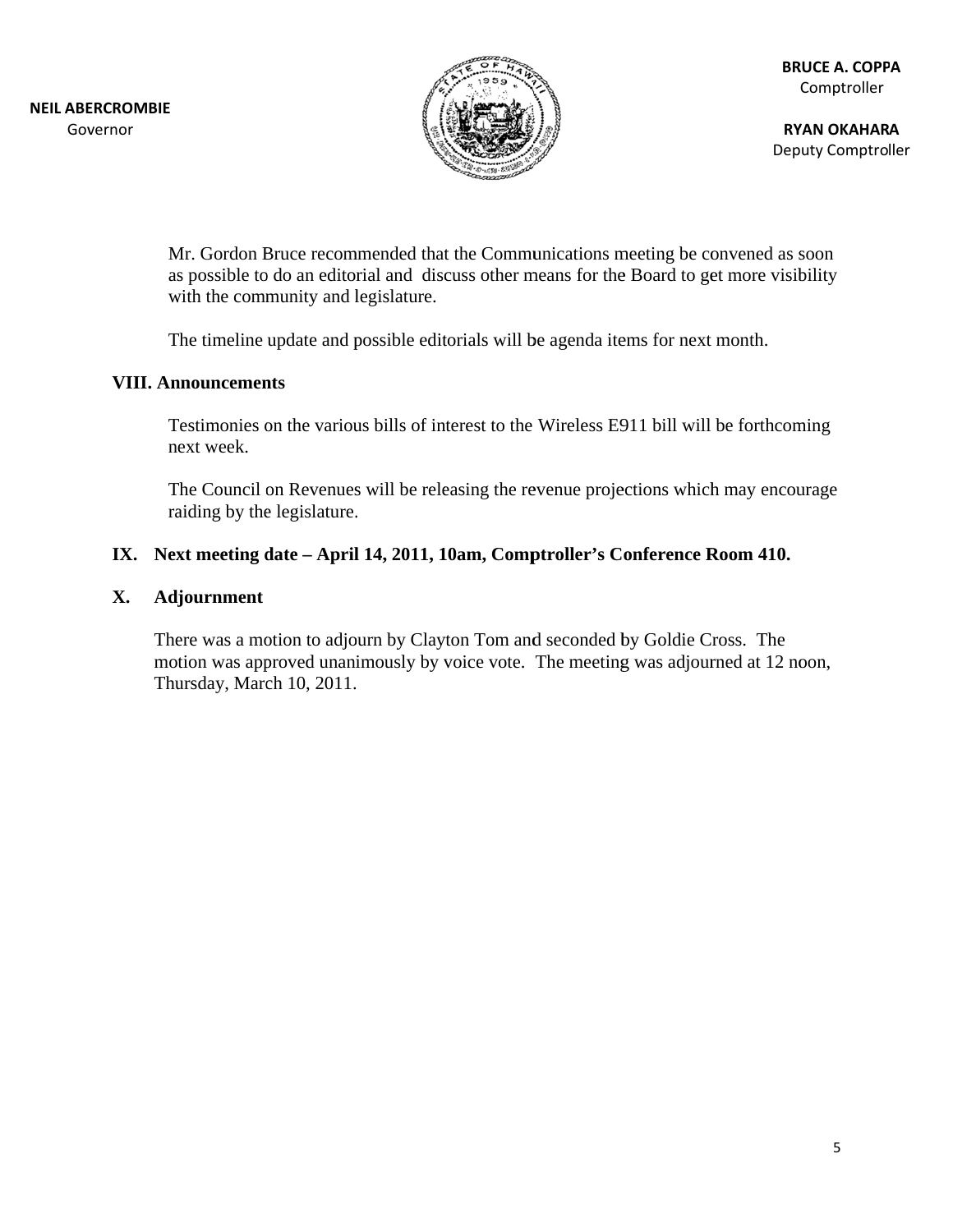**NEIL ABERCROMBIE**
Governor

**BRUCE A. COPPA**
Comptroller

**RYAN OKAHARA**
Deputy Comptroller

Mr. Gordon Bruce recommended that the Communications meeting be convened as soon as possible to do an editorial and discuss other means for the Board to get more visibility with the community and legislature.

The timeline update and possible editorials will be agenda items for next month.

## VIII. Announcements

Testimonies on the various bills of interest to the Wireless E911 bill will be forthcoming next week.

The Council on Revenues will be releasing the revenue projections which may encourage raiding by the legislature.

## IX. Next meeting date – April 14, 2011, 10am, Comptroller's Conference Room 410.

## X. Adjournment

There was a motion to adjourn by Clayton Tom and seconded by Goldie Cross. The motion was approved unanimously by voice vote. The meeting was adjourned at 12 noon, Thursday, March 10, 2011.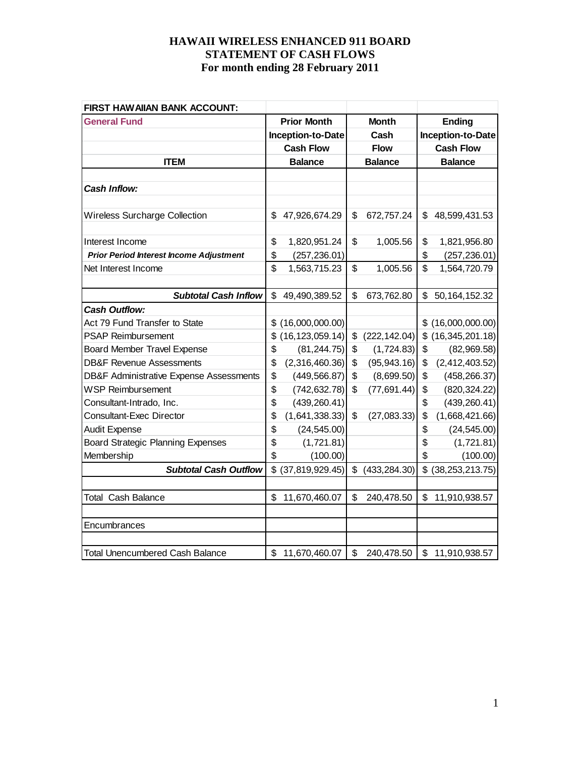# HAWAII WIRELESS ENHANCED 911 BOARD
## STATEMENT OF CASH FLOWS
### For month ending 28 February 2011

| FIRST HAWAIIAN BANK ACCOUNT: | | | |
|---|---|---|---|
| General Fund | Prior Month Inception-to-Date Cash Flow Balance | Month Cash Flow Balance | Ending Inception-to-Date Cash Flow Balance |
| **ITEM** | | | |
| ***Cash Inflow:*** | | | |
| Wireless Surcharge Collection | $ 47,926,674.29 | $ 672,757.24 | $ 48,599,431.53 |
| Interest Income | $ 1,820,951.24 | $ 1,005.56 | $ 1,821,956.80 |
| ***Prior Period Interest Income Adjustment*** | $ (257,236.01) | | $ (257,236.01) |
| Net Interest Income | $ 1,563,715.23 | $ 1,005.56 | $ 1,564,720.79 |
| ***Subtotal Cash Inflow*** | $ 49,490,389.52 | $ 673,762.80 | $ 50,164,152.32 |
| ***Cash Outflow:*** | | | |
| Act 79 Fund Transfer to State | $ (16,000,000.00) | | $ (16,000,000.00) |
| PSAP Reimbursement | $ (16,123,059.14) | $ (222,142.04) | $ (16,345,201.18) |
| Board Member Travel Expense | $ (81,244.75) | $ (1,724.83) | $ (82,969.58) |
| DB&F Revenue Assessments | $ (2,316,460.36) | $ (95,943.16) | $ (2,412,403.52) |
| DB&F Administrative Expense Assessments | $ (449,566.87) | $ (8,699.50) | $ (458,266.37) |
| WSP Reimbursement | $ (742,632.78) | $ (77,691.44) | $ (820,324.22) |
| Consultant-Intrado, Inc. | $ (439,260.41) | | $ (439,260.41) |
| Consultant-Exec Director | $ (1,641,338.33) | $ (27,083.33) | $ (1,668,421.66) |
| Audit Expense | $ (24,545.00) | | $ (24,545.00) |
| Board Strategic Planning Expenses | $ (1,721.81) | | $ (1,721.81) |
| Membership | $ (100.00) | | $ (100.00) |
| ***Subtotal Cash Outflow*** | $ (37,819,929.45) | $ (433,284.30) | $ (38,253,213.75) |
| Total Cash Balance | $ 11,670,460.07 | $ 240,478.50 | $ 11,910,938.57 |
| Encumbrances | | | |
| Total Unencumbered Cash Balance | $ 11,670,460.07 | $ 240,478.50 | $ 11,910,938.57 |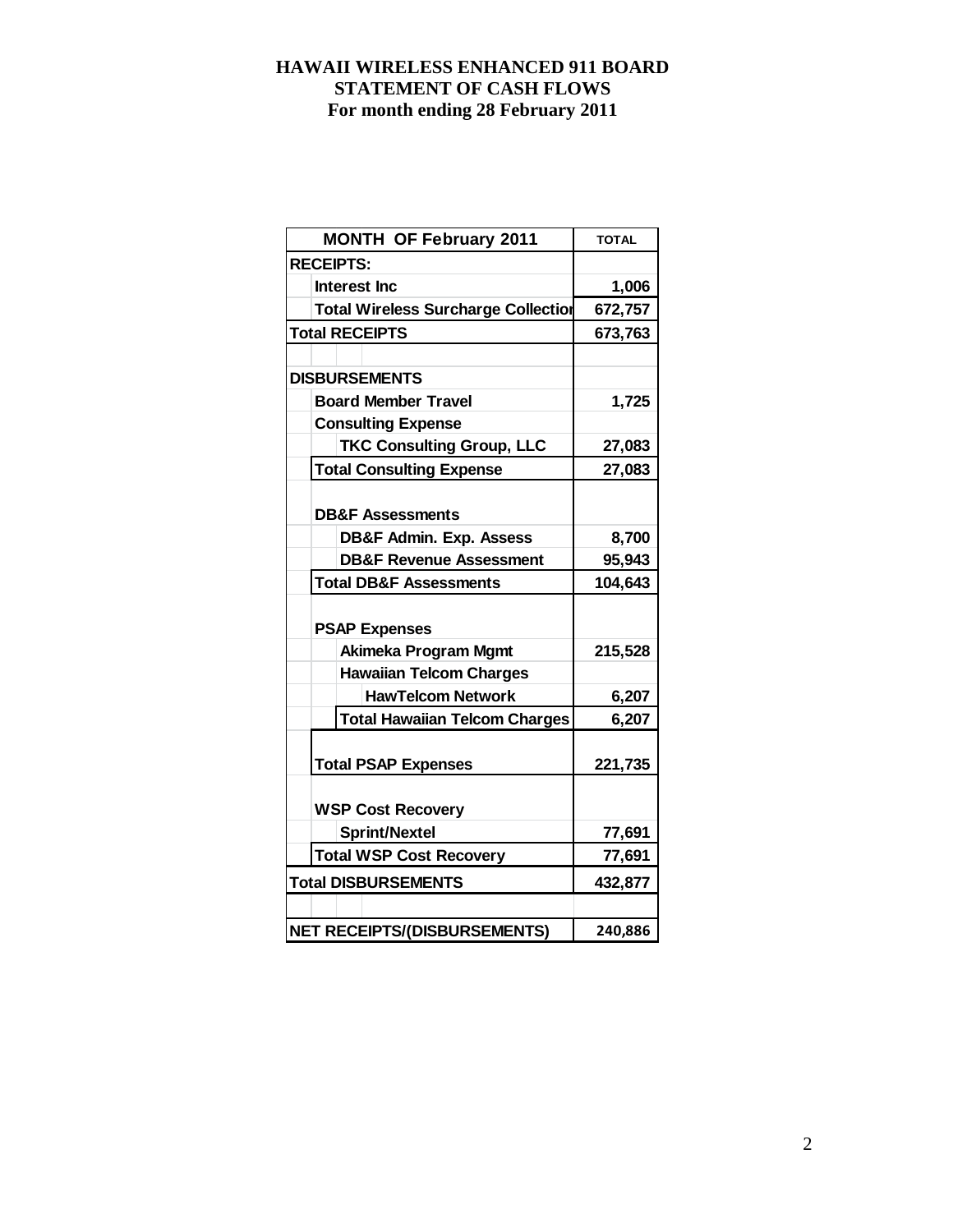# HAWAII WIRELESS ENHANCED 911 BOARD
## STATEMENT OF CASH FLOWS
### For month ending 28 February 2011

| MONTH OF February 2011 | TOTAL |
|---|---|
| **RECEIPTS:** | |
| Interest Inc | 1,006 |
| Total Wireless Surcharge Collectior | 672,757 |
| **Total RECEIPTS** | 673,763 |
| | |
| **DISBURSEMENTS** | |
| Board Member Travel | 1,725 |
| Consulting Expense | |
| TKC Consulting Group, LLC | 27,083 |
| Total Consulting Expense | 27,083 |
| | |
| DB&F Assessments | |
| DB&F Admin. Exp. Assess | 8,700 |
| DB&F Revenue Assessment | 95,943 |
| Total DB&F Assessments | 104,643 |
| | |
| PSAP Expenses | |
| Akimeka Program Mgmt | 215,528 |
| Hawaiian Telcom Charges | |
| HawTelcom Network | 6,207 |
| Total Hawaiian Telcom Charges | 6,207 |
| | |
| Total PSAP Expenses | 221,735 |
| | |
| WSP Cost Recovery | |
| Sprint/Nextel | 77,691 |
| Total WSP Cost Recovery | 77,691 |
| **Total DISBURSEMENTS** | 432,877 |
| | |
| **NET RECEIPTS/(DISBURSEMENTS)** | 240,886 |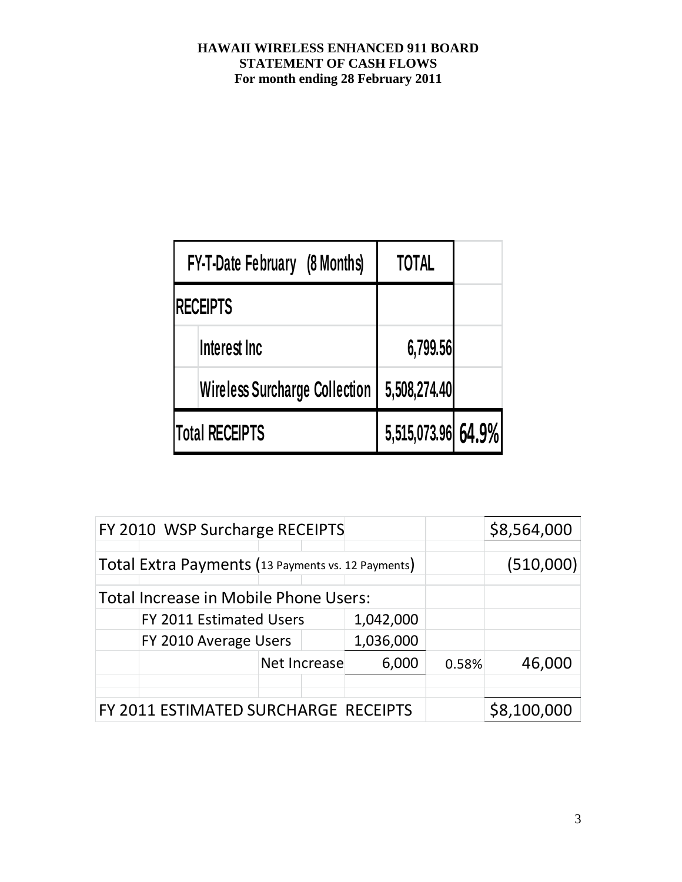**HAWAII WIRELESS ENHANCED 911 BOARD**
**STATEMENT OF CASH FLOWS**
**For month ending 28 February 2011**

| FY-T-Date February (8 Months) | | TOTAL | |
|---|---|---|---|
| **RECEIPTS** | | | |
| | Interest Inc | 6,799.56 | |
| | Wireless Surcharge Collection | 5,508,274.40 | |
| **Total RECEIPTS** | | 5,515,073.96 | 64.9% |

| FY 2010 WSP Surcharge RECEIPTS | | | | | $8,564,000 |
|---|---|---|---|---|---|
| Total Extra Payments (13 Payments vs. 12 Payments) | | | | | (510,000) |
| Total Increase in Mobile Phone Users: | | | | | |
| | FY 2011 Estimated Users | | 1,042,000 | | |
| | FY 2010 Average Users | | 1,036,000 | | |
| | | Net Increase | 6,000 | 0.58% | 46,000 |
| FY 2011 ESTIMATED SURCHARGE RECEIPTS | | | | | $8,100,000 |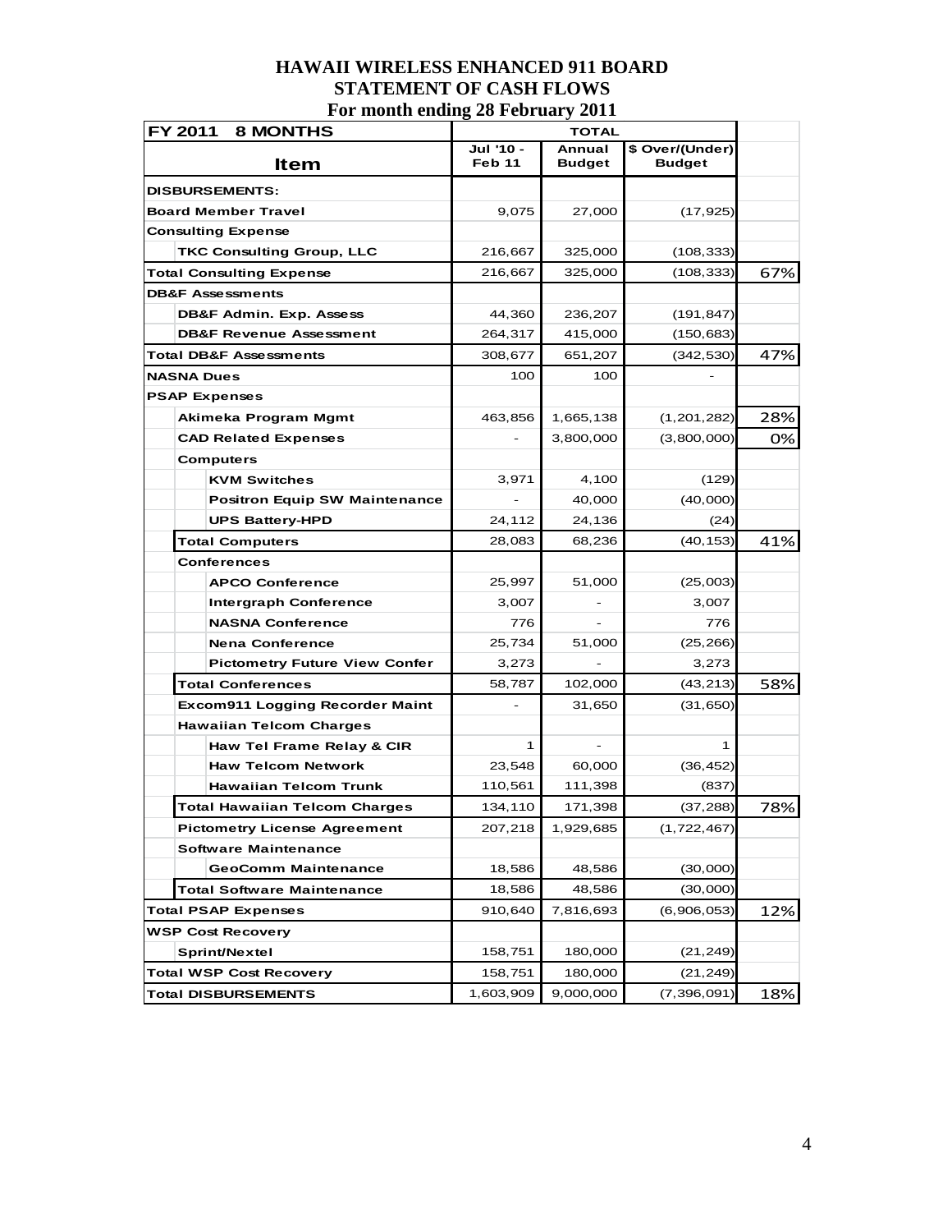# HAWAII WIRELESS ENHANCED 911 BOARD
## STATEMENT OF CASH FLOWS
### For month ending 28 February 2011

| FY 2011 8 MONTHS | TOTAL | | | |
|---|---|---|---|---|
| **Item** | Jul '10 - Feb 11 | Annual Budget | $ Over/(Under) Budget | |
| **DISBURSEMENTS:** | | | | |
| **Board Member Travel** | 9,075 | 27,000 | (17,925) | |
| **Consulting Expense** | | | | |
| TKC Consulting Group, LLC | 216,667 | 325,000 | (108,333) | |
| **Total Consulting Expense** | 216,667 | 325,000 | (108,333) | 67% |
| **DB&F Assessments** | | | | |
| DB&F Admin. Exp. Assess | 44,360 | 236,207 | (191,847) | |
| DB&F Revenue Assessment | 264,317 | 415,000 | (150,683) | |
| **Total DB&F Assessments** | 308,677 | 651,207 | (342,530) | 47% |
| **NASNA Dues** | 100 | 100 | - | |
| **PSAP Expenses** | | | | |
| Akimeka Program Mgmt | 463,856 | 1,665,138 | (1,201,282) | 28% |
| CAD Related Expenses | - | 3,800,000 | (3,800,000) | 0% |
| Computers | | | | |
| KVM Switches | 3,971 | 4,100 | (129) | |
| Positron Equip SW Maintenance | - | 40,000 | (40,000) | |
| UPS Battery-HPD | 24,112 | 24,136 | (24) | |
| **Total Computers** | 28,083 | 68,236 | (40,153) | 41% |
| Conferences | | | | |
| APCO Conference | 25,997 | 51,000 | (25,003) | |
| Intergraph Conference | 3,007 | - | 3,007 | |
| NASNA Conference | 776 | - | 776 | |
| Nena Conference | 25,734 | 51,000 | (25,266) | |
| Pictometry Future View Confer | 3,273 | - | 3,273 | |
| **Total Conferences** | 58,787 | 102,000 | (43,213) | 58% |
| Excom911 Logging Recorder Maint | - | 31,650 | (31,650) | |
| Hawaiian Telcom Charges | | | | |
| Haw Tel Frame Relay & CIR | 1 | - | 1 | |
| Haw Telcom Network | 23,548 | 60,000 | (36,452) | |
| Hawaiian Telcom Trunk | 110,561 | 111,398 | (837) | |
| **Total Hawaiian Telcom Charges** | 134,110 | 171,398 | (37,288) | 78% |
| Pictometry License Agreement | 207,218 | 1,929,685 | (1,722,467) | |
| Software Maintenance | | | | |
| GeoComm Maintenance | 18,586 | 48,586 | (30,000) | |
| **Total Software Maintenance** | 18,586 | 48,586 | (30,000) | |
| **Total PSAP Expenses** | 910,640 | 7,816,693 | (6,906,053) | 12% |
| **WSP Cost Recovery** | | | | |
| Sprint/Nextel | 158,751 | 180,000 | (21,249) | |
| **Total WSP Cost Recovery** | 158,751 | 180,000 | (21,249) | |
| **Total DISBURSEMENTS** | 1,603,909 | 9,000,000 | (7,396,091) | 18% |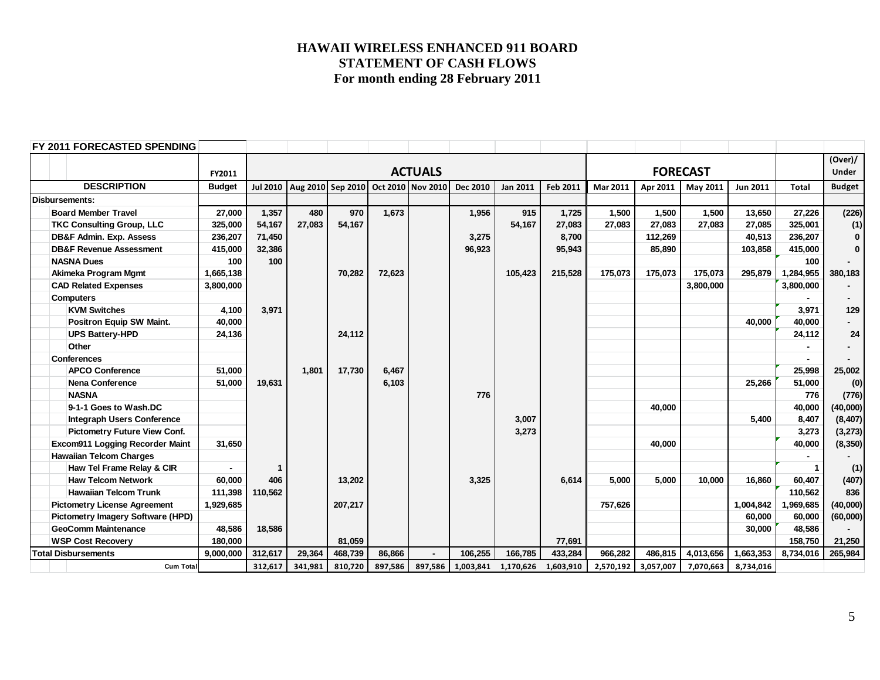# HAWAII WIRELESS ENHANCED 911 BOARD
# STATEMENT OF CASH FLOWS
## For month ending 28 February 2011

**FY 2011 FORECASTED SPENDING**

| | FY2011 | ACTUALS | | | | | | | | FORECAST | | | | | (Over)/ Under |
|---|---|---|---|---|---|---|---|---|---|---|---|---|---|---|---|
| **DESCRIPTION** | **Budget** | **Jul 2010** | **Aug 2010** | **Sep 2010** | **Oct 2010** | **Nov 2010** | **Dec 2010** | **Jan 2011** | **Feb 2011** | **Mar 2011** | **Apr 2011** | **May 2011** | **Jun 2011** | **Total** | **Budget** |
| **Disbursements:** | | | | | | | | | | | | | | | |
| Board Member Travel | 27,000 | 1,357 | 480 | 970 | 1,673 | | 1,956 | 915 | 1,725 | 1,500 | 1,500 | 1,500 | 13,650 | 27,226 | (226) |
| TKC Consulting Group, LLC | 325,000 | 54,167 | 27,083 | 54,167 | | | | 54,167 | 27,083 | 27,083 | 27,083 | 27,083 | 27,085 | 325,001 | (1) |
| DB&F Admin. Exp. Assess | 236,207 | 71,450 | | | | | 3,275 | | 8,700 | | 112,269 | | 40,513 | 236,207 | 0 |
| DB&F Revenue Assessment | 415,000 | 32,386 | | | | | 96,923 | | 95,943 | | 85,890 | | 103,858 | 415,000 | 0 |
| NASNA Dues | 100 | 100 | | | | | | | | | | | | 100 | - |
| Akimeka Program Mgmt | 1,665,138 | | | 70,282 | 72,623 | | | 105,423 | 215,528 | 175,073 | 175,073 | 175,073 | 295,879 | 1,284,955 | 380,183 |
| CAD Related Expenses | 3,800,000 | | | | | | | | | | | 3,800,000 | | 3,800,000 | - |
| Computers | | | | | | | | | | | | | | - | - |
| KVM Switches | 4,100 | 3,971 | | | | | | | | | | | | 3,971 | 129 |
| Positron Equip SW Maint. | 40,000 | | | | | | | | | | | | 40,000 | 40,000 | - |
| UPS Battery-HPD | 24,136 | | | 24,112 | | | | | | | | | | 24,112 | 24 |
| Other | | | | | | | | | | | | | | - | - |
| Conferences | | | | | | | | | | | | | | - | - |
| APCO Conference | 51,000 | | 1,801 | 17,730 | 6,467 | | | | | | | | | 25,998 | 25,002 |
| Nena Conference | 51,000 | 19,631 | | | 6,103 | | | | | | | | 25,266 | 51,000 | (0) |
| NASNA | | | | | | | 776 | | | | | | | 776 | (776) |
| 9-1-1 Goes to Wash.DC | | | | | | | | | | | 40,000 | | | 40,000 | (40,000) |
| Integraph Users Conference | | | | | | | | 3,007 | | | | | 5,400 | 8,407 | (8,407) |
| Pictometry Future View Conf. | | | | | | | | 3,273 | | | | | | 3,273 | (3,273) |
| Excom911 Logging Recorder Maint | 31,650 | | | | | | | | | | 40,000 | | | 40,000 | (8,350) |
| Hawaiian Telcom Charges | | | | | | | | | | | | | | - | - |
| Haw Tel Frame Relay & CIR | - | 1 | | | | | | | | | | | | 1 | (1) |
| Haw Telcom Network | 60,000 | 406 | | 13,202 | | | 3,325 | | 6,614 | 5,000 | 5,000 | 10,000 | 16,860 | 60,407 | (407) |
| Hawaiian Telcom Trunk | 111,398 | 110,562 | | | | | | | | | | | | 110,562 | 836 |
| Pictometry License Agreement | 1,929,685 | | | 207,217 | | | | | | 757,626 | | | 1,004,842 | 1,969,685 | (40,000) |
| Pictometry Imagery Software (HPD) | | | | | | | | | | | | | 60,000 | 60,000 | (60,000) |
| GeoComm Maintenance | 48,586 | 18,586 | | | | | | | | | | | 30,000 | 48,586 | - |
| WSP Cost Recovery | 180,000 | | | 81,059 | | | | | 77,691 | | | | | 158,750 | 21,250 |
| **Total Disbursements** | 9,000,000 | 312,617 | 29,364 | 468,739 | 86,866 | - | 106,255 | 166,785 | 433,284 | 966,282 | 486,815 | 4,013,656 | 1,663,353 | 8,734,016 | 265,984 |
| Cum Total | | 312,617 | 341,981 | 810,720 | 897,586 | 897,586 | 1,003,841 | 1,170,626 | 1,603,910 | 2,570,192 | 3,057,007 | 7,070,663 | 8,734,016 | | |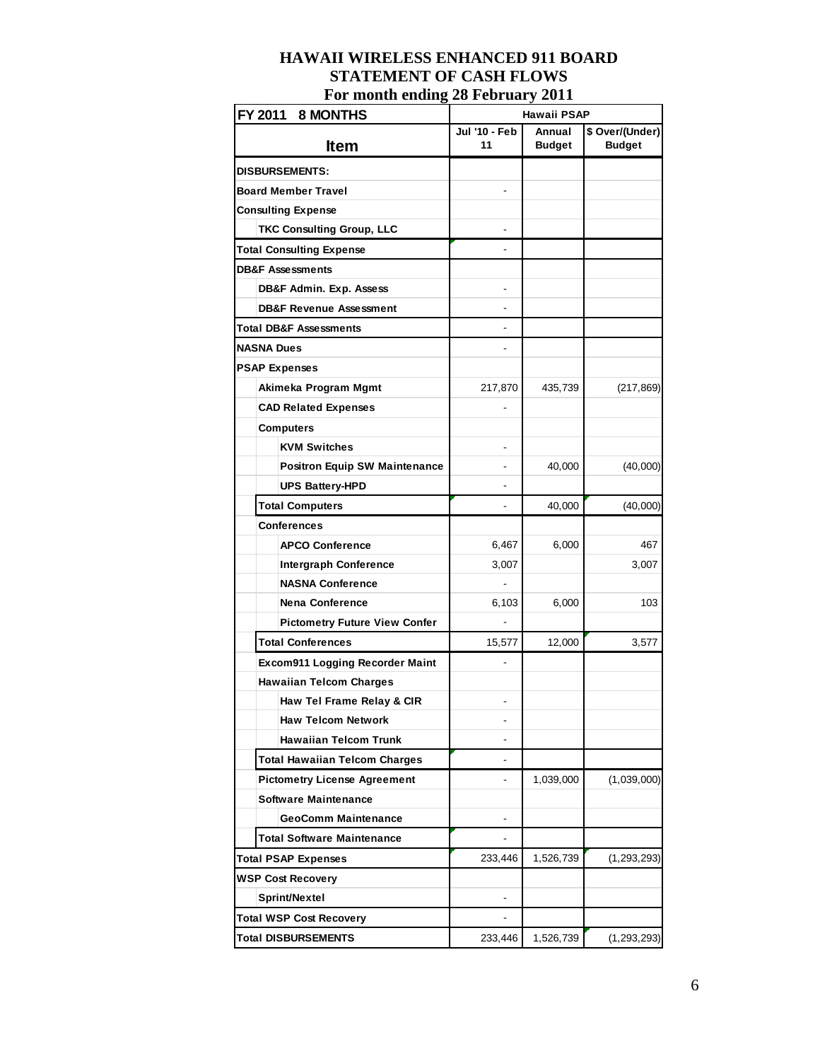# HAWAII WIRELESS ENHANCED 911 BOARD
## STATEMENT OF CASH FLOWS
## For month ending 28 February 2011

| FY 2011 8 MONTHS | Hawaii PSAP | | |
|---|---|---|---|
| **Item** | **Jul '10 - Feb 11** | **Annual Budget** | **$ Over/(Under) Budget** |
| **DISBURSEMENTS:** | | | |
| **Board Member Travel** | - | | |
| **Consulting Expense** | | | |
| **TKC Consulting Group, LLC** | - | | |
| **Total Consulting Expense** | - | | |
| **DB&F Assessments** | | | |
| **DB&F Admin. Exp. Assess** | - | | |
| **DB&F Revenue Assessment** | - | | |
| **Total DB&F Assessments** | - | | |
| **NASNA Dues** | - | | |
| **PSAP Expenses** | | | |
| **Akimeka Program Mgmt** | 217,870 | 435,739 | (217,869) |
| **CAD Related Expenses** | - | | |
| **Computers** | | | |
| **KVM Switches** | - | | |
| **Positron Equip SW Maintenance** | - | 40,000 | (40,000) |
| **UPS Battery-HPD** | - | | |
| **Total Computers** | - | 40,000 | (40,000) |
| **Conferences** | | | |
| **APCO Conference** | 6,467 | 6,000 | 467 |
| **Intergraph Conference** | 3,007 | | 3,007 |
| **NASNA Conference** | - | | |
| **Nena Conference** | 6,103 | 6,000 | 103 |
| **Pictometry Future View Confer** | - | | |
| **Total Conferences** | 15,577 | 12,000 | 3,577 |
| **Excom911 Logging Recorder Maint** | - | | |
| **Hawaiian Telcom Charges** | | | |
| **Haw Tel Frame Relay & CIR** | - | | |
| **Haw Telcom Network** | - | | |
| **Hawaiian Telcom Trunk** | - | | |
| **Total Hawaiian Telcom Charges** | - | | |
| **Pictometry License Agreement** | - | 1,039,000 | (1,039,000) |
| **Software Maintenance** | | | |
| **GeoComm Maintenance** | - | | |
| **Total Software Maintenance** | - | | |
| **Total PSAP Expenses** | 233,446 | 1,526,739 | (1,293,293) |
| **WSP Cost Recovery** | | | |
| **Sprint/Nextel** | - | | |
| **Total WSP Cost Recovery** | - | | |
| **Total DISBURSEMENTS** | 233,446 | 1,526,739 | (1,293,293) |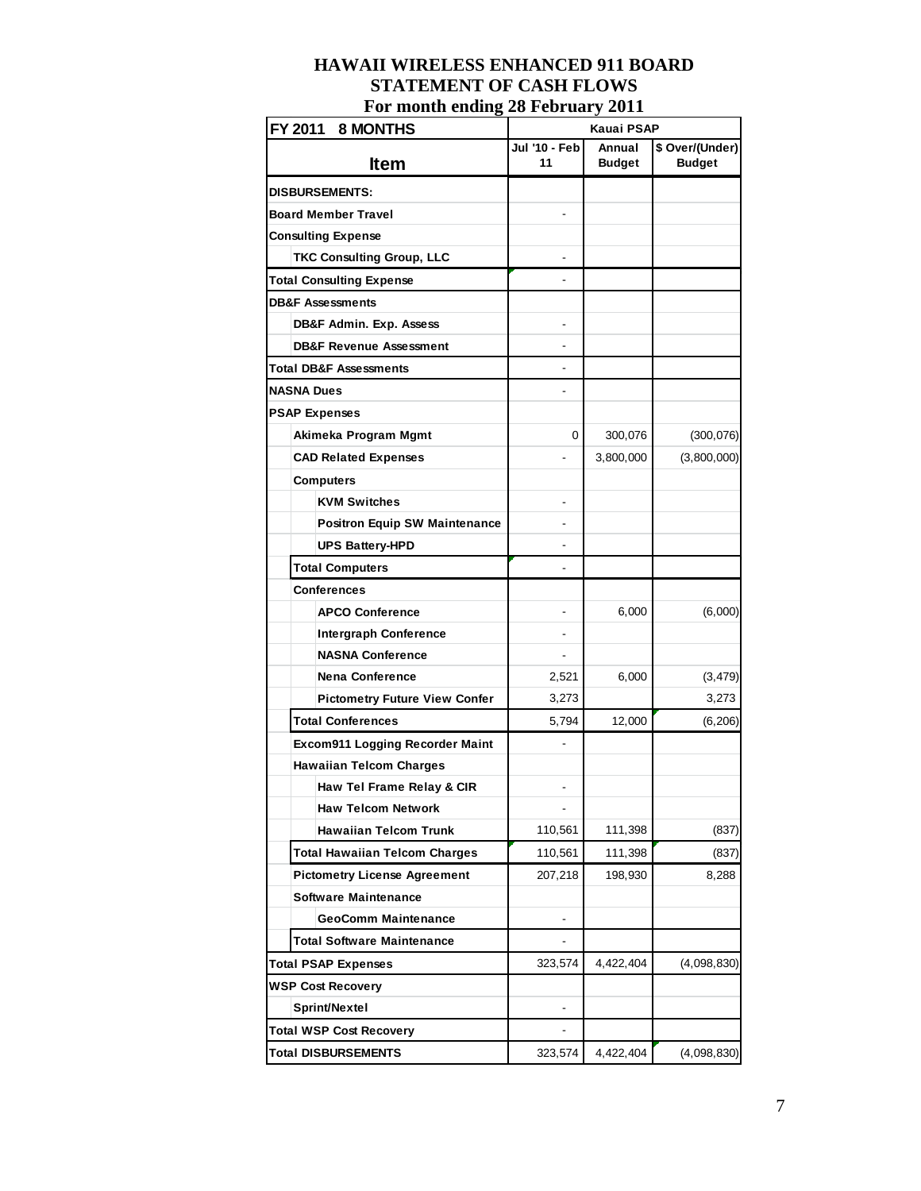# HAWAII WIRELESS ENHANCED 911 BOARD
## STATEMENT OF CASH FLOWS
### For month ending 28 February 2011

| FY 2011 8 MONTHS | Kauai PSAP | | |
|---|---|---|---|
| **Item** | **Jul '10 - Feb 11** | **Annual Budget** | **$ Over/(Under) Budget** |
| **DISBURSEMENTS:** | | | |
| **Board Member Travel** | - | | |
| **Consulting Expense** | | | |
| **TKC Consulting Group, LLC** | - | | |
| **Total Consulting Expense** | - | | |
| **DB&F Assessments** | | | |
| **DB&F Admin. Exp. Assess** | - | | |
| **DB&F Revenue Assessment** | - | | |
| **Total DB&F Assessments** | - | | |
| **NASNA Dues** | - | | |
| **PSAP Expenses** | | | |
| **Akimeka Program Mgmt** | 0 | 300,076 | (300,076) |
| **CAD Related Expenses** | - | 3,800,000 | (3,800,000) |
| **Computers** | | | |
| **KVM Switches** | - | | |
| **Positron Equip SW Maintenance** | - | | |
| **UPS Battery-HPD** | - | | |
| **Total Computers** | - | | |
| **Conferences** | | | |
| **APCO Conference** | - | 6,000 | (6,000) |
| **Intergraph Conference** | - | | |
| **NASNA Conference** | - | | |
| **Nena Conference** | 2,521 | 6,000 | (3,479) |
| **Pictometry Future View Confer** | 3,273 | | 3,273 |
| **Total Conferences** | 5,794 | 12,000 | (6,206) |
| **Excom911 Logging Recorder Maint** | - | | |
| **Hawaiian Telcom Charges** | | | |
| **Haw Tel Frame Relay & CIR** | - | | |
| **Haw Telcom Network** | - | | |
| **Hawaiian Telcom Trunk** | 110,561 | 111,398 | (837) |
| **Total Hawaiian Telcom Charges** | 110,561 | 111,398 | (837) |
| **Pictometry License Agreement** | 207,218 | 198,930 | 8,288 |
| **Software Maintenance** | | | |
| **GeoComm Maintenance** | - | | |
| **Total Software Maintenance** | - | | |
| **Total PSAP Expenses** | 323,574 | 4,422,404 | (4,098,830) |
| **WSP Cost Recovery** | | | |
| **Sprint/Nextel** | - | | |
| **Total WSP Cost Recovery** | - | | |
| **Total DISBURSEMENTS** | 323,574 | 4,422,404 | (4,098,830) |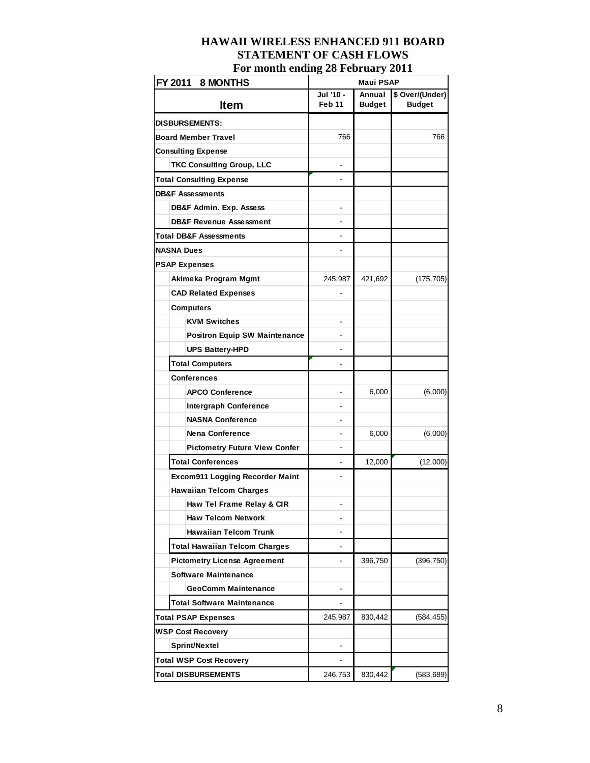# HAWAII WIRELESS ENHANCED 911 BOARD
## STATEMENT OF CASH FLOWS
### For month ending 28 February 2011

| FY 2011 8 MONTHS | Maui PSAP | | |
|---|---|---|---|
| **Item** | Jul '10 - Feb 11 | Annual Budget | $ Over/(Under) Budget |
| **DISBURSEMENTS:** | | | |
| **Board Member Travel** | 766 | | 766 |
| **Consulting Expense** | | | |
| TKC Consulting Group, LLC | - | | |
| **Total Consulting Expense** | - | | |
| **DB&F Assessments** | | | |
| DB&F Admin. Exp. Assess | - | | |
| DB&F Revenue Assessment | - | | |
| **Total DB&F Assessments** | - | | |
| **NASNA Dues** | - | | |
| **PSAP Expenses** | | | |
| Akimeka Program Mgmt | 245,987 | 421,692 | (175,705) |
| CAD Related Expenses | - | | |
| Computers | | | |
| KVM Switches | - | | |
| Positron Equip SW Maintenance | - | | |
| UPS Battery-HPD | - | | |
| Total Computers | - | | |
| Conferences | | | |
| APCO Conference | - | 6,000 | (6,000) |
| Intergraph Conference | - | | |
| NASNA Conference | - | | |
| Nena Conference | - | 6,000 | (6,000) |
| Pictometry Future View Confer | - | | |
| Total Conferences | - | 12,000 | (12,000) |
| Excom911 Logging Recorder Maint | - | | |
| Hawaiian Telcom Charges | | | |
| Haw Tel Frame Relay & CIR | - | | |
| Haw Telcom Network | - | | |
| Hawaiian Telcom Trunk | - | | |
| Total Hawaiian Telcom Charges | - | | |
| Pictometry License Agreement | - | 396,750 | (396,750) |
| Software Maintenance | | | |
| GeoComm Maintenance | - | | |
| Total Software Maintenance | - | | |
| **Total PSAP Expenses** | 245,987 | 830,442 | (584,455) |
| **WSP Cost Recovery** | | | |
| Sprint/Nextel | - | | |
| **Total WSP Cost Recovery** | - | | |
| **Total DISBURSEMENTS** | 246,753 | 830,442 | (583,689) |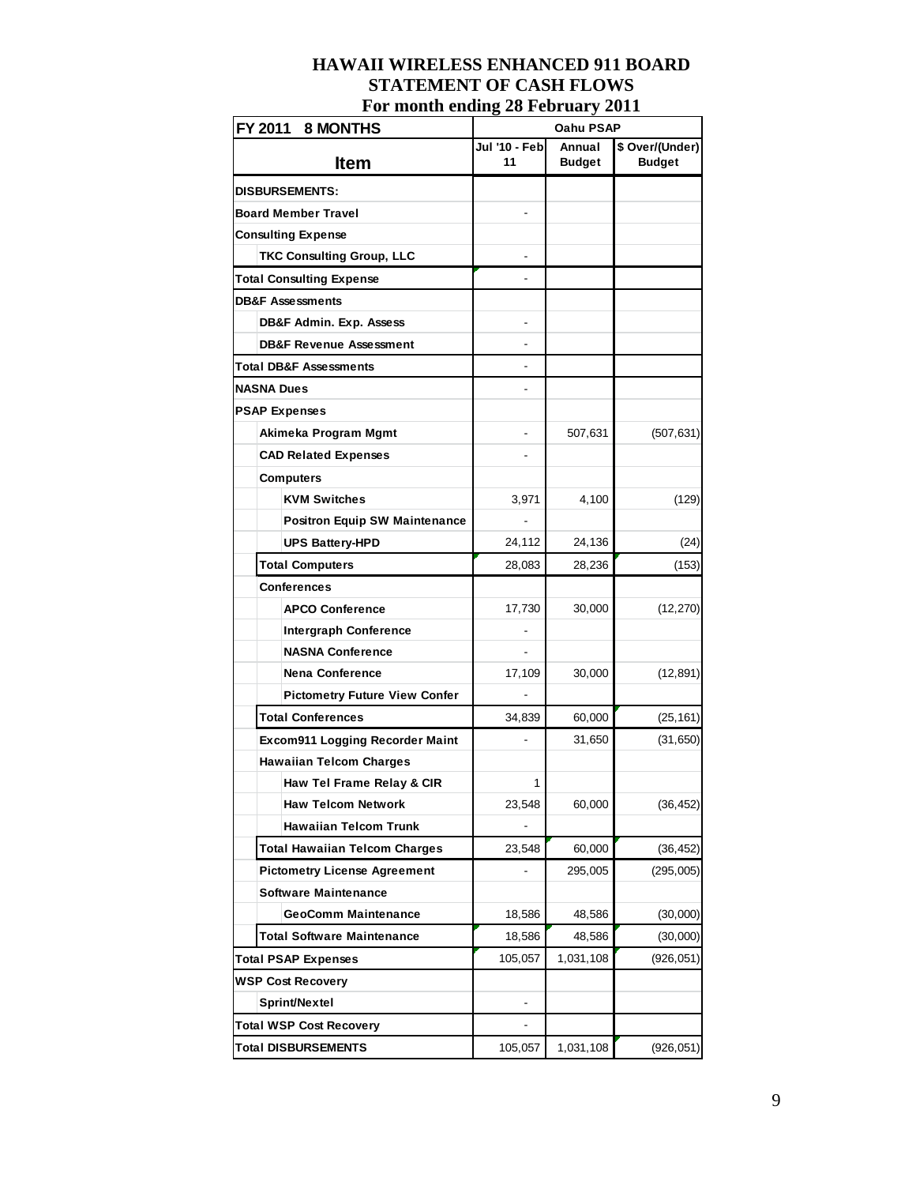# HAWAII WIRELESS ENHANCED 911 BOARD
## STATEMENT OF CASH FLOWS
### For month ending 28 February 2011

| FY 2011 8 MONTHS | Oahu PSAP | | |
|---|---|---|---|
| **Item** | Jul '10 - Feb 11 | Annual Budget | $ Over/(Under) Budget |
| **DISBURSEMENTS:** | | | |
| Board Member Travel | - | | |
| Consulting Expense | | | |
| TKC Consulting Group, LLC | - | | |
| Total Consulting Expense | - | | |
| DB&F Assessments | | | |
| DB&F Admin. Exp. Assess | - | | |
| DB&F Revenue Assessment | - | | |
| Total DB&F Assessments | - | | |
| NASNA Dues | - | | |
| PSAP Expenses | | | |
| Akimeka Program Mgmt | - | 507,631 | (507,631) |
| CAD Related Expenses | - | | |
| Computers | | | |
| KVM Switches | 3,971 | 4,100 | (129) |
| Positron Equip SW Maintenance | - | | |
| UPS Battery-HPD | 24,112 | 24,136 | (24) |
| Total Computers | 28,083 | 28,236 | (153) |
| Conferences | | | |
| APCO Conference | 17,730 | 30,000 | (12,270) |
| Intergraph Conference | - | | |
| NASNA Conference | - | | |
| Nena Conference | 17,109 | 30,000 | (12,891) |
| Pictometry Future View Confer | - | | |
| Total Conferences | 34,839 | 60,000 | (25,161) |
| Excom911 Logging Recorder Maint | - | 31,650 | (31,650) |
| Hawaiian Telcom Charges | | | |
| Haw Tel Frame Relay & CIR | 1 | | |
| Haw Telcom Network | 23,548 | 60,000 | (36,452) |
| Hawaiian Telcom Trunk | - | | |
| Total Hawaiian Telcom Charges | 23,548 | 60,000 | (36,452) |
| Pictometry License Agreement | - | 295,005 | (295,005) |
| Software Maintenance | | | |
| GeoComm Maintenance | 18,586 | 48,586 | (30,000) |
| Total Software Maintenance | 18,586 | 48,586 | (30,000) |
| Total PSAP Expenses | 105,057 | 1,031,108 | (926,051) |
| WSP Cost Recovery | | | |
| Sprint/Nextel | - | | |
| Total WSP Cost Recovery | - | | |
| **Total DISBURSEMENTS** | 105,057 | 1,031,108 | (926,051) |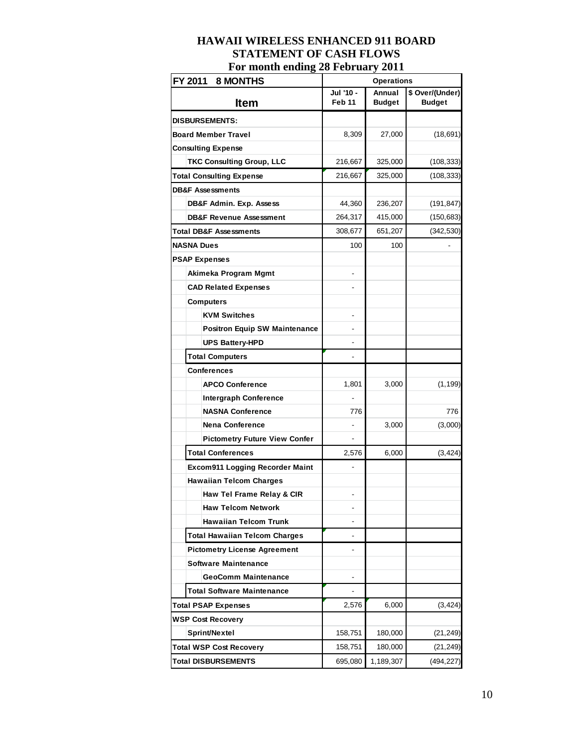# HAWAII WIRELESS ENHANCED 911 BOARD
# STATEMENT OF CASH FLOWS
# For month ending 28 February 2011

| FY 2011 8 MONTHS | Operations | | |
|---|---|---|---|
| **Item** | **Jul '10 - Feb 11** | **Annual Budget** | **$ Over/(Under) Budget** |
| **DISBURSEMENTS:** | | | |
| **Board Member Travel** | 8,309 | 27,000 | (18,691) |
| **Consulting Expense** | | | |
| **TKC Consulting Group, LLC** | 216,667 | 325,000 | (108,333) |
| **Total Consulting Expense** | 216,667 | 325,000 | (108,333) |
| **DB&F Assessments** | | | |
| **DB&F Admin. Exp. Assess** | 44,360 | 236,207 | (191,847) |
| **DB&F Revenue Assessment** | 264,317 | 415,000 | (150,683) |
| **Total DB&F Assessments** | 308,677 | 651,207 | (342,530) |
| **NASNA Dues** | 100 | 100 | - |
| **PSAP Expenses** | | | |
| **Akimeka Program Mgmt** | - | | |
| **CAD Related Expenses** | - | | |
| **Computers** | | | |
| **KVM Switches** | - | | |
| **Positron Equip SW Maintenance** | - | | |
| **UPS Battery-HPD** | - | | |
| **Total Computers** | - | | |
| **Conferences** | | | |
| **APCO Conference** | 1,801 | 3,000 | (1,199) |
| **Intergraph Conference** | - | | |
| **NASNA Conference** | 776 | | 776 |
| **Nena Conference** | - | 3,000 | (3,000) |
| **Pictometry Future View Confer** | - | | |
| **Total Conferences** | 2,576 | 6,000 | (3,424) |
| **Excom911 Logging Recorder Maint** | - | | |
| **Hawaiian Telcom Charges** | | | |
| **Haw Tel Frame Relay & CIR** | - | | |
| **Haw Telcom Network** | - | | |
| **Hawaiian Telcom Trunk** | - | | |
| **Total Hawaiian Telcom Charges** | - | | |
| **Pictometry License Agreement** | - | | |
| **Software Maintenance** | | | |
| **GeoComm Maintenance** | - | | |
| **Total Software Maintenance** | - | | |
| **Total PSAP Expenses** | 2,576 | 6,000 | (3,424) |
| **WSP Cost Recovery** | | | |
| **Sprint/Nextel** | 158,751 | 180,000 | (21,249) |
| **Total WSP Cost Recovery** | 158,751 | 180,000 | (21,249) |
| **Total DISBURSEMENTS** | 695,080 | 1,189,307 | (494,227) |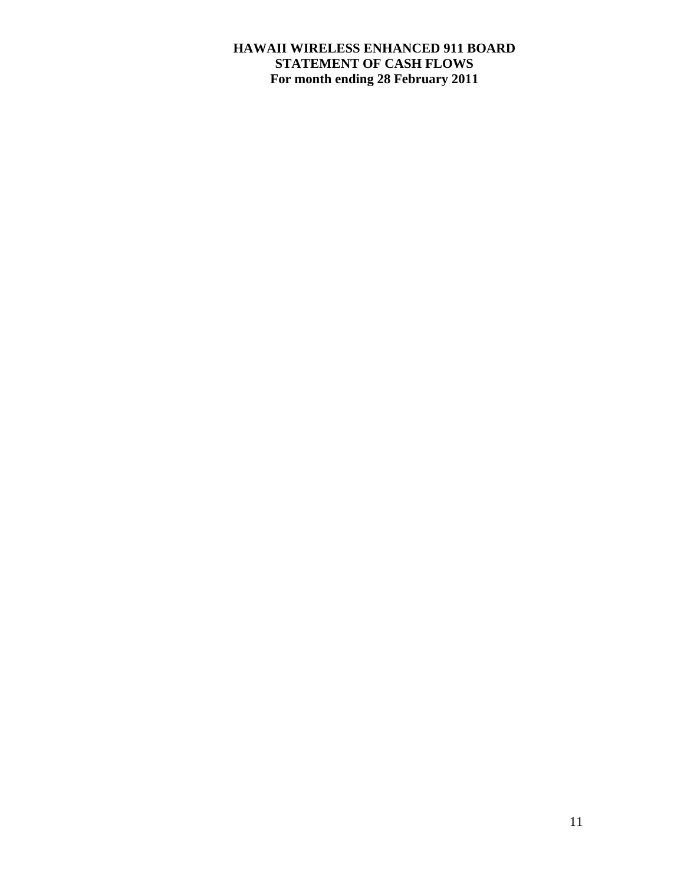# HAWAII WIRELESS ENHANCED 911 BOARD
## STATEMENT OF CASH FLOWS
### For month ending 28 February 2011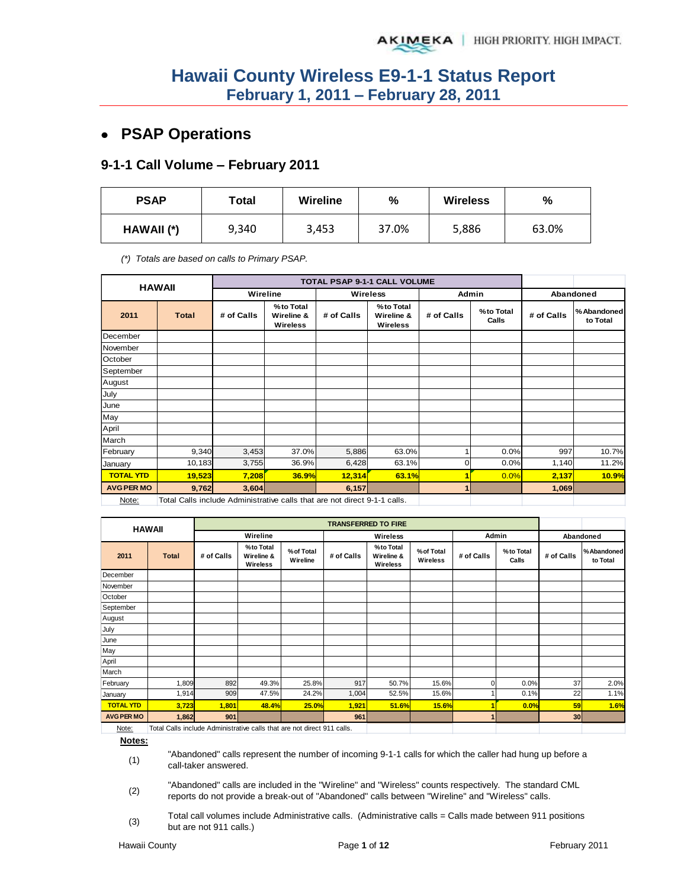# Hawaii County Wireless E9-1-1 Status Report
## February 1, 2011 – February 28, 2011

- **PSAP Operations**

### 9-1-1 Call Volume – February 2011

| PSAP | Total | Wireline | % | Wireless | % |
|---|---|---|---|---|---|
| HAWAII (*) | 9,340 | 3,453 | 37.0% | 5,886 | 63.0% |

*(\*) Totals are based on calls to Primary PSAP.*

| HAWAII | | TOTAL PSAP 9-1-1 CALL VOLUME | | | | | | | |
|---|---|---|---|---|---|---|---|---|---|
| | | Wireline | | Wireless | | Admin | | Abandoned | |
| 2011 | Total | # of Calls | % to Total Wireline & Wireless | # of Calls | % to Total Wireline & Wireless | # of Calls | % to Total Calls | # of Calls | % Abandoned to Total |
| December | | | | | | | | | |
| November | | | | | | | | | |
| October | | | | | | | | | |
| September | | | | | | | | | |
| August | | | | | | | | | |
| July | | | | | | | | | |
| June | | | | | | | | | |
| May | | | | | | | | | |
| April | | | | | | | | | |
| March | | | | | | | | | |
| February | 9,340 | 3,453 | 37.0% | 5,886 | 63.0% | 1 | 0.0% | 997 | 10.7% |
| January | 10,183 | 3,755 | 36.9% | 6,428 | 63.1% | 0 | 0.0% | 1,140 | 11.2% |
| **TOTAL YTD** | **19,523** | **7,208** | **36.9%** | **12,314** | **63.1%** | **1** | **0.0%** | **2,137** | **10.9%** |
| **AVG PER MO** | **9,762** | **3,604** | | **6,157** | | **1** | | **1,069** | |

Note: Total Calls include Administrative calls that are not direct 9-1-1 calls.

| HAWAII | | TRANSFERRED TO FIRE | | | | | | | | | |
|---|---|---|---|---|---|---|---|---|---|---|---|
| | | Wireline | | | Wireless | | | Admin | | Abandoned | |
| 2011 | Total | # of Calls | % to Total Wireline & Wireless | % of Total Wireline | # of Calls | % to Total Wireline & Wireless | % of Total Wireless | # of Calls | % to Total Calls | # of Calls | % Abandoned to Total |
| December | | | | | | | | | | | |
| November | | | | | | | | | | | |
| October | | | | | | | | | | | |
| September | | | | | | | | | | | |
| August | | | | | | | | | | | |
| July | | | | | | | | | | | |
| June | | | | | | | | | | | |
| May | | | | | | | | | | | |
| April | | | | | | | | | | | |
| March | | | | | | | | | | | |
| February | 1,809 | 892 | 49.3% | 25.8% | 917 | 50.7% | 15.6% | 0 | 0.0% | 37 | 2.0% |
| January | 1,914 | 909 | 47.5% | 24.2% | 1,004 | 52.5% | 15.6% | 1 | 0.1% | 22 | 1.1% |
| **TOTAL YTD** | **3,723** | **1,801** | **48.4%** | **25.0%** | **1,921** | **51.6%** | **15.6%** | **1** | **0.0%** | **59** | **1.6%** |
| **AVG PER MO** | **1,862** | **901** | | | **961** | | | **1** | | **30** | |

Note: Total Calls include Administrative calls that are not direct 911 calls.

**Notes:**

(1) "Abandoned" calls represent the number of incoming 9-1-1 calls for which the caller had hung up before a call-taker answered.

(2) "Abandoned" calls are included in the "Wireline" and "Wireless" counts respectively. The standard CML reports do not provide a break-out of "Abandoned" calls between "Wireline" and "Wireless" calls.

(3) Total call volumes include Administrative calls. (Administrative calls = Calls made between 911 positions but are not 911 calls.)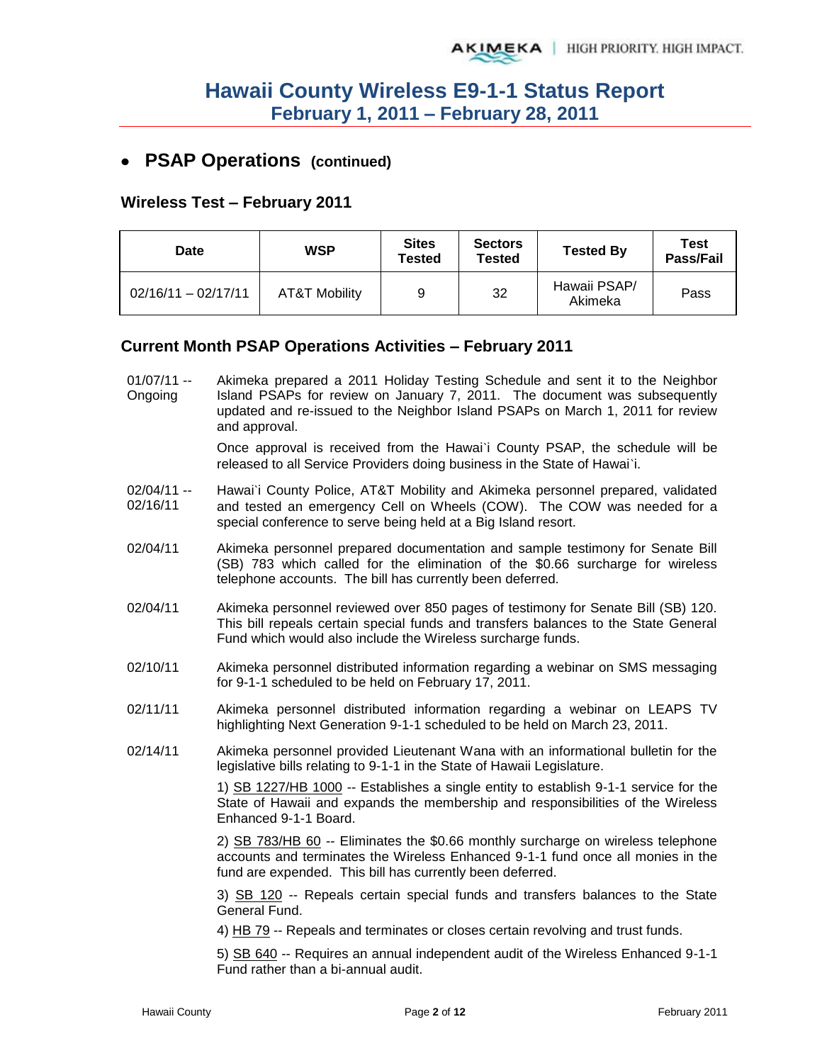## PSAP Operations (continued)

### Wireless Test – February 2011

| Date | WSP | Sites Tested | Sectors Tested | Tested By | Test Pass/Fail |
|---|---|---|---|---|---|
| 02/16/11 – 02/17/11 | AT&T Mobility | 9 | 32 | Hawaii PSAP/ Akimeka | Pass |

### Current Month PSAP Operations Activities – February 2011

01/07/11 -- Ongoing — Akimeka prepared a 2011 Holiday Testing Schedule and sent it to the Neighbor Island PSAPs for review on January 7, 2011. The document was subsequently updated and re-issued to the Neighbor Island PSAPs on March 1, 2011 for review and approval.

Once approval is received from the Hawai`i County PSAP, the schedule will be released to all Service Providers doing business in the State of Hawai`i.

02/04/11 -- 02/16/11 — Hawai`i County Police, AT&T Mobility and Akimeka personnel prepared, validated and tested an emergency Cell on Wheels (COW). The COW was needed for a special conference to serve being held at a Big Island resort.

02/04/11 — Akimeka personnel prepared documentation and sample testimony for Senate Bill (SB) 783 which called for the elimination of the $0.66 surcharge for wireless telephone accounts. The bill has currently been deferred.

02/04/11 — Akimeka personnel reviewed over 850 pages of testimony for Senate Bill (SB) 120. This bill repeals certain special funds and transfers balances to the State General Fund which would also include the Wireless surcharge funds.

02/10/11 — Akimeka personnel distributed information regarding a webinar on SMS messaging for 9-1-1 scheduled to be held on February 17, 2011.

02/11/11 — Akimeka personnel distributed information regarding a webinar on LEAPS TV highlighting Next Generation 9-1-1 scheduled to be held on March 23, 2011.

02/14/11 — Akimeka personnel provided Lieutenant Wana with an informational bulletin for the legislative bills relating to 9-1-1 in the State of Hawaii Legislature.

1) SB 1227/HB 1000 -- Establishes a single entity to establish 9-1-1 service for the State of Hawaii and expands the membership and responsibilities of the Wireless Enhanced 9-1-1 Board.

2) SB 783/HB 60 -- Eliminates the $0.66 monthly surcharge on wireless telephone accounts and terminates the Wireless Enhanced 9-1-1 fund once all monies in the fund are expended. This bill has currently been deferred.

3) SB 120 -- Repeals certain special funds and transfers balances to the State General Fund.

4) HB 79 -- Repeals and terminates or closes certain revolving and trust funds.

5) SB 640 -- Requires an annual independent audit of the Wireless Enhanced 9-1-1 Fund rather than a bi-annual audit.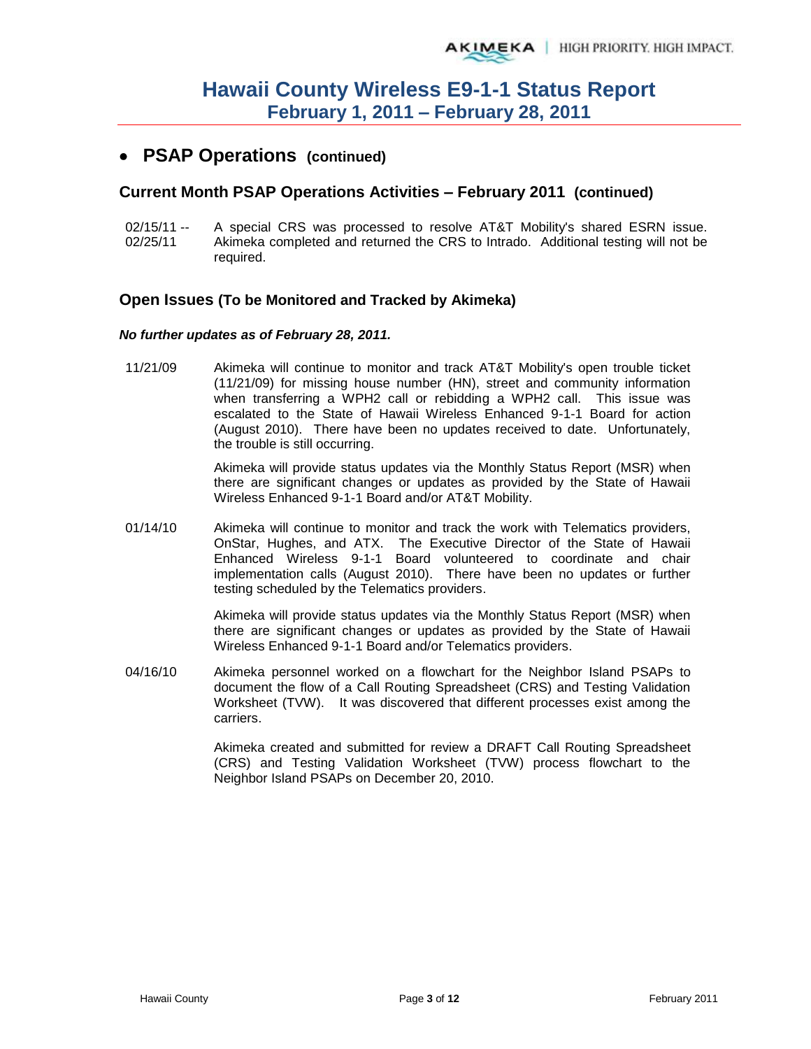# Hawaii County Wireless E9-1-1 Status Report
## February 1, 2011 – February 28, 2011

- ## **PSAP Operations (continued)**

### Current Month PSAP Operations Activities – February 2011 (continued)

| | |
|---|---|
| 02/15/11 -- 02/25/11 | A special CRS was processed to resolve AT&T Mobility's shared ESRN issue. Akimeka completed and returned the CRS to Intrado. Additional testing will not be required. |

### Open Issues (To be Monitored and Tracked by Akimeka)

***No further updates as of February 28, 2011.***

11/21/09 — Akimeka will continue to monitor and track AT&T Mobility's open trouble ticket (11/21/09) for missing house number (HN), street and community information when transferring a WPH2 call or rebidding a WPH2 call. This issue was escalated to the State of Hawaii Wireless Enhanced 9-1-1 Board for action (August 2010). There have been no updates received to date. Unfortunately, the trouble is still occurring.

Akimeka will provide status updates via the Monthly Status Report (MSR) when there are significant changes or updates as provided by the State of Hawaii Wireless Enhanced 9-1-1 Board and/or AT&T Mobility.

01/14/10 — Akimeka will continue to monitor and track the work with Telematics providers, OnStar, Hughes, and ATX. The Executive Director of the State of Hawaii Enhanced Wireless 9-1-1 Board volunteered to coordinate and chair implementation calls (August 2010). There have been no updates or further testing scheduled by the Telematics providers.

Akimeka will provide status updates via the Monthly Status Report (MSR) when there are significant changes or updates as provided by the State of Hawaii Wireless Enhanced 9-1-1 Board and/or Telematics providers.

04/16/10 — Akimeka personnel worked on a flowchart for the Neighbor Island PSAPs to document the flow of a Call Routing Spreadsheet (CRS) and Testing Validation Worksheet (TVW). It was discovered that different processes exist among the carriers.

Akimeka created and submitted for review a DRAFT Call Routing Spreadsheet (CRS) and Testing Validation Worksheet (TVW) process flowchart to the Neighbor Island PSAPs on December 20, 2010.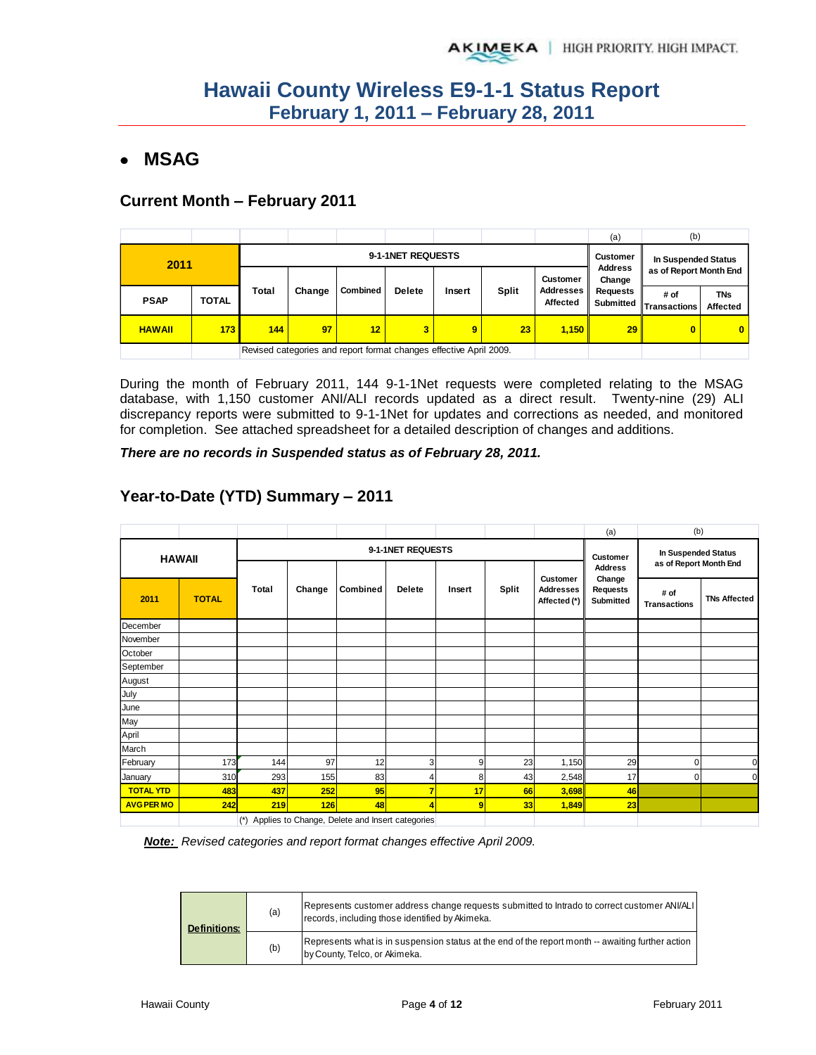# Hawaii County Wireless E9-1-1 Status Report
## February 1, 2011 – February 28, 2011

- **MSAG**

### Current Month – February 2011

| 2011 | | 9-1-1NET REQUESTS | | | | | | | (a) | (b) | |
|---|---|---|---|---|---|---|---|---|---|---|---|
| PSAP | TOTAL | Total | Change | Combined | Delete | Insert | Split | Customer Addresses Affected | Customer Address Change Requests Submitted | In Suspended Status as of Report Month End # of Transactions | TNs Affected |
| HAWAII | 173 | 144 | 97 | 12 | 3 | 9 | 23 | 1,150 | 29 | 0 | 0 |
| | | Revised categories and report format changes effective April 2009. | | | | | | | | | |

During the month of February 2011, 144 9-1-1Net requests were completed relating to the MSAG database, with 1,150 customer ANI/ALI records updated as a direct result. Twenty-nine (29) ALI discrepancy reports were submitted to 9-1-1Net for updates and corrections as needed, and monitored for completion. See attached spreadsheet for a detailed description of changes and additions.

***There are no records in Suspended status as of February 28, 2011.***

### Year-to-Date (YTD) Summary – 2011

| HAWAII | | 9-1-1NET REQUESTS | | | | | | | (a) | (b) | |
|---|---|---|---|---|---|---|---|---|---|---|---|
| 2011 | TOTAL | Total | Change | Combined | Delete | Insert | Split | Customer Addresses Affected (*) | Customer Address Change Requests Submitted | In Suspended Status as of Report Month End # of Transactions | TNs Affected |
| December | | | | | | | | | | | |
| November | | | | | | | | | | | |
| October | | | | | | | | | | | |
| September | | | | | | | | | | | |
| August | | | | | | | | | | | |
| July | | | | | | | | | | | |
| June | | | | | | | | | | | |
| May | | | | | | | | | | | |
| April | | | | | | | | | | | |
| March | | | | | | | | | | | |
| February | 173 | 144 | 97 | 12 | 3 | 9 | 23 | 1,150 | 29 | 0 | 0 |
| January | 310 | 293 | 155 | 83 | 4 | 8 | 43 | 2,548 | 17 | 0 | 0 |
| TOTAL YTD | 483 | 437 | 252 | 95 | 7 | 17 | 66 | 3,698 | 46 | | |
| AVG PER MO | 242 | 219 | 126 | 48 | 4 | 9 | 33 | 1,849 | 23 | | |
| | | (*) Applies to Change, Delete and Insert categories | | | | | | | | | |

***Note:*** *Revised categories and report format changes effective April 2009.*

| **Definitions:** | | |
|---|---|---|
| | (a) | Represents customer address change requests submitted to Intrado to correct customer ANI/ALI records, including those identified by Akimeka. |
| | (b) | Represents what is in suspension status at the end of the report month -- awaiting further action by County, Telco, or Akimeka. |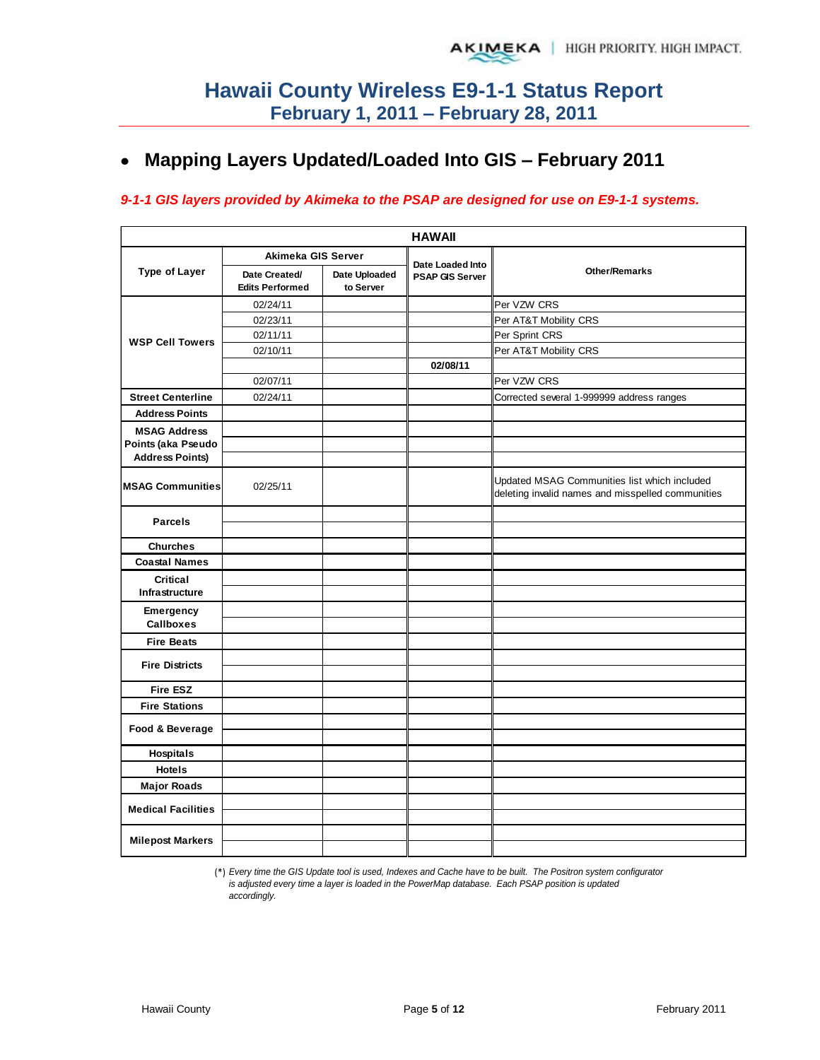# Hawaii County Wireless E9-1-1 Status Report
## February 1, 2011 – February 28, 2011

- **Mapping Layers Updated/Loaded Into GIS – February 2011**

***9-1-1 GIS layers provided by Akimeka to the PSAP are designed for use on E9-1-1 systems.***

| HAWAII | | | | |
|---|---|---|---|---|
| **Type of Layer** | **Akimeka GIS Server** | | **Date Loaded Into PSAP GIS Server** | **Other/Remarks** |
| | **Date Created/ Edits Performed** | **Date Uploaded to Server** | | |
| **WSP Cell Towers** | 02/24/11 | | | Per VZW CRS |
| | 02/23/11 | | | Per AT&T Mobility CRS |
| | 02/11/11 | | | Per Sprint CRS |
| | 02/10/11 | | | Per AT&T Mobility CRS |
| | | | **02/08/11** | |
| | 02/07/11 | | | Per VZW CRS |
| **Street Centerline** | 02/24/11 | | | Corrected several 1-999999 address ranges |
| **Address Points** | | | | |
| **MSAG Address Points (aka Pseudo Address Points)** | | | | |
| | | | | |
| | | | | |
| **MSAG Communities** | 02/25/11 | | | Updated MSAG Communities list which included deleting invalid names and misspelled communities |
| **Parcels** | | | | |
| | | | | |
| **Churches** | | | | |
| **Coastal Names** | | | | |
| **Critical Infrastructure** | | | | |
| | | | | |
| **Emergency Callboxes** | | | | |
| | | | | |
| **Fire Beats** | | | | |
| **Fire Districts** | | | | |
| | | | | |
| **Fire ESZ** | | | | |
| **Fire Stations** | | | | |
| **Food & Beverage** | | | | |
| | | | | |
| **Hospitals** | | | | |
| **Hotels** | | | | |
| **Major Roads** | | | | |
| **Medical Facilities** | | | | |
| | | | | |
| **Milepost Markers** | | | | |
| | | | | |

(*) *Every time the GIS Update tool is used, Indexes and Cache have to be built. The Positron system configurator is adjusted every time a layer is loaded in the PowerMap database. Each PSAP position is updated accordingly.*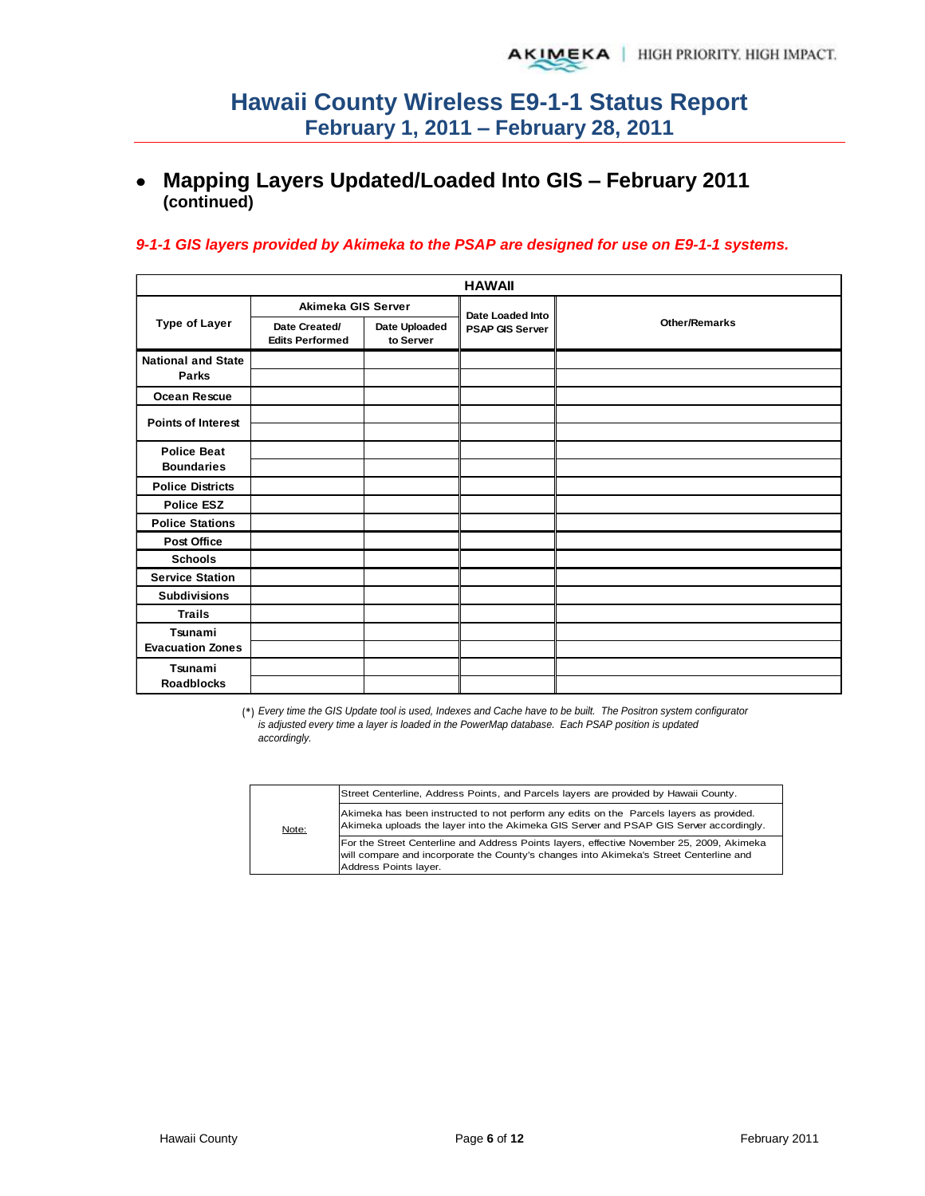# Hawaii County Wireless E9-1-1 Status Report
## February 1, 2011 – February 28, 2011

- **Mapping Layers Updated/Loaded Into GIS – February 2011 (continued)**

*9-1-1 GIS layers provided by Akimeka to the PSAP are designed for use on E9-1-1 systems.*

| HAWAII | | | | |
|---|---|---|---|---|
| Type of Layer | Akimeka GIS Server | | Date Loaded Into PSAP GIS Server | Other/Remarks |
| | Date Created/ Edits Performed | Date Uploaded to Server | | |
| National and State Parks | | | | |
| | | | | |
| Ocean Rescue | | | | |
| Points of Interest | | | | |
| | | | | |
| Police Beat Boundaries | | | | |
| | | | | |
| Police Districts | | | | |
| Police ESZ | | | | |
| Police Stations | | | | |
| Post Office | | | | |
| Schools | | | | |
| Service Station | | | | |
| Subdivisions | | | | |
| Trails | | | | |
| Tsunami Evacuation Zones | | | | |
| | | | | |
| Tsunami Roadblocks | | | | |
| | | | | |

(*) *Every time the GIS Update tool is used, Indexes and Cache have to be built. The Positron system configurator is adjusted every time a layer is loaded in the PowerMap database. Each PSAP position is updated accordingly.*

| | |
|---|---|
| Note: | Street Centerline, Address Points, and Parcels layers are provided by Hawaii County. |
| | Akimeka has been instructed to not perform any edits on the Parcels layers as provided. Akimeka uploads the layer into the Akimeka GIS Server and PSAP GIS Server accordingly. |
| | For the Street Centerline and Address Points layers, effective November 25, 2009, Akimeka will compare and incorporate the County's changes into Akimeka's Street Centerline and Address Points layer. |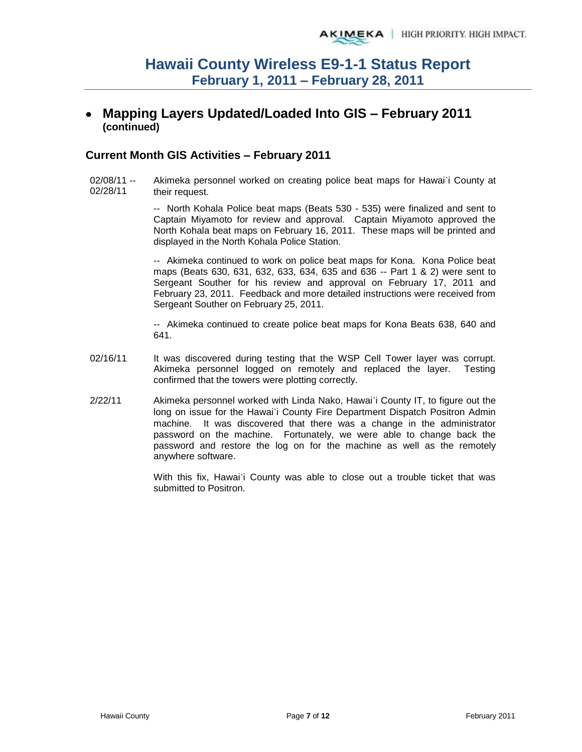- **Mapping Layers Updated/Loaded Into GIS – February 2011 (continued)**

### Current Month GIS Activities – February 2011

02/08/11 -- 02/28/11 Akimeka personnel worked on creating police beat maps for Hawai`i County at their request.

-- North Kohala Police beat maps (Beats 530 - 535) were finalized and sent to Captain Miyamoto for review and approval. Captain Miyamoto approved the North Kohala beat maps on February 16, 2011. These maps will be printed and displayed in the North Kohala Police Station.

-- Akimeka continued to work on police beat maps for Kona. Kona Police beat maps (Beats 630, 631, 632, 633, 634, 635 and 636 -- Part 1 & 2) were sent to Sergeant Souther for his review and approval on February 17, 2011 and February 23, 2011. Feedback and more detailed instructions were received from Sergeant Souther on February 25, 2011.

-- Akimeka continued to create police beat maps for Kona Beats 638, 640 and 641.

02/16/11 It was discovered during testing that the WSP Cell Tower layer was corrupt. Akimeka personnel logged on remotely and replaced the layer. Testing confirmed that the towers were plotting correctly.

2/22/11 Akimeka personnel worked with Linda Nako, Hawai`i County IT, to figure out the long on issue for the Hawai`i County Fire Department Dispatch Positron Admin machine. It was discovered that there was a change in the administrator password on the machine. Fortunately, we were able to change back the password and restore the log on for the machine as well as the remotely anywhere software.

With this fix, Hawai`i County was able to close out a trouble ticket that was submitted to Positron.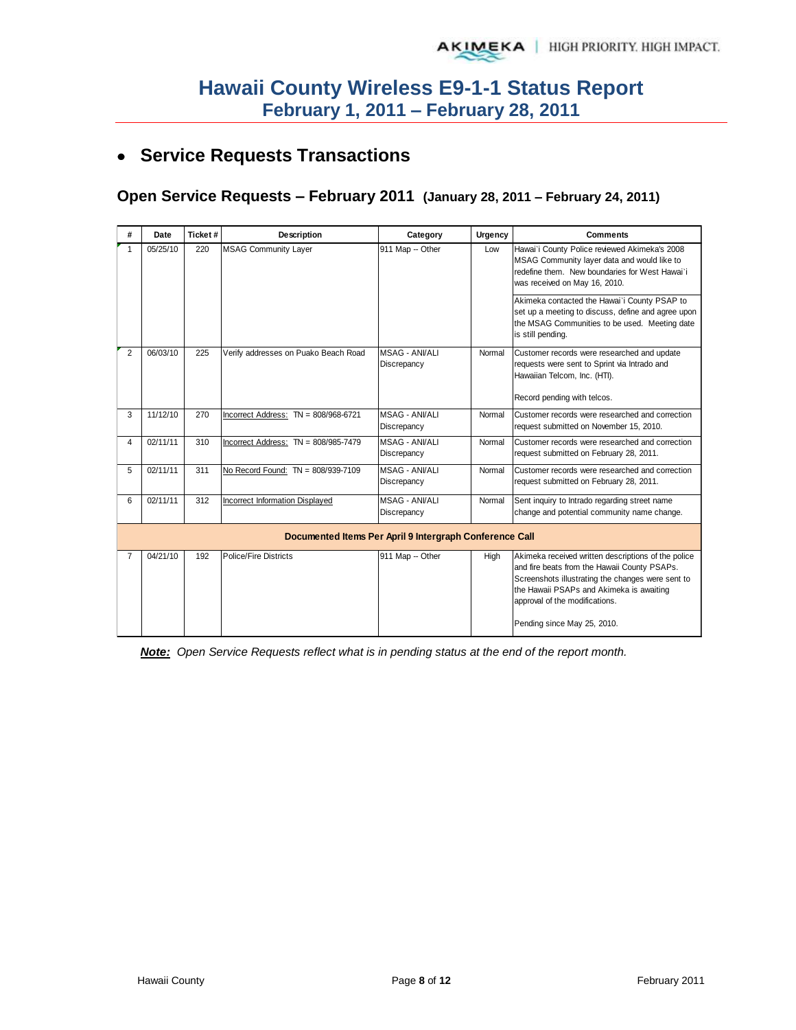# Hawaii County Wireless E9-1-1 Status Report
## February 1, 2011 – February 28, 2011

- **Service Requests Transactions**

### Open Service Requests – February 2011 (January 28, 2011 – February 24, 2011)

| # | Date | Ticket # | Description | Category | Urgency | Comments |
|---|---|---|---|---|---|---|
| 1 | 05/25/10 | 220 | MSAG Community Layer | 911 Map – Other | Low | Hawai`i County Police reviewed Akimeka's 2008 MSAG Community layer data and would like to redefine them. New boundaries for West Hawai`i was received on May 16, 2010.<br><br>Akimeka contacted the Hawai`i County PSAP to set up a meeting to discuss, define and agree upon the MSAG Communities to be used. Meeting date is still pending. |
| 2 | 06/03/10 | 225 | Verify addresses on Puako Beach Road | MSAG - ANI/ALI Discrepancy | Normal | Customer records were researched and update requests were sent to Sprint via Intrado and Hawaiian Telcom, Inc. (HTI).<br><br>Record pending with telcos. |
| 3 | 11/12/10 | 270 | Incorrect Address: TN = 808/968-6721 | MSAG - ANI/ALI Discrepancy | Normal | Customer records were researched and correction request submitted on November 15, 2010. |
| 4 | 02/11/11 | 310 | Incorrect Address: TN = 808/985-7479 | MSAG - ANI/ALI Discrepancy | Normal | Customer records were researched and correction request submitted on February 28, 2011. |
| 5 | 02/11/11 | 311 | No Record Found: TN = 808/939-7109 | MSAG - ANI/ALI Discrepancy | Normal | Customer records were researched and correction request submitted on February 28, 2011. |
| 6 | 02/11/11 | 312 | Incorrect Information Displayed | MSAG - ANI/ALI Discrepancy | Normal | Sent inquiry to Intrado regarding street name change and potential community name change. |
| | | | **Documented Items Per April 9 Intergraph Conference Call** | | | |
| 7 | 04/21/10 | 192 | Police/Fire Districts | 911 Map – Other | High | Akimeka received written descriptions of the police and fire beats from the Hawaii County PSAPs. Screenshots illustrating the changes were sent to the Hawaii PSAPs and Akimeka is awaiting approval of the modifications.<br><br>Pending since May 25, 2010. |

***Note:*** *Open Service Requests reflect what is in pending status at the end of the report month.*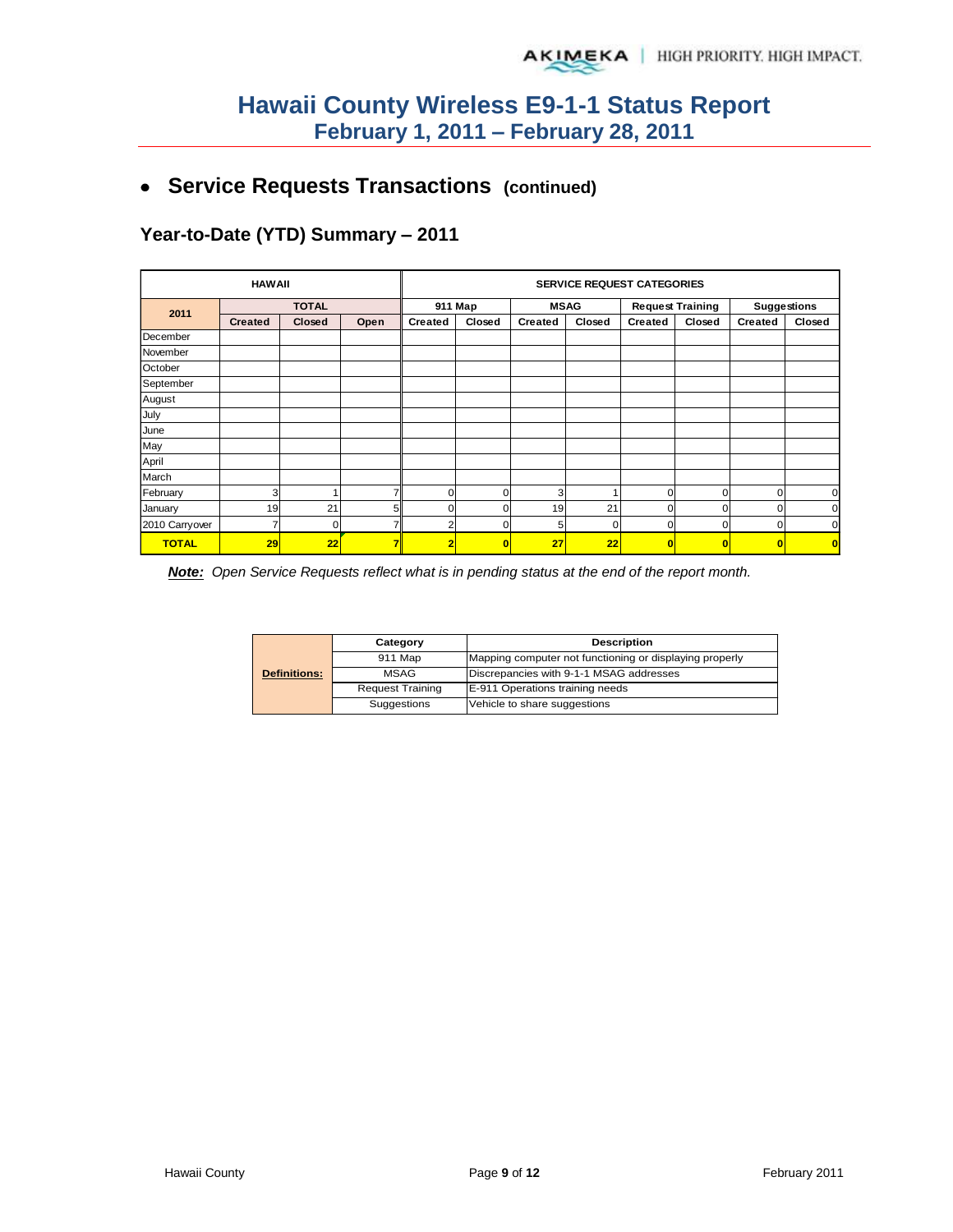# Hawaii County Wireless E9-1-1 Status Report
## February 1, 2011 – February 28, 2011

- **Service Requests Transactions (continued)**

### Year-to-Date (YTD) Summary – 2011

| HAWAII | | | | SERVICE REQUEST CATEGORIES | | | | | | | |
|---|---|---|---|---|---|---|---|---|---|---|---|
| 2011 | TOTAL | | | 911 Map | | MSAG | | Request Training | | Suggestions | |
| | Created | Closed | Open | Created | Closed | Created | Closed | Created | Closed | Created | Closed |
| December | | | | | | | | | | | |
| November | | | | | | | | | | | |
| October | | | | | | | | | | | |
| September | | | | | | | | | | | |
| August | | | | | | | | | | | |
| July | | | | | | | | | | | |
| June | | | | | | | | | | | |
| May | | | | | | | | | | | |
| April | | | | | | | | | | | |
| March | | | | | | | | | | | |
| February | 3 | 1 | 7 | 0 | 0 | 3 | 1 | 0 | 0 | 0 | 0 |
| January | 19 | 21 | 5 | 0 | 0 | 19 | 21 | 0 | 0 | 0 | 0 |
| 2010 Carryover | 7 | 0 | 7 | 2 | 0 | 5 | 0 | 0 | 0 | 0 | 0 |
| **TOTAL** | **29** | **22** | **7** | **2** | **0** | **27** | **22** | **0** | **0** | **0** | **0** |

***Note:*** *Open Service Requests reflect what is in pending status at the end of the report month.*

| | Category | Description |
|---|---|---|
| **Definitions:** | 911 Map | Mapping computer not functioning or displaying properly |
| | MSAG | Discrepancies with 9-1-1 MSAG addresses |
| | Request Training | E-911 Operations training needs |
| | Suggestions | Vehicle to share suggestions |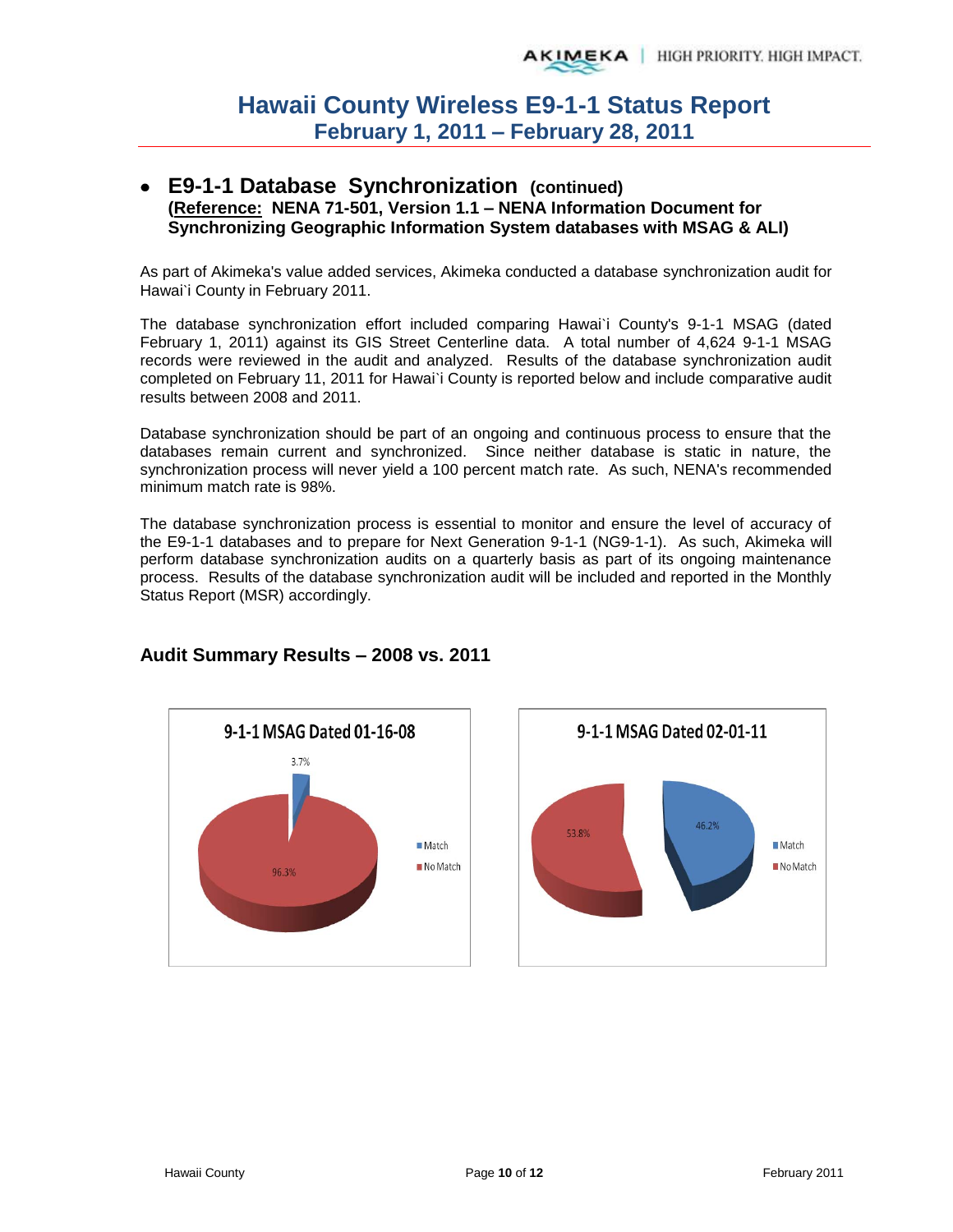# Hawaii County Wireless E9-1-1 Status Report
## February 1, 2011 – February 28, 2011

- **E9-1-1 Database Synchronization (continued)**
  **(Reference: NENA 71-501, Version 1.1 – NENA Information Document for Synchronizing Geographic Information System databases with MSAG & ALI)**

As part of Akimeka's value added services, Akimeka conducted a database synchronization audit for Hawai`i County in February 2011.

The database synchronization effort included comparing Hawai`i County's 9-1-1 MSAG (dated February 1, 2011) against its GIS Street Centerline data. A total number of 4,624 9-1-1 MSAG records were reviewed in the audit and analyzed. Results of the database synchronization audit completed on February 11, 2011 for Hawai`i County is reported below and include comparative audit results between 2008 and 2011.

Database synchronization should be part of an ongoing and continuous process to ensure that the databases remain current and synchronized. Since neither database is static in nature, the synchronization process will never yield a 100 percent match rate. As such, NENA's recommended minimum match rate is 98%.

The database synchronization process is essential to monitor and ensure the level of accuracy of the E9-1-1 databases and to prepare for Next Generation 9-1-1 (NG9-1-1). As such, Akimeka will perform database synchronization audits on a quarterly basis as part of its ongoing maintenance process. Results of the database synchronization audit will be included and reported in the Monthly Status Report (MSR) accordingly.

### Audit Summary Results – 2008 vs. 2011

**9-1-1 MSAG Dated 01-16-08**

| | Percent |
|---|---|
| Match | 3.7% |
| No Match | 96.3% |

**9-1-1 MSAG Dated 02-01-11**

| | Percent |
|---|---|
| Match | 46.2% |
| No Match | 53.8% |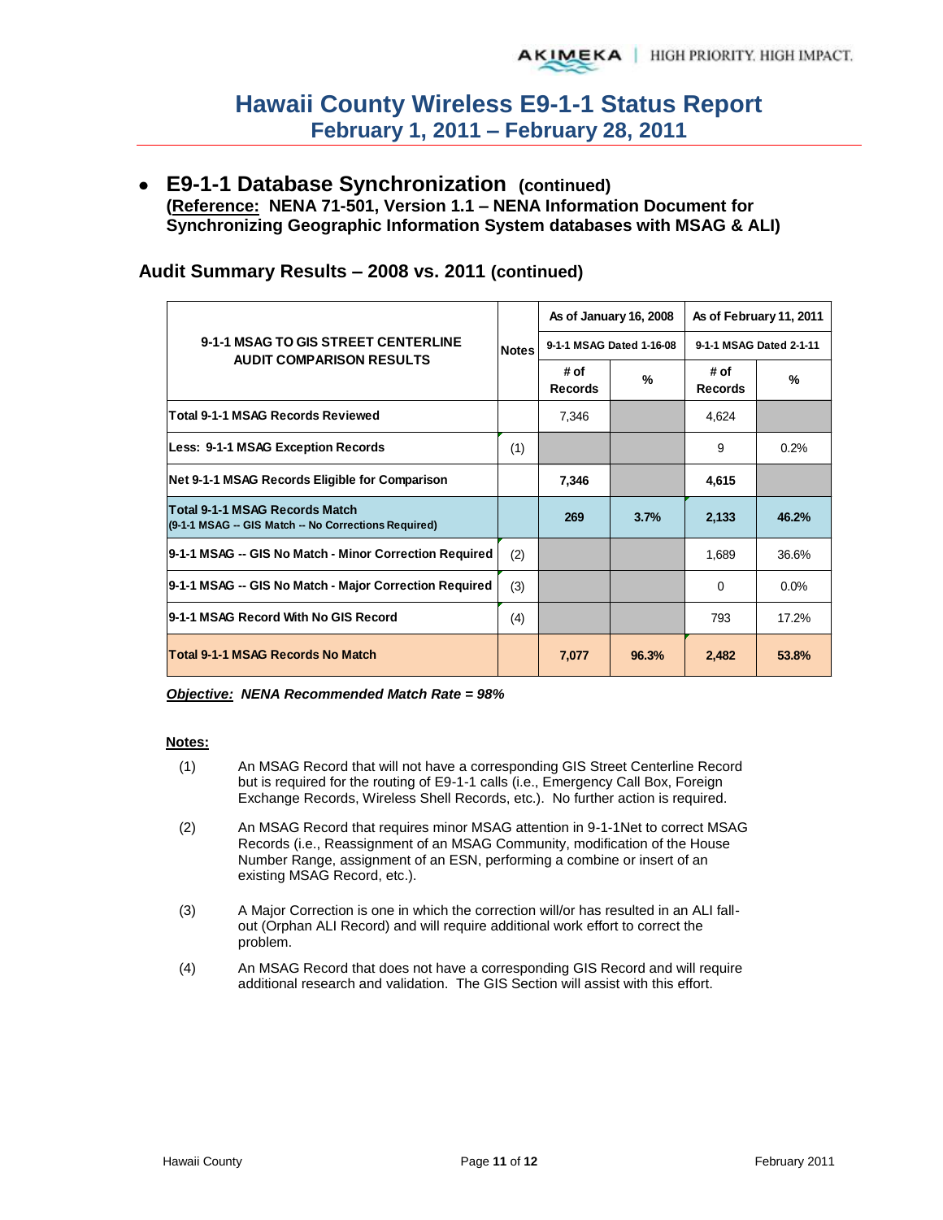# Hawaii County Wireless E9-1-1 Status Report
## February 1, 2011 – February 28, 2011

- **E9-1-1 Database Synchronization (continued)**
  **(Reference: NENA 71-501, Version 1.1 – NENA Information Document for Synchronizing Geographic Information System databases with MSAG & ALI)**

### Audit Summary Results – 2008 vs. 2011 (continued)

| 9-1-1 MSAG TO GIS STREET CENTERLINE AUDIT COMPARISON RESULTS | Notes | As of January 16, 2008 | | As of February 11, 2011 | |
|---|---|---|---|---|---|
| | | 9-1-1 MSAG Dated 1-16-08 | | 9-1-1 MSAG Dated 2-1-11 | |
| | | # of Records | % | # of Records | % |
| **Total 9-1-1 MSAG Records Reviewed** | | 7,346 | | 4,624 | |
| **Less: 9-1-1 MSAG Exception Records** | (1) | | | 9 | 0.2% |
| **Net 9-1-1 MSAG Records Eligible for Comparison** | | **7,346** | | **4,615** | |
| **Total 9-1-1 MSAG Records Match** (9-1-1 MSAG -- GIS Match -- No Corrections Required) | | **269** | **3.7%** | **2,133** | **46.2%** |
| **9-1-1 MSAG -- GIS No Match - Minor Correction Required** | (2) | | | 1,689 | 36.6% |
| **9-1-1 MSAG -- GIS No Match - Major Correction Required** | (3) | | | 0 | 0.0% |
| **9-1-1 MSAG Record With No GIS Record** | (4) | | | 793 | 17.2% |
| **Total 9-1-1 MSAG Records No Match** | | **7,077** | **96.3%** | **2,482** | **53.8%** |

***Objective:* NENA Recommended Match Rate = 98%**

**Notes:**

(1) An MSAG Record that will not have a corresponding GIS Street Centerline Record but is required for the routing of E9-1-1 calls (i.e., Emergency Call Box, Foreign Exchange Records, Wireless Shell Records, etc.). No further action is required.

(2) An MSAG Record that requires minor MSAG attention in 9-1-1Net to correct MSAG Records (i.e., Reassignment of an MSAG Community, modification of the House Number Range, assignment of an ESN, performing a combine or insert of an existing MSAG Record, etc.).

(3) A Major Correction is one in which the correction will/or has resulted in an ALI fall-out (Orphan ALI Record) and will require additional work effort to correct the problem.

(4) An MSAG Record that does not have a corresponding GIS Record and will require additional research and validation. The GIS Section will assist with this effort.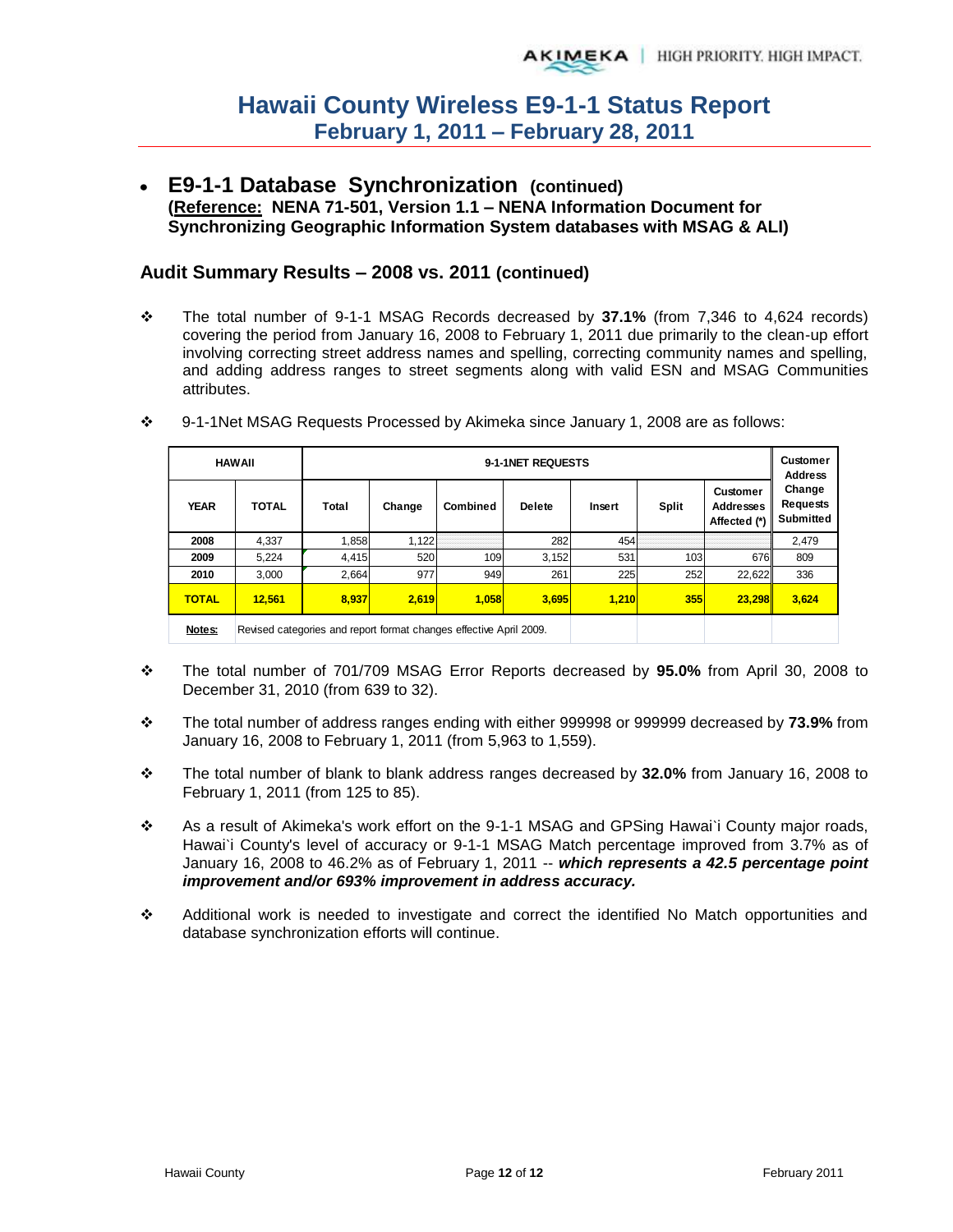# Hawaii County Wireless E9-1-1 Status Report
## February 1, 2011 – February 28, 2011

- **E9-1-1 Database Synchronization (continued)**
  **(Reference: NENA 71-501, Version 1.1 – NENA Information Document for Synchronizing Geographic Information System databases with MSAG & ALI)**

### Audit Summary Results – 2008 vs. 2011 (continued)

- The total number of 9-1-1 MSAG Records decreased by **37.1%** (from 7,346 to 4,624 records) covering the period from January 16, 2008 to February 1, 2011 due primarily to the clean-up effort involving correcting street address names and spelling, correcting community names and spelling, and adding address ranges to street segments along with valid ESN and MSAG Communities attributes.

- 9-1-1Net MSAG Requests Processed by Akimeka since January 1, 2008 are as follows:

| HAWAII | | 9-1-1NET REQUESTS | | | | | | | Customer Address Change Requests Submitted |
|---|---|---|---|---|---|---|---|---|---|
| YEAR | TOTAL | Total | Change | Combined | Delete | Insert | Split | Customer Addresses Affected (*) | |
| 2008 | 4,337 | 1,858 | 1,122 | | 282 | 454 | | | 2,479 |
| 2009 | 5,224 | 4,415 | 520 | 109 | 3,152 | 531 | 103 | 676 | 809 |
| 2010 | 3,000 | 2,664 | 977 | 949 | 261 | 225 | 252 | 22,622 | 336 |
| **TOTAL** | **12,561** | **8,937** | **2,619** | **1,058** | **3,695** | **1,210** | **355** | **23,298** | **3,624** |
| **Notes:** | Revised categories and report format changes effective April 2009. | | | | | | | | |

- The total number of 701/709 MSAG Error Reports decreased by **95.0%** from April 30, 2008 to December 31, 2010 (from 639 to 32).

- The total number of address ranges ending with either 999998 or 999999 decreased by **73.9%** from January 16, 2008 to February 1, 2011 (from 5,963 to 1,559).

- The total number of blank to blank address ranges decreased by **32.0%** from January 16, 2008 to February 1, 2011 (from 125 to 85).

- As a result of Akimeka's work effort on the 9-1-1 MSAG and GPSing Hawai`i County major roads, Hawai`i County's level of accuracy or 9-1-1 MSAG Match percentage improved from 3.7% as of January 16, 2008 to 46.2% as of February 1, 2011 -- ***which represents a 42.5 percentage point improvement and/or 693% improvement in address accuracy.***

- Additional work is needed to investigate and correct the identified No Match opportunities and database synchronization efforts will continue.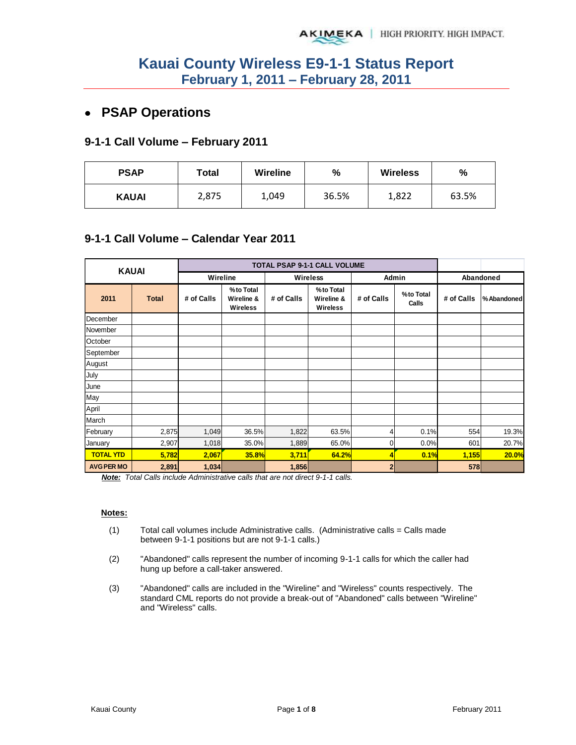# Kauai County Wireless E9-1-1 Status Report
## February 1, 2011 – February 28, 2011

- **PSAP Operations**

### 9-1-1 Call Volume – February 2011

| PSAP | Total | Wireline | % | Wireless | % |
|---|---|---|---|---|---|
| KAUAI | 2,875 | 1,049 | 36.5% | 1,822 | 63.5% |

### 9-1-1 Call Volume – Calendar Year 2011

| KAUAI | | TOTAL PSAP 9-1-1 CALL VOLUME | | | | | | | |
|---|---|---|---|---|---|---|---|---|---|
| | | Wireline | | Wireless | | Admin | | Abandoned | |
| 2011 | Total | # of Calls | % to Total Wireline & Wireless | # of Calls | % to Total Wireline & Wireless | # of Calls | % to Total Calls | # of Calls | % Abandoned |
| December | | | | | | | | | |
| November | | | | | | | | | |
| October | | | | | | | | | |
| September | | | | | | | | | |
| August | | | | | | | | | |
| July | | | | | | | | | |
| June | | | | | | | | | |
| May | | | | | | | | | |
| April | | | | | | | | | |
| March | | | | | | | | | |
| February | 2,875 | 1,049 | 36.5% | 1,822 | 63.5% | 4 | 0.1% | 554 | 19.3% |
| January | 2,907 | 1,018 | 35.0% | 1,889 | 65.0% | 0 | 0.0% | 601 | 20.7% |
| **TOTAL YTD** | **5,782** | **2,067** | **35.8%** | **3,711** | **64.2%** | **4** | **0.1%** | **1,155** | **20.0%** |
| **AVG PER MO** | **2,891** | **1,034** | | **1,856** | | **2** | | **578** | |

***Note:*** *Total Calls include Administrative calls that are not direct 9-1-1 calls.*

**Notes:**

(1) Total call volumes include Administrative calls. (Administrative calls = Calls made between 9-1-1 positions but are not 9-1-1 calls.)

(2) "Abandoned" calls represent the number of incoming 9-1-1 calls for which the caller had hung up before a call-taker answered.

(3) "Abandoned" calls are included in the "Wireline" and "Wireless" counts respectively. The standard CML reports do not provide a break-out of "Abandoned" calls between "Wireline" and "Wireless" calls.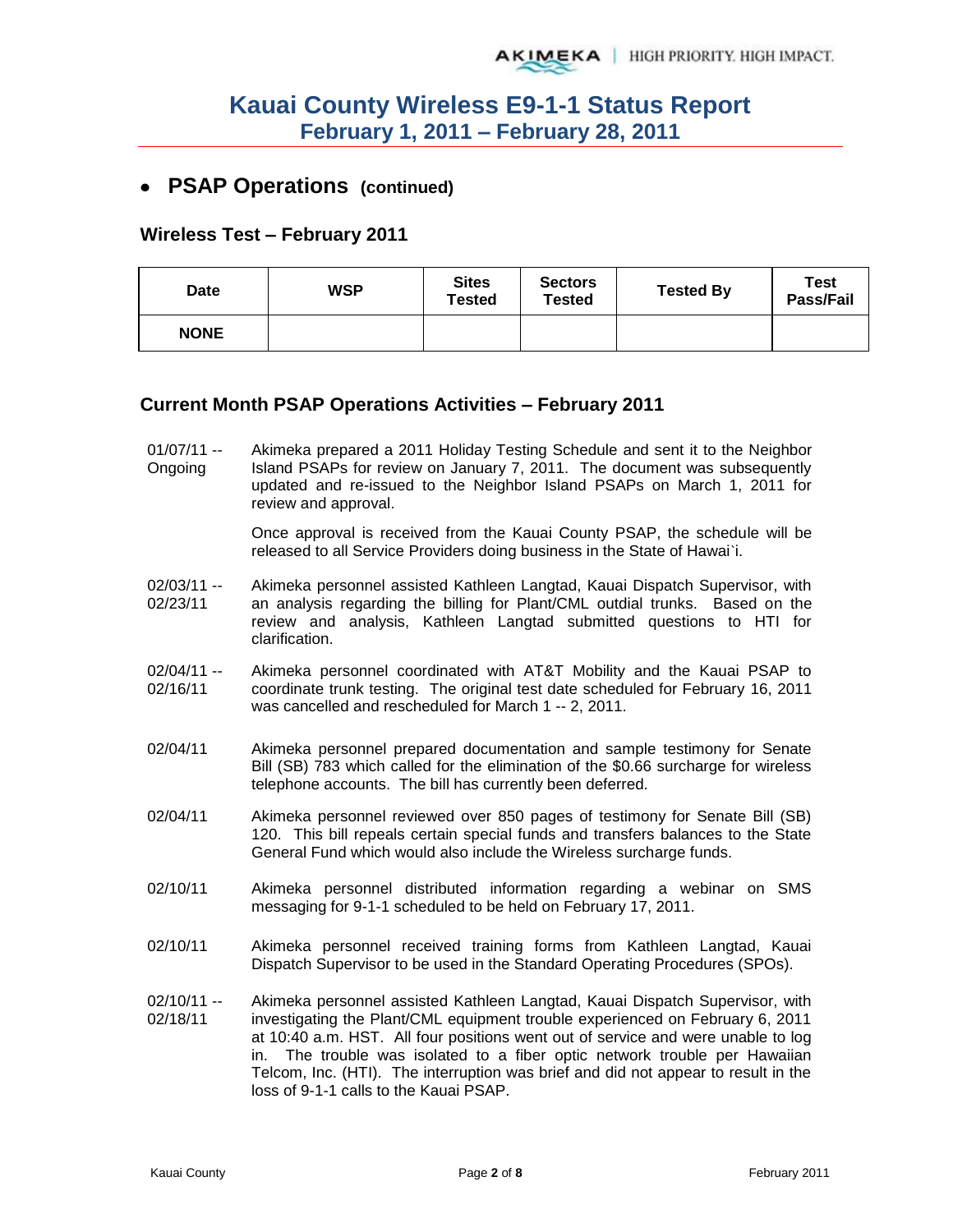# Kauai County Wireless E9-1-1 Status Report
## February 1, 2011 – February 28, 2011

- **PSAP Operations (continued)**

### Wireless Test – February 2011

| Date | WSP | Sites Tested | Sectors Tested | Tested By | Test Pass/Fail |
|---|---|---|---|---|---|
| **NONE** | | | | | |

### Current Month PSAP Operations Activities – February 2011

01/07/11 -- Ongoing
: Akimeka prepared a 2011 Holiday Testing Schedule and sent it to the Neighbor Island PSAPs for review on January 7, 2011. The document was subsequently updated and re-issued to the Neighbor Island PSAPs on March 1, 2011 for review and approval.

  Once approval is received from the Kauai County PSAP, the schedule will be released to all Service Providers doing business in the State of Hawai`i.

02/03/11 -- 02/23/11
: Akimeka personnel assisted Kathleen Langtad, Kauai Dispatch Supervisor, with an analysis regarding the billing for Plant/CML outdial trunks. Based on the review and analysis, Kathleen Langtad submitted questions to HTI for clarification.

02/04/11 -- 02/16/11
: Akimeka personnel coordinated with AT&T Mobility and the Kauai PSAP to coordinate trunk testing. The original test date scheduled for February 16, 2011 was cancelled and rescheduled for March 1 -- 2, 2011.

02/04/11
: Akimeka personnel prepared documentation and sample testimony for Senate Bill (SB) 783 which called for the elimination of the $0.66 surcharge for wireless telephone accounts. The bill has currently been deferred.

02/04/11
: Akimeka personnel reviewed over 850 pages of testimony for Senate Bill (SB) 120. This bill repeals certain special funds and transfers balances to the State General Fund which would also include the Wireless surcharge funds.

02/10/11
: Akimeka personnel distributed information regarding a webinar on SMS messaging for 9-1-1 scheduled to be held on February 17, 2011.

02/10/11
: Akimeka personnel received training forms from Kathleen Langtad, Kauai Dispatch Supervisor to be used in the Standard Operating Procedures (SPOs).

02/10/11 -- 02/18/11
: Akimeka personnel assisted Kathleen Langtad, Kauai Dispatch Supervisor, with investigating the Plant/CML equipment trouble experienced on February 6, 2011 at 10:40 a.m. HST. All four positions went out of service and were unable to log in. The trouble was isolated to a fiber optic network trouble per Hawaiian Telcom, Inc. (HTI). The interruption was brief and did not appear to result in the loss of 9-1-1 calls to the Kauai PSAP.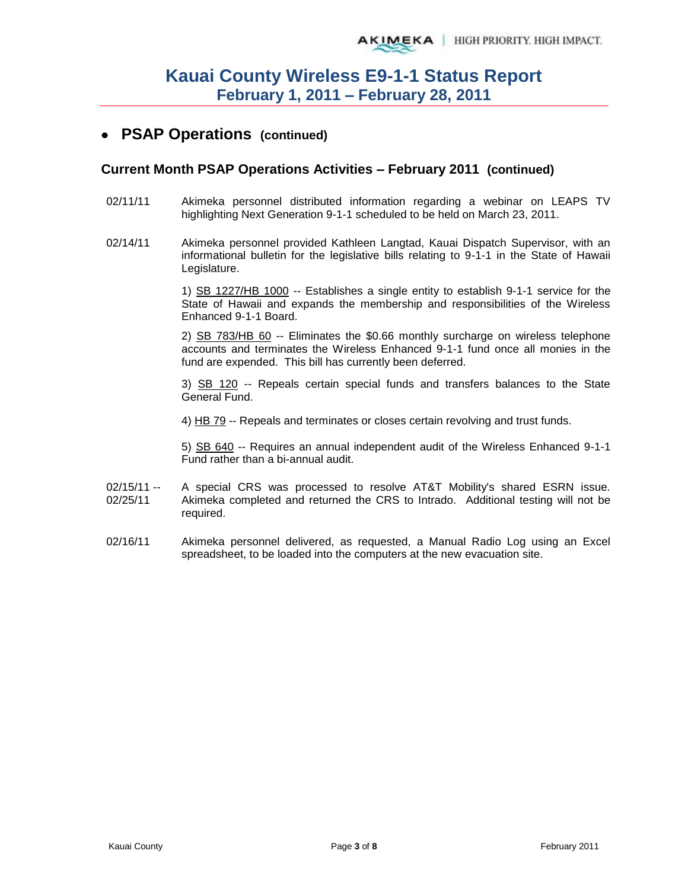# Kauai County Wireless E9-1-1 Status Report
## February 1, 2011 – February 28, 2011

- **PSAP Operations (continued)**

### Current Month PSAP Operations Activities – February 2011 (continued)

02/11/11 Akimeka personnel distributed information regarding a webinar on LEAPS TV highlighting Next Generation 9-1-1 scheduled to be held on March 23, 2011.

02/14/11 Akimeka personnel provided Kathleen Langtad, Kauai Dispatch Supervisor, with an informational bulletin for the legislative bills relating to 9-1-1 in the State of Hawaii Legislature.

1) SB 1227/HB 1000 -- Establishes a single entity to establish 9-1-1 service for the State of Hawaii and expands the membership and responsibilities of the Wireless Enhanced 9-1-1 Board.

2) SB 783/HB 60 -- Eliminates the $0.66 monthly surcharge on wireless telephone accounts and terminates the Wireless Enhanced 9-1-1 fund once all monies in the fund are expended. This bill has currently been deferred.

3) SB 120 -- Repeals certain special funds and transfers balances to the State General Fund.

4) HB 79 -- Repeals and terminates or closes certain revolving and trust funds.

5) SB 640 -- Requires an annual independent audit of the Wireless Enhanced 9-1-1 Fund rather than a bi-annual audit.

02/15/11 -- 02/25/11 A special CRS was processed to resolve AT&T Mobility's shared ESRN issue. Akimeka completed and returned the CRS to Intrado. Additional testing will not be required.

02/16/11 Akimeka personnel delivered, as requested, a Manual Radio Log using an Excel spreadsheet, to be loaded into the computers at the new evacuation site.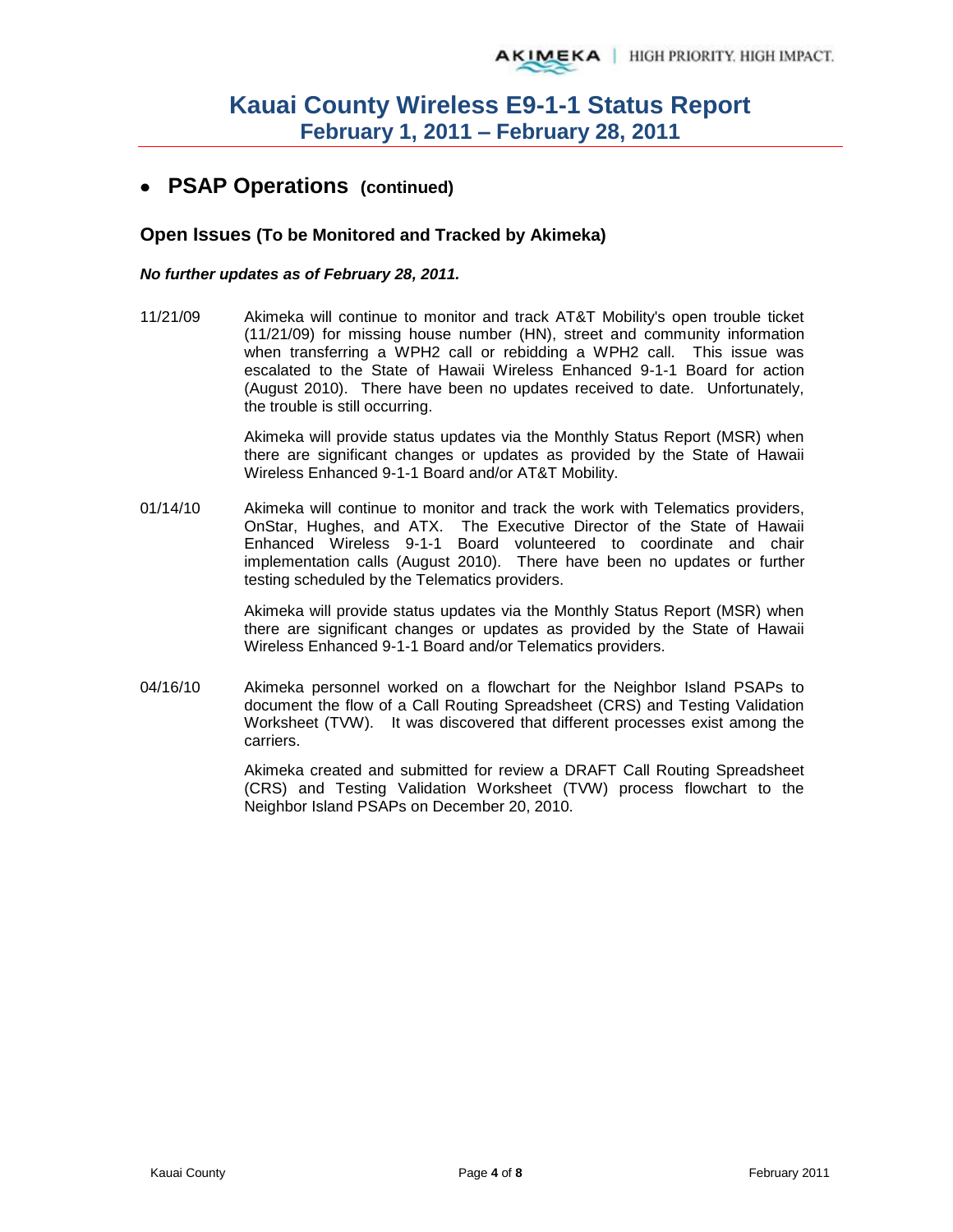- **PSAP Operations (continued)**

### Open Issues (To be Monitored and Tracked by Akimeka)

***No further updates as of February 28, 2011.***

11/21/09 Akimeka will continue to monitor and track AT&T Mobility's open trouble ticket (11/21/09) for missing house number (HN), street and community information when transferring a WPH2 call or rebidding a WPH2 call. This issue was escalated to the State of Hawaii Wireless Enhanced 9-1-1 Board for action (August 2010). There have been no updates received to date. Unfortunately, the trouble is still occurring.

Akimeka will provide status updates via the Monthly Status Report (MSR) when there are significant changes or updates as provided by the State of Hawaii Wireless Enhanced 9-1-1 Board and/or AT&T Mobility.

01/14/10 Akimeka will continue to monitor and track the work with Telematics providers, OnStar, Hughes, and ATX. The Executive Director of the State of Hawaii Enhanced Wireless 9-1-1 Board volunteered to coordinate and chair implementation calls (August 2010). There have been no updates or further testing scheduled by the Telematics providers.

Akimeka will provide status updates via the Monthly Status Report (MSR) when there are significant changes or updates as provided by the State of Hawaii Wireless Enhanced 9-1-1 Board and/or Telematics providers.

04/16/10 Akimeka personnel worked on a flowchart for the Neighbor Island PSAPs to document the flow of a Call Routing Spreadsheet (CRS) and Testing Validation Worksheet (TVW). It was discovered that different processes exist among the carriers.

Akimeka created and submitted for review a DRAFT Call Routing Spreadsheet (CRS) and Testing Validation Worksheet (TVW) process flowchart to the Neighbor Island PSAPs on December 20, 2010.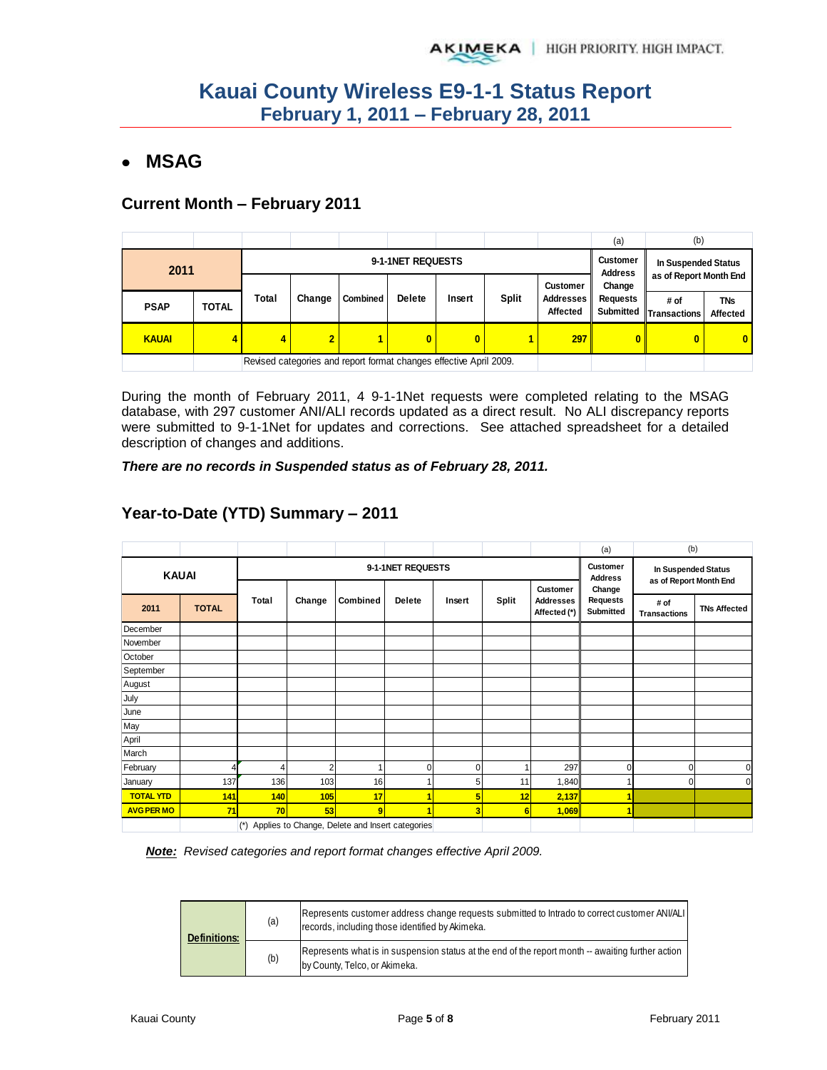# Kauai County Wireless E9-1-1 Status Report
## February 1, 2011 – February 28, 2011

- **MSAG**

### Current Month – February 2011

| 2011 | | 9-1-1NET REQUESTS | | | | | | | (a) | (b) | |
|---|---|---|---|---|---|---|---|---|---|---|---|
| PSAP | TOTAL | Total | Change | Combined | Delete | Insert | Split | Customer Addresses Affected | Customer Address Change Requests Submitted | In Suspended Status as of Report Month End # of Transactions | TNs Affected |
| KAUAI | 4 | 4 | 2 | 1 | 0 | 0 | 1 | 297 | 0 | 0 | 0 |
| | | Revised categories and report format changes effective April 2009. | | | | | | | | | |

During the month of February 2011, 4 9-1-1Net requests were completed relating to the MSAG database, with 297 customer ANI/ALI records updated as a direct result. No ALI discrepancy reports were submitted to 9-1-1Net for updates and corrections. See attached spreadsheet for a detailed description of changes and additions.

***There are no records in Suspended status as of February 28, 2011.***

### Year-to-Date (YTD) Summary – 2011

| KAUAI | | 9-1-1NET REQUESTS | | | | | | | (a) | (b) | |
|---|---|---|---|---|---|---|---|---|---|---|---|
| 2011 | TOTAL | Total | Change | Combined | Delete | Insert | Split | Customer Addresses Affected (*) | Customer Address Change Requests Submitted | In Suspended Status as of Report Month End # of Transactions | TNs Affected |
| December | | | | | | | | | | | |
| November | | | | | | | | | | | |
| October | | | | | | | | | | | |
| September | | | | | | | | | | | |
| August | | | | | | | | | | | |
| July | | | | | | | | | | | |
| June | | | | | | | | | | | |
| May | | | | | | | | | | | |
| April | | | | | | | | | | | |
| March | | | | | | | | | | | |
| February | 4 | 4 | 2 | 1 | 0 | 0 | 1 | 297 | 0 | 0 | 0 |
| January | 137 | 136 | 103 | 16 | 1 | 5 | 11 | 1,840 | 1 | 0 | 0 |
| **TOTAL YTD** | **141** | **140** | **105** | **17** | **1** | **5** | **12** | **2,137** | **1** | | |
| **AVG PER MO** | **71** | **70** | **53** | **9** | **1** | **3** | **6** | **1,069** | **1** | | |
| | | (*) Applies to Change, Delete and Insert categories | | | | | | | | | |

***Note:*** *Revised categories and report format changes effective April 2009.*

| Definitions: | (a) | Represents customer address change requests submitted to Intrado to correct customer ANI/ALI records, including those identified by Akimeka. |
|---|---|---|
| | (b) | Represents what is in suspension status at the end of the report month -- awaiting further action by County, Telco, or Akimeka. |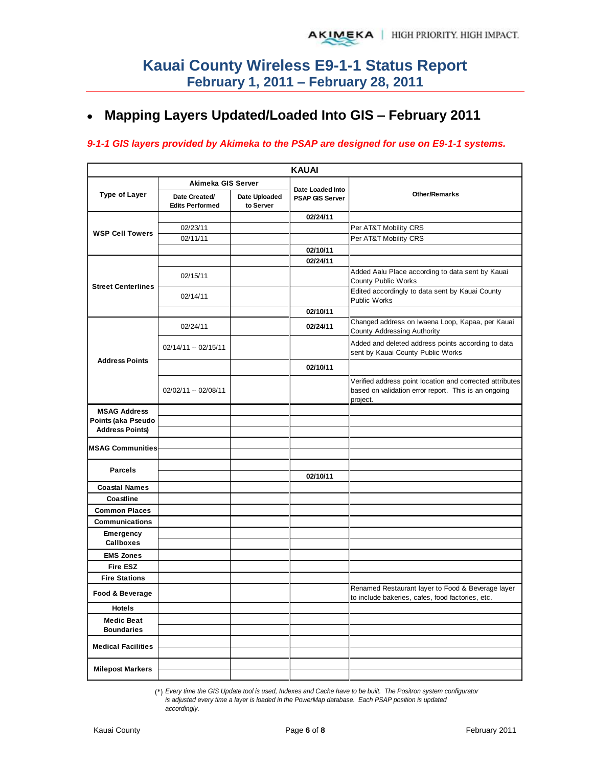# Kauai County Wireless E9-1-1 Status Report
## February 1, 2011 – February 28, 2011

- **Mapping Layers Updated/Loaded Into GIS – February 2011**

***9-1-1 GIS layers provided by Akimeka to the PSAP are designed for use on E9-1-1 systems.***

| KAUAI | | | | |
|---|---|---|---|---|
| **Type of Layer** | **Akimeka GIS Server** | | **Date Loaded Into PSAP GIS Server** | **Other/Remarks** |
| | **Date Created/ Edits Performed** | **Date Uploaded to Server** | | |
| **WSP Cell Towers** | | | **02/24/11** | |
| | 02/23/11 | | | Per AT&T Mobility CRS |
| | 02/11/11 | | | Per AT&T Mobility CRS |
| | | | **02/10/11** | |
| **Street Centerlines** | | | **02/24/11** | |
| | 02/15/11 | | | Added Aalu Place according to data sent by Kauai County Public Works |
| | 02/14/11 | | | Edited accordingly to data sent by Kauai County Public Works |
| | | | **02/10/11** | |
| **Address Points** | 02/24/11 | | **02/24/11** | Changed address on Iwaena Loop, Kapaa, per Kauai County Addressing Authority |
| | 02/14/11 -- 02/15/11 | | | Added and deleted address points according to data sent by Kauai County Public Works |
| | | | **02/10/11** | |
| | 02/02/11 -- 02/08/11 | | | Verified address point location and corrected attributes based on validation error report. This is an ongoing project. |
| **MSAG Address Points (aka Pseudo Address Points)** | | | | |
| **MSAG Communities** | | | | |
| **Parcels** | | | | |
| | | | **02/10/11** | |
| **Coastal Names** | | | | |
| **Coastline** | | | | |
| **Common Places** | | | | |
| **Communications** | | | | |
| **Emergency Callboxes** | | | | |
| **EMS Zones** | | | | |
| **Fire ESZ** | | | | |
| **Fire Stations** | | | | |
| **Food & Beverage** | | | | Renamed Restaurant layer to Food & Beverage layer to include bakeries, cafes, food factories, etc. |
| **Hotels** | | | | |
| **Medic Beat Boundaries** | | | | |
| **Medical Facilities** | | | | |
| **Milepost Markers** | | | | |

(*) *Every time the GIS Update tool is used, Indexes and Cache have to be built. The Positron system configurator is adjusted every time a layer is loaded in the PowerMap database. Each PSAP position is updated accordingly.*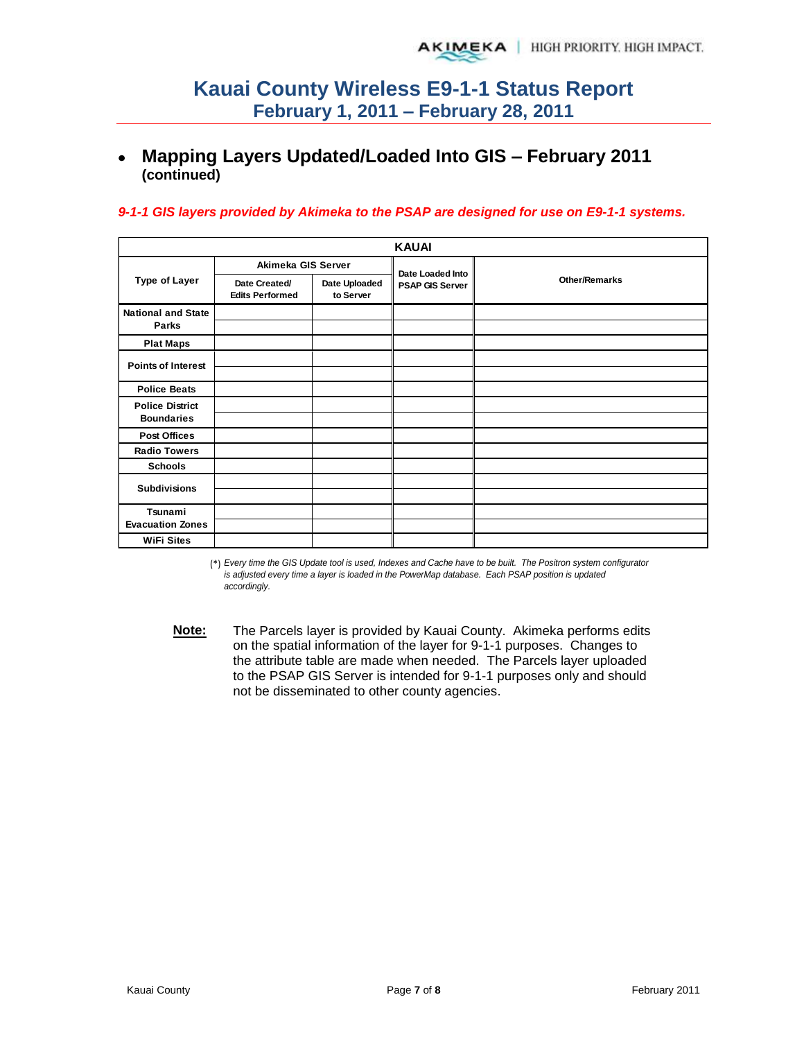# Kauai County Wireless E9-1-1 Status Report
## February 1, 2011 – February 28, 2011

- **Mapping Layers Updated/Loaded Into GIS – February 2011 (continued)**

***9-1-1 GIS layers provided by Akimeka to the PSAP are designed for use on E9-1-1 systems.***

| KAUAI | | | | |
|---|---|---|---|---|
| **Type of Layer** | **Akimeka GIS Server** | | **Date Loaded Into PSAP GIS Server** | **Other/Remarks** |
| | **Date Created/ Edits Performed** | **Date Uploaded to Server** | | |
| **National and State Parks** | | | | |
| | | | | |
| **Plat Maps** | | | | |
| **Points of Interest** | | | | |
| | | | | |
| **Police Beats** | | | | |
| **Police District Boundaries** | | | | |
| | | | | |
| **Post Offices** | | | | |
| **Radio Towers** | | | | |
| **Schools** | | | | |
| **Subdivisions** | | | | |
| | | | | |
| **Tsunami Evacuation Zones** | | | | |
| | | | | |
| **WiFi Sites** | | | | |

(*) *Every time the GIS Update tool is used, Indexes and Cache have to be built. The Positron system configurator is adjusted every time a layer is loaded in the PowerMap database. Each PSAP position is updated accordingly.*

**Note:** The Parcels layer is provided by Kauai County. Akimeka performs edits on the spatial information of the layer for 9-1-1 purposes. Changes to the attribute table are made when needed. The Parcels layer uploaded to the PSAP GIS Server is intended for 9-1-1 purposes only and should not be disseminated to other county agencies.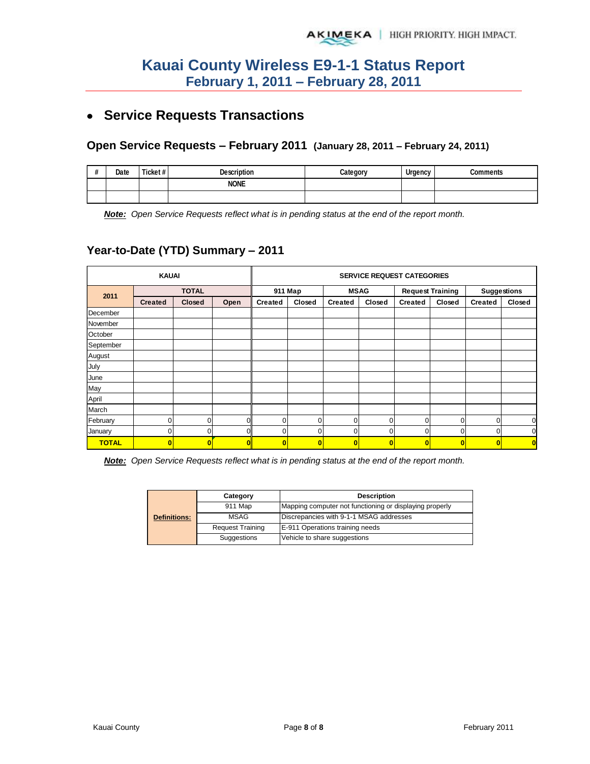# Kauai County Wireless E9-1-1 Status Report
## February 1, 2011 – February 28, 2011

- **Service Requests Transactions**

### Open Service Requests – February 2011 (January 28, 2011 – February 24, 2011)

| # | Date | Ticket # | Description | Category | Urgency | Comments |
|---|---|---|---|---|---|---|
| | | | NONE | | | |
| | | | | | | |

***Note:*** *Open Service Requests reflect what is in pending status at the end of the report month.*

### Year-to-Date (YTD) Summary – 2011

| KAUAI | | | | SERVICE REQUEST CATEGORIES | | | | | | | |
|---|---|---|---|---|---|---|---|---|---|---|---|
| 2011 | TOTAL | | | 911 Map | | MSAG | | Request Training | | Suggestions | |
| | Created | Closed | Open | Created | Closed | Created | Closed | Created | Closed | Created | Closed |
| December | | | | | | | | | | | |
| November | | | | | | | | | | | |
| October | | | | | | | | | | | |
| September | | | | | | | | | | | |
| August | | | | | | | | | | | |
| July | | | | | | | | | | | |
| June | | | | | | | | | | | |
| May | | | | | | | | | | | |
| April | | | | | | | | | | | |
| March | | | | | | | | | | | |
| February | 0 | 0 | 0 | 0 | 0 | 0 | 0 | 0 | 0 | 0 | 0 |
| January | 0 | 0 | 0 | 0 | 0 | 0 | 0 | 0 | 0 | 0 | 0 |
| **TOTAL** | **0** | **0** | **0** | **0** | **0** | **0** | **0** | **0** | **0** | **0** | **0** |

***Note:*** *Open Service Requests reflect what is in pending status at the end of the report month.*

| | Category | Description |
|---|---|---|
| **Definitions:** | 911 Map | Mapping computer not functioning or displaying properly |
| | MSAG | Discrepancies with 9-1-1 MSAG addresses |
| | Request Training | E-911 Operations training needs |
| | Suggestions | Vehicle to share suggestions |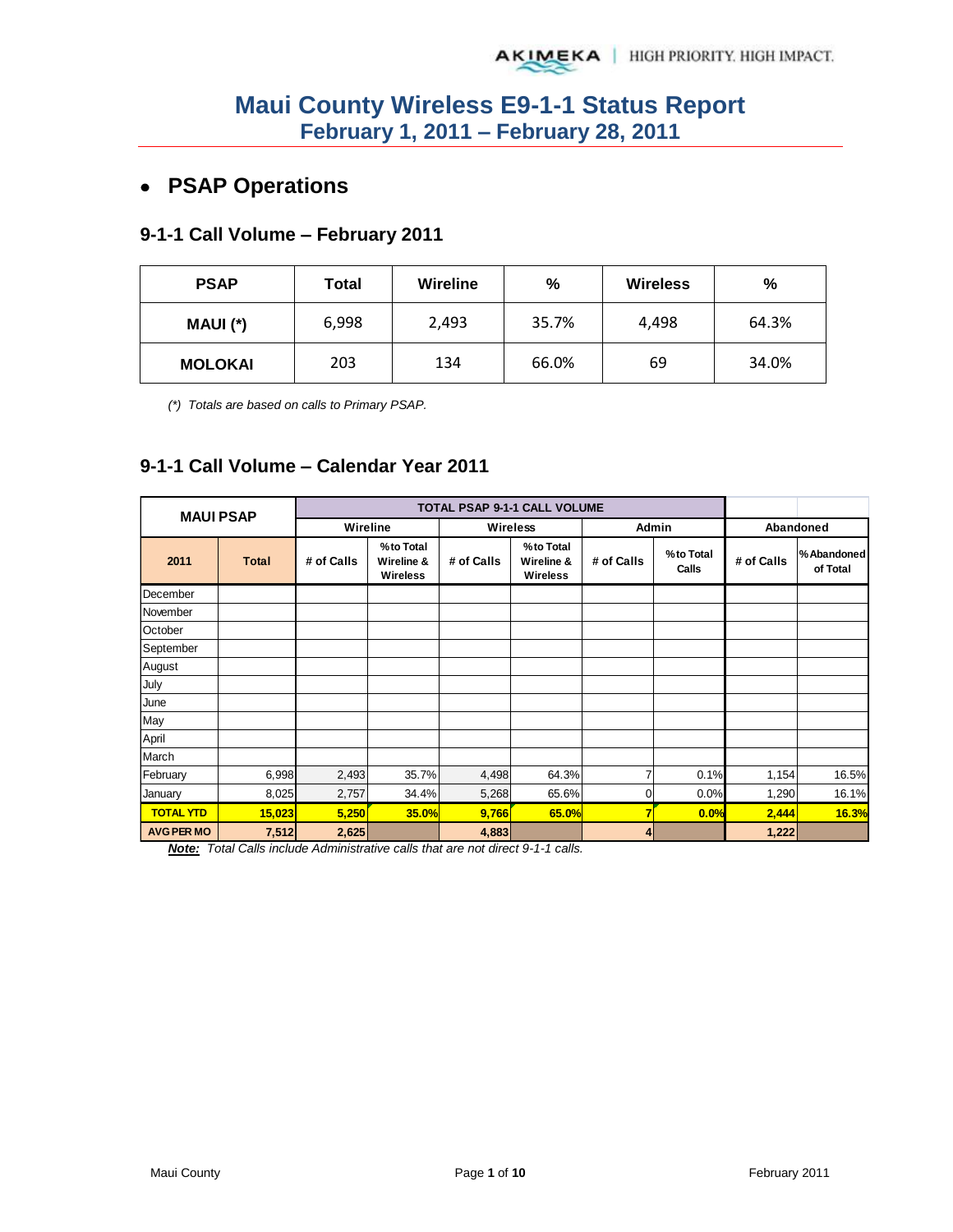# Maui County Wireless E9-1-1 Status Report
## February 1, 2011 – February 28, 2011

- ## PSAP Operations

### 9-1-1 Call Volume – February 2011

| PSAP | Total | Wireline | % | Wireless | % |
|---|---|---|---|---|---|
| MAUI (*) | 6,998 | 2,493 | 35.7% | 4,498 | 64.3% |
| MOLOKAI | 203 | 134 | 66.0% | 69 | 34.0% |

*(\*) Totals are based on calls to Primary PSAP.*

### 9-1-1 Call Volume – Calendar Year 2011

| MAUI PSAP | | TOTAL PSAP 9-1-1 CALL VOLUME | | | | | | | |
|---|---|---|---|---|---|---|---|---|---|
| | | Wireline | | Wireless | | Admin | | Abandoned | |
| 2011 | Total | # of Calls | % to Total Wireline & Wireless | # of Calls | % to Total Wireline & Wireless | # of Calls | % to Total Calls | # of Calls | % Abandoned of Total |
| December | | | | | | | | | |
| November | | | | | | | | | |
| October | | | | | | | | | |
| September | | | | | | | | | |
| August | | | | | | | | | |
| July | | | | | | | | | |
| June | | | | | | | | | |
| May | | | | | | | | | |
| April | | | | | | | | | |
| March | | | | | | | | | |
| February | 6,998 | 2,493 | 35.7% | 4,498 | 64.3% | 7 | 0.1% | 1,154 | 16.5% |
| January | 8,025 | 2,757 | 34.4% | 5,268 | 65.6% | 0 | 0.0% | 1,290 | 16.1% |
| **TOTAL YTD** | **15,023** | **5,250** | **35.0%** | **9,766** | **65.0%** | **7** | **0.0%** | **2,444** | **16.3%** |
| **AVG PER MO** | **7,512** | **2,625** | | **4,883** | | **4** | | **1,222** | |

***Note:*** *Total Calls include Administrative calls that are not direct 9-1-1 calls.*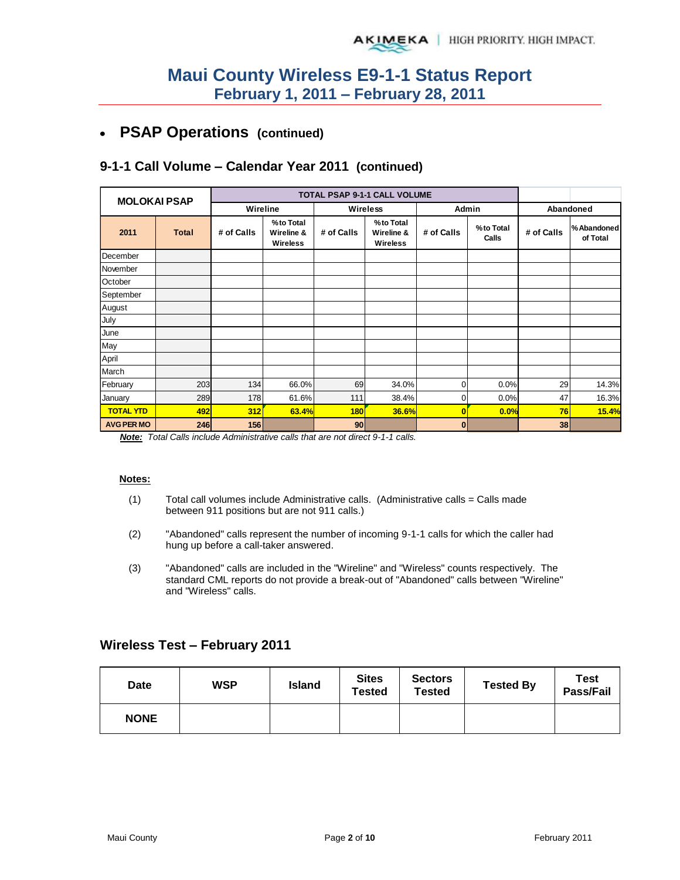# Maui County Wireless E9-1-1 Status Report
## February 1, 2011 – February 28, 2011

- **PSAP Operations (continued)**

### 9-1-1 Call Volume – Calendar Year 2011 (continued)

| MOLOKAI PSAP | | TOTAL PSAP 9-1-1 CALL VOLUME | | | | | | | |
|---|---|---|---|---|---|---|---|---|---|
| | | Wireline | | Wireless | | Admin | | Abandoned | |
| 2011 | Total | # of Calls | % to Total Wireline & Wireless | # of Calls | % to Total Wireline & Wireless | # of Calls | % to Total Calls | # of Calls | % Abandoned of Total |
| December | | | | | | | | | |
| November | | | | | | | | | |
| October | | | | | | | | | |
| September | | | | | | | | | |
| August | | | | | | | | | |
| July | | | | | | | | | |
| June | | | | | | | | | |
| May | | | | | | | | | |
| April | | | | | | | | | |
| March | | | | | | | | | |
| February | 203 | 134 | 66.0% | 69 | 34.0% | 0 | 0.0% | 29 | 14.3% |
| January | 289 | 178 | 61.6% | 111 | 38.4% | 0 | 0.0% | 47 | 16.3% |
| **TOTAL YTD** | **492** | **312** | **63.4%** | **180** | **36.6%** | **0** | **0.0%** | **76** | **15.4%** |
| **AVG PER MO** | **246** | **156** | | **90** | | **0** | | **38** | |

***Note:*** *Total Calls include Administrative calls that are not direct 9-1-1 calls.*

**Notes:**

(1) Total call volumes include Administrative calls. (Administrative calls = Calls made between 911 positions but are not 911 calls.)

(2) "Abandoned" calls represent the number of incoming 9-1-1 calls for which the caller had hung up before a call-taker answered.

(3) "Abandoned" calls are included in the "Wireline" and "Wireless" counts respectively. The standard CML reports do not provide a break-out of "Abandoned" calls between "Wireline" and "Wireless" calls.

### Wireless Test – February 2011

| Date | WSP | Island | Sites Tested | Sectors Tested | Tested By | Test Pass/Fail |
|---|---|---|---|---|---|---|
| **NONE** | | | | | | |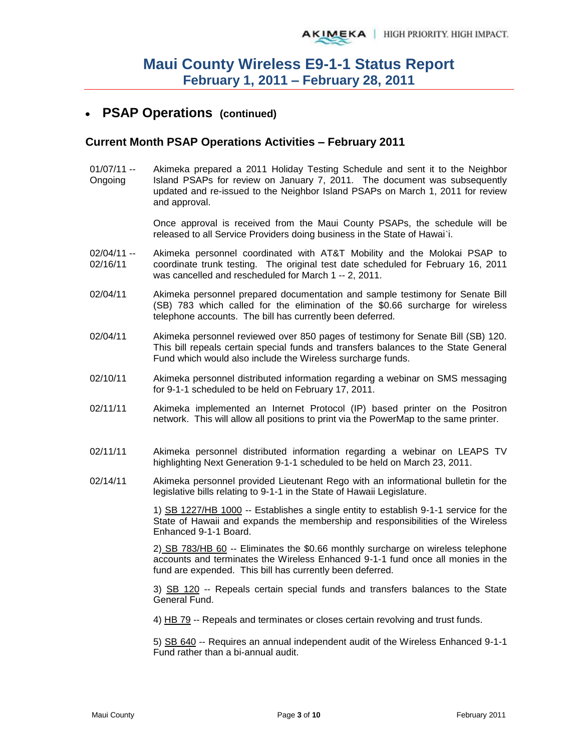# Maui County Wireless E9-1-1 Status Report
## February 1, 2011 – February 28, 2011

- **PSAP Operations (continued)**

### Current Month PSAP Operations Activities – February 2011

01/07/11 -- Ongoing
Akimeka prepared a 2011 Holiday Testing Schedule and sent it to the Neighbor Island PSAPs for review on January 7, 2011. The document was subsequently updated and re-issued to the Neighbor Island PSAPs on March 1, 2011 for review and approval.

Once approval is received from the Maui County PSAPs, the schedule will be released to all Service Providers doing business in the State of Hawai`i.

02/04/11 -- 02/16/11
Akimeka personnel coordinated with AT&T Mobility and the Molokai PSAP to coordinate trunk testing. The original test date scheduled for February 16, 2011 was cancelled and rescheduled for March 1 -- 2, 2011.

02/04/11
Akimeka personnel prepared documentation and sample testimony for Senate Bill (SB) 783 which called for the elimination of the $0.66 surcharge for wireless telephone accounts. The bill has currently been deferred.

02/04/11
Akimeka personnel reviewed over 850 pages of testimony for Senate Bill (SB) 120. This bill repeals certain special funds and transfers balances to the State General Fund which would also include the Wireless surcharge funds.

02/10/11
Akimeka personnel distributed information regarding a webinar on SMS messaging for 9-1-1 scheduled to be held on February 17, 2011.

02/11/11
Akimeka implemented an Internet Protocol (IP) based printer on the Positron network. This will allow all positions to print via the PowerMap to the same printer.

02/11/11
Akimeka personnel distributed information regarding a webinar on LEAPS TV highlighting Next Generation 9-1-1 scheduled to be held on March 23, 2011.

02/14/11
Akimeka personnel provided Lieutenant Rego with an informational bulletin for the legislative bills relating to 9-1-1 in the State of Hawaii Legislature.

1) SB 1227/HB 1000 -- Establishes a single entity to establish 9-1-1 service for the State of Hawaii and expands the membership and responsibilities of the Wireless Enhanced 9-1-1 Board.

2) SB 783/HB 60 -- Eliminates the $0.66 monthly surcharge on wireless telephone accounts and terminates the Wireless Enhanced 9-1-1 fund once all monies in the fund are expended. This bill has currently been deferred.

3) SB 120 -- Repeals certain special funds and transfers balances to the State General Fund.

4) HB 79 -- Repeals and terminates or closes certain revolving and trust funds.

5) SB 640 -- Requires an annual independent audit of the Wireless Enhanced 9-1-1 Fund rather than a bi-annual audit.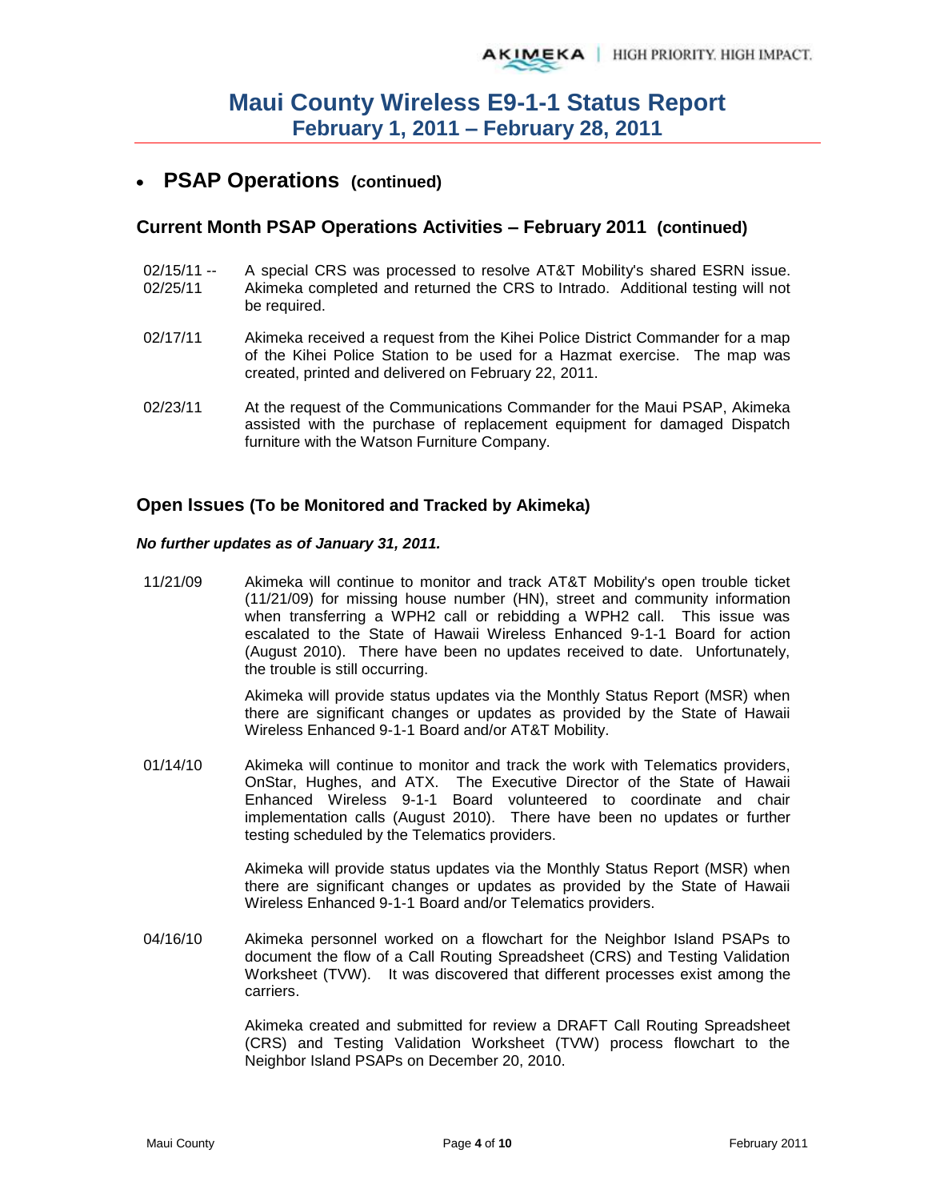- **PSAP Operations** **(continued)**

### Current Month PSAP Operations Activities – February 2011 (continued)

| | |
|---|---|
| 02/15/11 -- 02/25/11 | A special CRS was processed to resolve AT&T Mobility's shared ESRN issue. Akimeka completed and returned the CRS to Intrado. Additional testing will not be required. |
| 02/17/11 | Akimeka received a request from the Kihei Police District Commander for a map of the Kihei Police Station to be used for a Hazmat exercise. The map was created, printed and delivered on February 22, 2011. |
| 02/23/11 | At the request of the Communications Commander for the Maui PSAP, Akimeka assisted with the purchase of replacement equipment for damaged Dispatch furniture with the Watson Furniture Company. |

### Open Issues (To be Monitored and Tracked by Akimeka)

***No further updates as of January 31, 2011.***

11/21/09 Akimeka will continue to monitor and track AT&T Mobility's open trouble ticket (11/21/09) for missing house number (HN), street and community information when transferring a WPH2 call or rebidding a WPH2 call. This issue was escalated to the State of Hawaii Wireless Enhanced 9-1-1 Board for action (August 2010). There have been no updates received to date. Unfortunately, the trouble is still occurring.

Akimeka will provide status updates via the Monthly Status Report (MSR) when there are significant changes or updates as provided by the State of Hawaii Wireless Enhanced 9-1-1 Board and/or AT&T Mobility.

01/14/10 Akimeka will continue to monitor and track the work with Telematics providers, OnStar, Hughes, and ATX. The Executive Director of the State of Hawaii Enhanced Wireless 9-1-1 Board volunteered to coordinate and chair implementation calls (August 2010). There have been no updates or further testing scheduled by the Telematics providers.

Akimeka will provide status updates via the Monthly Status Report (MSR) when there are significant changes or updates as provided by the State of Hawaii Wireless Enhanced 9-1-1 Board and/or Telematics providers.

04/16/10 Akimeka personnel worked on a flowchart for the Neighbor Island PSAPs to document the flow of a Call Routing Spreadsheet (CRS) and Testing Validation Worksheet (TVW). It was discovered that different processes exist among the carriers.

Akimeka created and submitted for review a DRAFT Call Routing Spreadsheet (CRS) and Testing Validation Worksheet (TVW) process flowchart to the Neighbor Island PSAPs on December 20, 2010.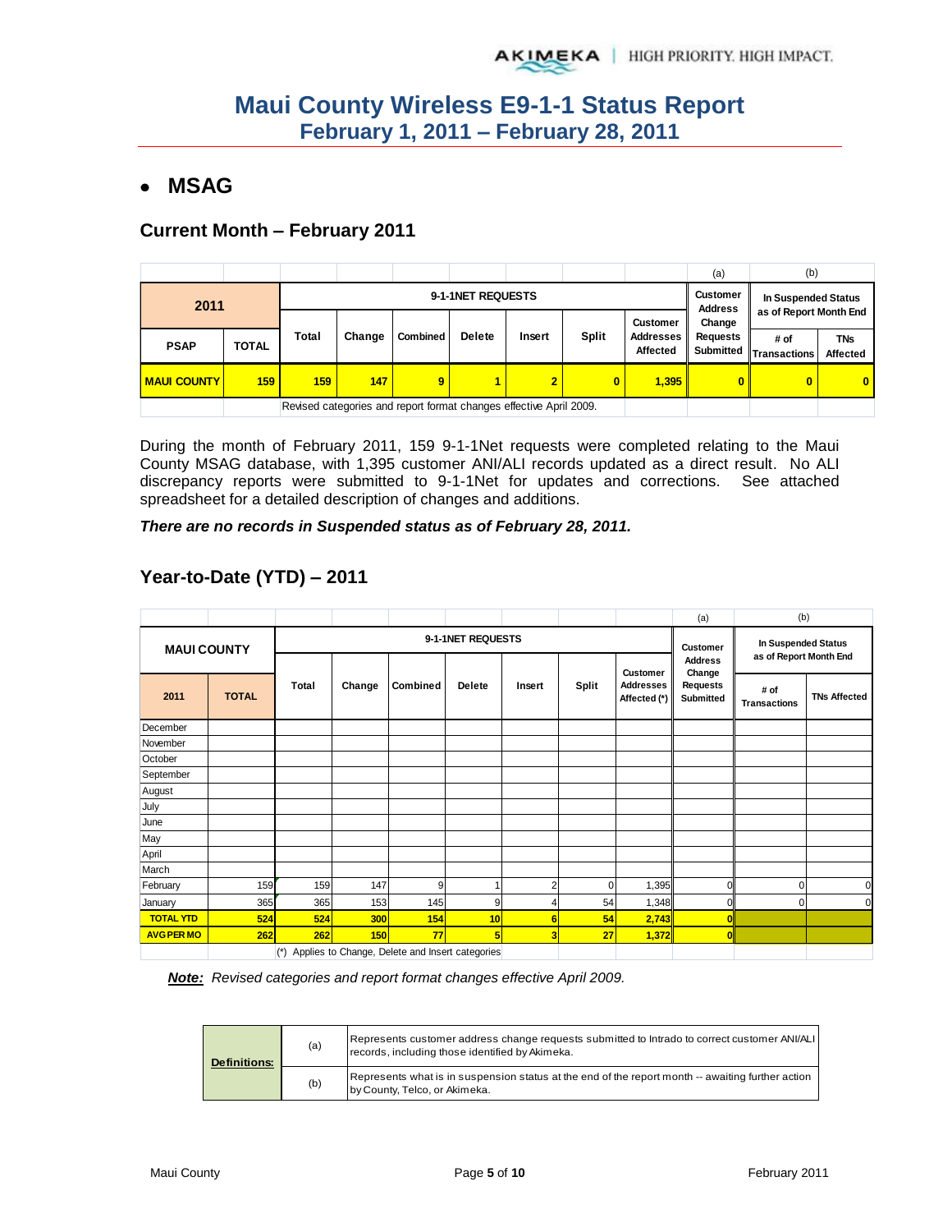# Maui County Wireless E9-1-1 Status Report
## February 1, 2011 – February 28, 2011

- **MSAG**

### Current Month – February 2011

| 2011 | | 9-1-1NET REQUESTS | | | | | | | (a) | (b) | |
|---|---|---|---|---|---|---|---|---|---|---|---|
| | | | | | | | | | Customer Address Change Requests Submitted | In Suspended Status as of Report Month End | |
| PSAP | TOTAL | Total | Change | Combined | Delete | Insert | Split | Customer Addresses Affected | | # of Transactions | TNs Affected |
| MAUI COUNTY | 159 | 159 | 147 | 9 | 1 | 2 | 0 | 1,395 | 0 | 0 | 0 |
| | | Revised categories and report format changes effective April 2009. | | | | | | | | | |

During the month of February 2011, 159 9-1-1Net requests were completed relating to the Maui County MSAG database, with 1,395 customer ANI/ALI records updated as a direct result. No ALI discrepancy reports were submitted to 9-1-1Net for updates and corrections. See attached spreadsheet for a detailed description of changes and additions.

***There are no records in Suspended status as of February 28, 2011.***

### Year-to-Date (YTD) – 2011

| MAUI COUNTY | | 9-1-1NET REQUESTS | | | | | | | (a) | (b) | |
|---|---|---|---|---|---|---|---|---|---|---|---|
| | | | | | | | | | Customer Address Change Requests Submitted | In Suspended Status as of Report Month End | |
| 2011 | TOTAL | Total | Change | Combined | Delete | Insert | Split | Customer Addresses Affected (*) | | # of Transactions | TNs Affected |
| December | | | | | | | | | | | |
| November | | | | | | | | | | | |
| October | | | | | | | | | | | |
| September | | | | | | | | | | | |
| August | | | | | | | | | | | |
| July | | | | | | | | | | | |
| June | | | | | | | | | | | |
| May | | | | | | | | | | | |
| April | | | | | | | | | | | |
| March | | | | | | | | | | | |
| February | 159 | 159 | 147 | 9 | 1 | 2 | 0 | 1,395 | 0 | 0 | 0 |
| January | 365 | 365 | 153 | 145 | 9 | 4 | 54 | 1,348 | 0 | 0 | 0 |
| TOTAL YTD | 524 | 524 | 300 | 154 | 10 | 6 | 54 | 2,743 | 0 | | |
| AVG PER MO | 262 | 262 | 150 | 77 | 5 | 3 | 27 | 1,372 | 0 | | |
| | | (*) Applies to Change, Delete and Insert categories | | | | | | | | | |

***Note:*** *Revised categories and report format changes effective April 2009.*

| Definitions: | | |
|---|---|---|
| | (a) | Represents customer address change requests submitted to Intrado to correct customer ANI/ALI records, including those identified by Akimeka. |
| | (b) | Represents what is in suspension status at the end of the report month -- awaiting further action by County, Telco, or Akimeka. |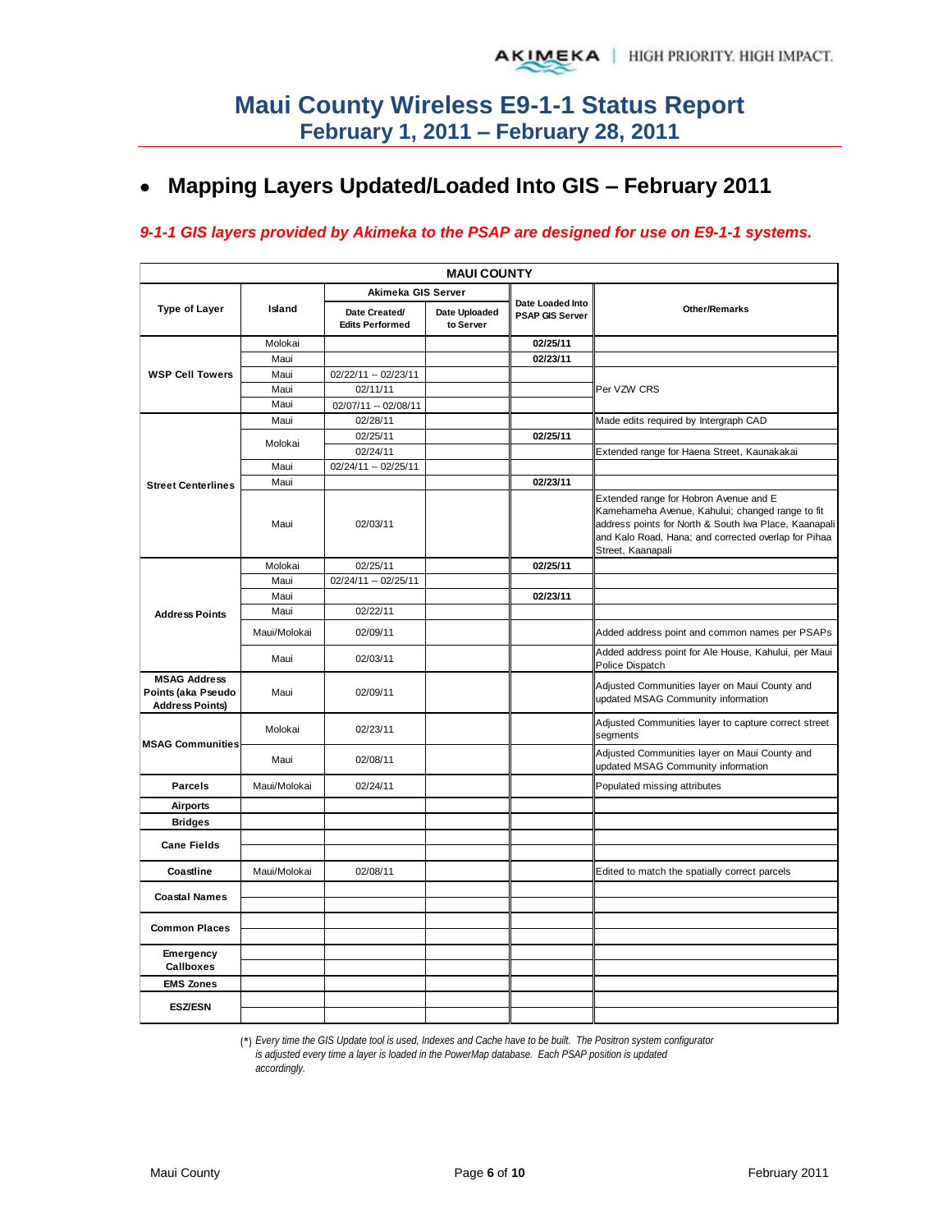# Maui County Wireless E9-1-1 Status Report
## February 1, 2011 – February 28, 2011

- **Mapping Layers Updated/Loaded Into GIS – February 2011**

***9-1-1 GIS layers provided by Akimeka to the PSAP are designed for use on E9-1-1 systems.***

| MAUI COUNTY | | | | | |
|---|---|---|---|---|---|
| Type of Layer | Island | Akimeka GIS Server | | Date Loaded Into PSAP GIS Server | Other/Remarks |
| | | Date Created/ Edits Performed | Date Uploaded to Server | | |
| WSP Cell Towers | Molokai | | | 02/25/11 | |
| | Maui | | | 02/23/11 | |
| | Maui | 02/22/11 -- 02/23/11 | | | |
| | Maui | 02/11/11 | | | Per VZW CRS |
| | Maui | 02/07/11 -- 02/08/11 | | | |
| Street Centerlines | Maui | 02/28/11 | | | Made edits required by Intergraph CAD |
| | Molokai | 02/25/11 | | 02/25/11 | |
| | | 02/24/11 | | | Extended range for Haena Street, Kaunakakai |
| | Maui | 02/24/11 -- 02/25/11 | | | |
| | Maui | | | 02/23/11 | |
| | Maui | 02/03/11 | | | Extended range for Hobron Avenue and E Kamehameha Avenue, Kahului; changed range to fit address points for North & South Iwa Place, Kaanapali and Kalo Road, Hana; and corrected overlap for Pihaa Street, Kaanapali |
| Address Points | Molokai | 02/25/11 | | 02/25/11 | |
| | Maui | 02/24/11 -- 02/25/11 | | | |
| | Maui | | | 02/23/11 | |
| | Maui | 02/22/11 | | | |
| | Maui/Molokai | 02/09/11 | | | Added address point and common names per PSAPs |
| | Maui | 02/03/11 | | | Added address point for Ale House, Kahului, per Maui Police Dispatch |
| MSAG Address Points (aka Pseudo Address Points) | Maui | 02/09/11 | | | Adjusted Communities layer on Maui County and updated MSAG Community information |
| MSAG Communities | Molokai | 02/23/11 | | | Adjusted Communities layer to capture correct street segments |
| | Maui | 02/08/11 | | | Adjusted Communities layer on Maui County and updated MSAG Community information |
| Parcels | Maui/Molokai | 02/24/11 | | | Populated missing attributes |
| Airports | | | | | |
| Bridges | | | | | |
| Cane Fields | | | | | |
| | | | | | |
| Coastline | Maui/Molokai | 02/08/11 | | | Edited to match the spatially correct parcels |
| Coastal Names | | | | | |
| | | | | | |
| Common Places | | | | | |
| | | | | | |
| Emergency Callboxes | | | | | |
| | | | | | |
| EMS Zones | | | | | |
| ESZ/ESN | | | | | |
| | | | | | |

(*) *Every time the GIS Update tool is used, Indexes and Cache have to be built. The Positron system configurator is adjusted every time a layer is loaded in the PowerMap database. Each PSAP position is updated accordingly.*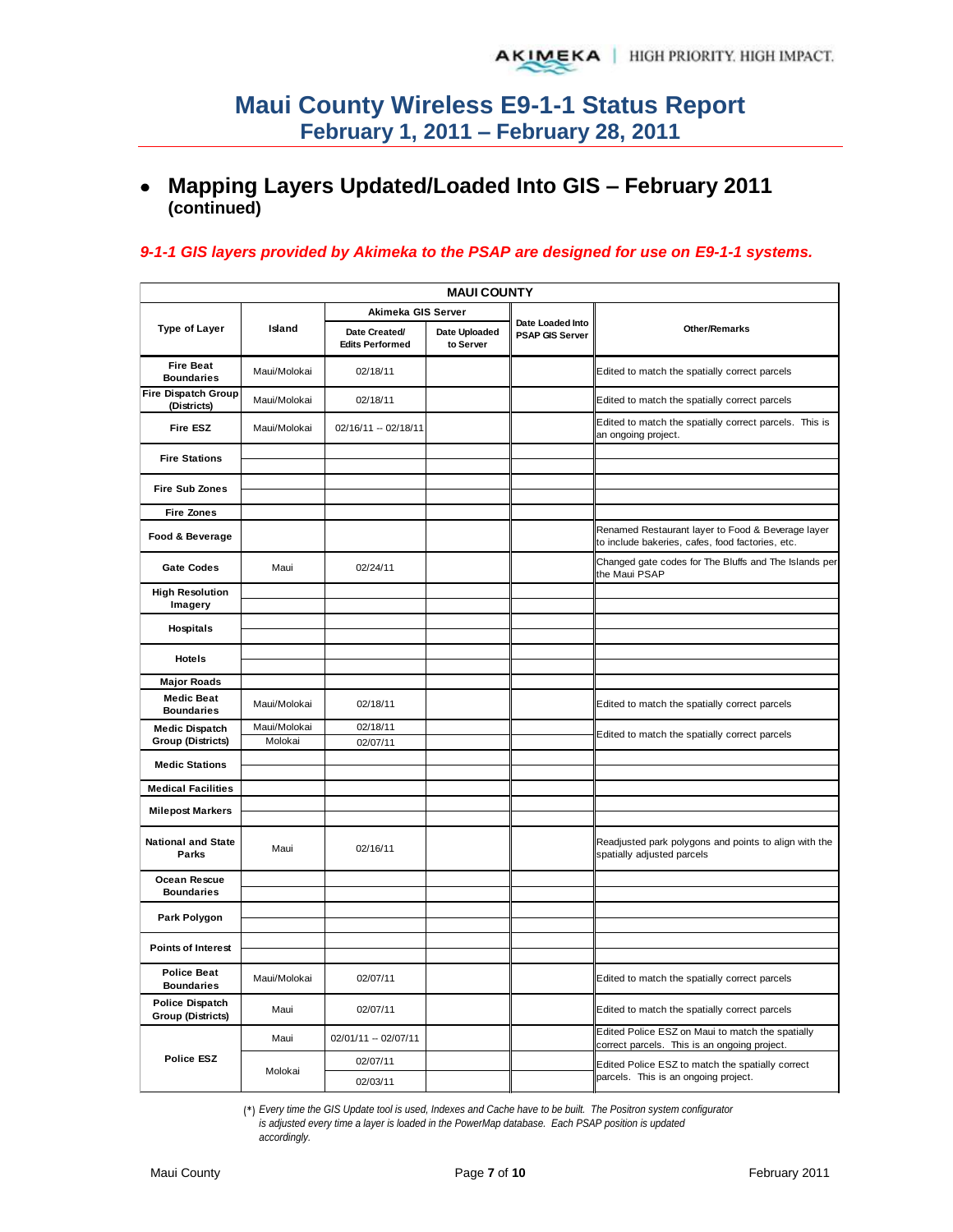# Maui County Wireless E9-1-1 Status Report
## February 1, 2011 – February 28, 2011

- **Mapping Layers Updated/Loaded Into GIS – February 2011 (continued)**

*9-1-1 GIS layers provided by Akimeka to the PSAP are designed for use on E9-1-1 systems.*

| MAUI COUNTY | | | | | |
|---|---|---|---|---|---|
| Type of Layer | Island | Akimeka GIS Server | | Date Loaded Into PSAP GIS Server | Other/Remarks |
| | | Date Created/ Edits Performed | Date Uploaded to Server | | |
| Fire Beat Boundaries | Maui/Molokai | 02/18/11 | | | Edited to match the spatially correct parcels |
| Fire Dispatch Group (Districts) | Maui/Molokai | 02/18/11 | | | Edited to match the spatially correct parcels |
| Fire ESZ | Maui/Molokai | 02/16/11 -- 02/18/11 | | | Edited to match the spatially correct parcels. This is an ongoing project. |
| Fire Stations | | | | | |
| Fire Sub Zones | | | | | |
| Fire Zones | | | | | |
| Food & Beverage | | | | | Renamed Restaurant layer to Food & Beverage layer to include bakeries, cafes, food factories, etc. |
| Gate Codes | Maui | 02/24/11 | | | Changed gate codes for The Bluffs and The Islands per the Maui PSAP |
| High Resolution Imagery | | | | | |
| Hospitals | | | | | |
| Hotels | | | | | |
| Major Roads | | | | | |
| Medic Beat Boundaries | Maui/Molokai | 02/18/11 | | | Edited to match the spatially correct parcels |
| Medic Dispatch Group (Districts) | Maui/Molokai | 02/18/11 | | | Edited to match the spatially correct parcels |
| | Molokai | 02/07/11 | | | |
| Medic Stations | | | | | |
| Medical Facilities | | | | | |
| Milepost Markers | | | | | |
| National and State Parks | Maui | 02/16/11 | | | Readjusted park polygons and points to align with the spatially adjusted parcels |
| Ocean Rescue Boundaries | | | | | |
| Park Polygon | | | | | |
| Points of Interest | | | | | |
| Police Beat Boundaries | Maui/Molokai | 02/07/11 | | | Edited to match the spatially correct parcels |
| Police Dispatch Group (Districts) | Maui | 02/07/11 | | | Edited to match the spatially correct parcels |
| Police ESZ | Maui | 02/01/11 -- 02/07/11 | | | Edited Police ESZ on Maui to match the spatially correct parcels. This is an ongoing project. |
| | Molokai | 02/07/11 | | | Edited Police ESZ to match the spatially correct parcels. This is an ongoing project. |
| | | 02/03/11 | | | |

(*) *Every time the GIS Update tool is used, Indexes and Cache have to be built. The Positron system configurator is adjusted every time a layer is loaded in the PowerMap database. Each PSAP position is updated accordingly.*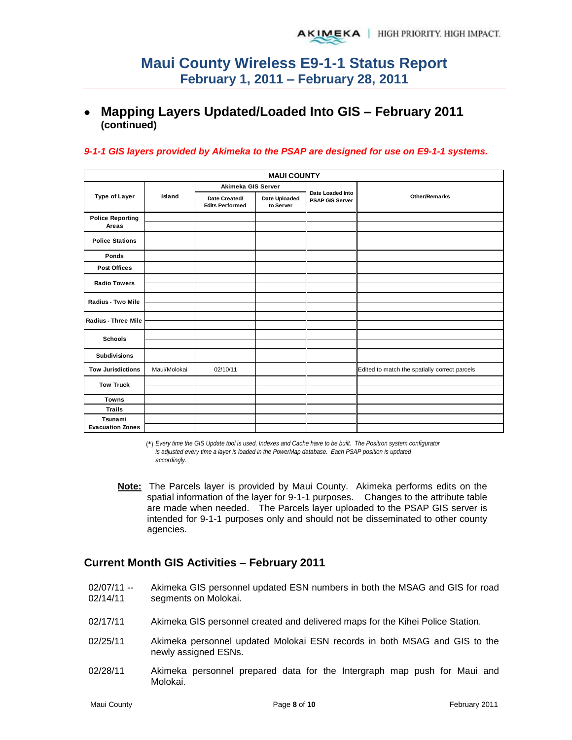# Maui County Wireless E9-1-1 Status Report
## February 1, 2011 – February 28, 2011

- **Mapping Layers Updated/Loaded Into GIS – February 2011 (continued)**

***9-1-1 GIS layers provided by Akimeka to the PSAP are designed for use on E9-1-1 systems.***

| MAUI COUNTY | | | | | |
|---|---|---|---|---|---|
| Type of Layer | Island | Akimeka GIS Server | | Date Loaded Into PSAP GIS Server | Other/Remarks |
| | | Date Created/ Edits Performed | Date Uploaded to Server | | |
| Police Reporting Areas | | | | | |
| | | | | | |
| Police Stations | | | | | |
| | | | | | |
| Ponds | | | | | |
| Post Offices | | | | | |
| Radio Towers | | | | | |
| | | | | | |
| Radius - Two Mile | | | | | |
| | | | | | |
| Radius - Three Mile | | | | | |
| | | | | | |
| Schools | | | | | |
| | | | | | |
| Subdivisions | | | | | |
| Tow Jurisdictions | Maui/Molokai | 02/10/11 | | | Edited to match the spatially correct parcels |
| Tow Truck | | | | | |
| | | | | | |
| Towns | | | | | |
| Trails | | | | | |
| Tsunami Evacuation Zones | | | | | |
| | | | | | |

(*) *Every time the GIS Update tool is used, Indexes and Cache have to be built. The Positron system configurator is adjusted every time a layer is loaded in the PowerMap database. Each PSAP position is updated accordingly.*

**Note:** The Parcels layer is provided by Maui County. Akimeka performs edits on the spatial information of the layer for 9-1-1 purposes. Changes to the attribute table are made when needed. The Parcels layer uploaded to the PSAP GIS server is intended for 9-1-1 purposes only and should not be disseminated to other county agencies.

## Current Month GIS Activities – February 2011

02/07/11 -- 02/14/11 Akimeka GIS personnel updated ESN numbers in both the MSAG and GIS for road segments on Molokai.

02/17/11 Akimeka GIS personnel created and delivered maps for the Kihei Police Station.

02/25/11 Akimeka personnel updated Molokai ESN records in both MSAG and GIS to the newly assigned ESNs.

02/28/11 Akimeka personnel prepared data for the Intergraph map push for Maui and Molokai.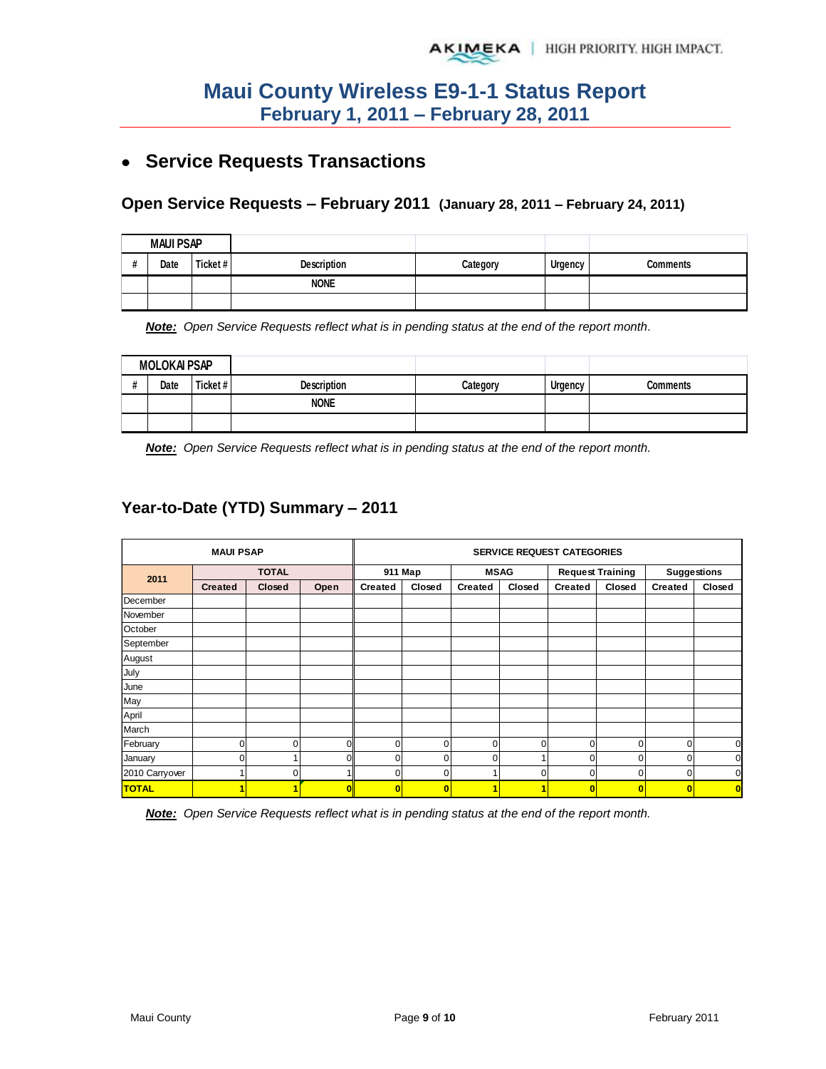# Maui County Wireless E9-1-1 Status Report
## February 1, 2011 – February 28, 2011

- **Service Requests Transactions**

### Open Service Requests – February 2011 (January 28, 2011 – February 24, 2011)

| MAUI PSAP | | | | | | |
|---|---|---|---|---|---|---|
| # | Date | Ticket # | Description | Category | Urgency | Comments |
| | | | NONE | | | |
| | | | | | | |

***Note:*** *Open Service Requests reflect what is in pending status at the end of the report month.*

| MOLOKAI PSAP | | | | | | |
|---|---|---|---|---|---|---|
| # | Date | Ticket # | Description | Category | Urgency | Comments |
| | | | NONE | | | |
| | | | | | | |

***Note:*** *Open Service Requests reflect what is in pending status at the end of the report month.*

### Year-to-Date (YTD) Summary – 2011

| MAUI PSAP | | | | SERVICE REQUEST CATEGORIES | | | | | | | |
|---|---|---|---|---|---|---|---|---|---|---|---|
| 2011 | TOTAL | | | 911 Map | | MSAG | | Request Training | | Suggestions | |
| | Created | Closed | Open | Created | Closed | Created | Closed | Created | Closed | Created | Closed |
| December | | | | | | | | | | | |
| November | | | | | | | | | | | |
| October | | | | | | | | | | | |
| September | | | | | | | | | | | |
| August | | | | | | | | | | | |
| July | | | | | | | | | | | |
| June | | | | | | | | | | | |
| May | | | | | | | | | | | |
| April | | | | | | | | | | | |
| March | | | | | | | | | | | |
| February | 0 | 0 | 0 | 0 | 0 | 0 | 0 | 0 | 0 | 0 | 0 |
| January | 0 | 1 | 0 | 0 | 0 | 0 | 1 | 0 | 0 | 0 | 0 |
| 2010 Carryover | 1 | 0 | 1 | 0 | 0 | 1 | 0 | 0 | 0 | 0 | 0 |
| **TOTAL** | **1** | **1** | **0** | **0** | **0** | **1** | **1** | **0** | **0** | **0** | **0** |

***Note:*** *Open Service Requests reflect what is in pending status at the end of the report month.*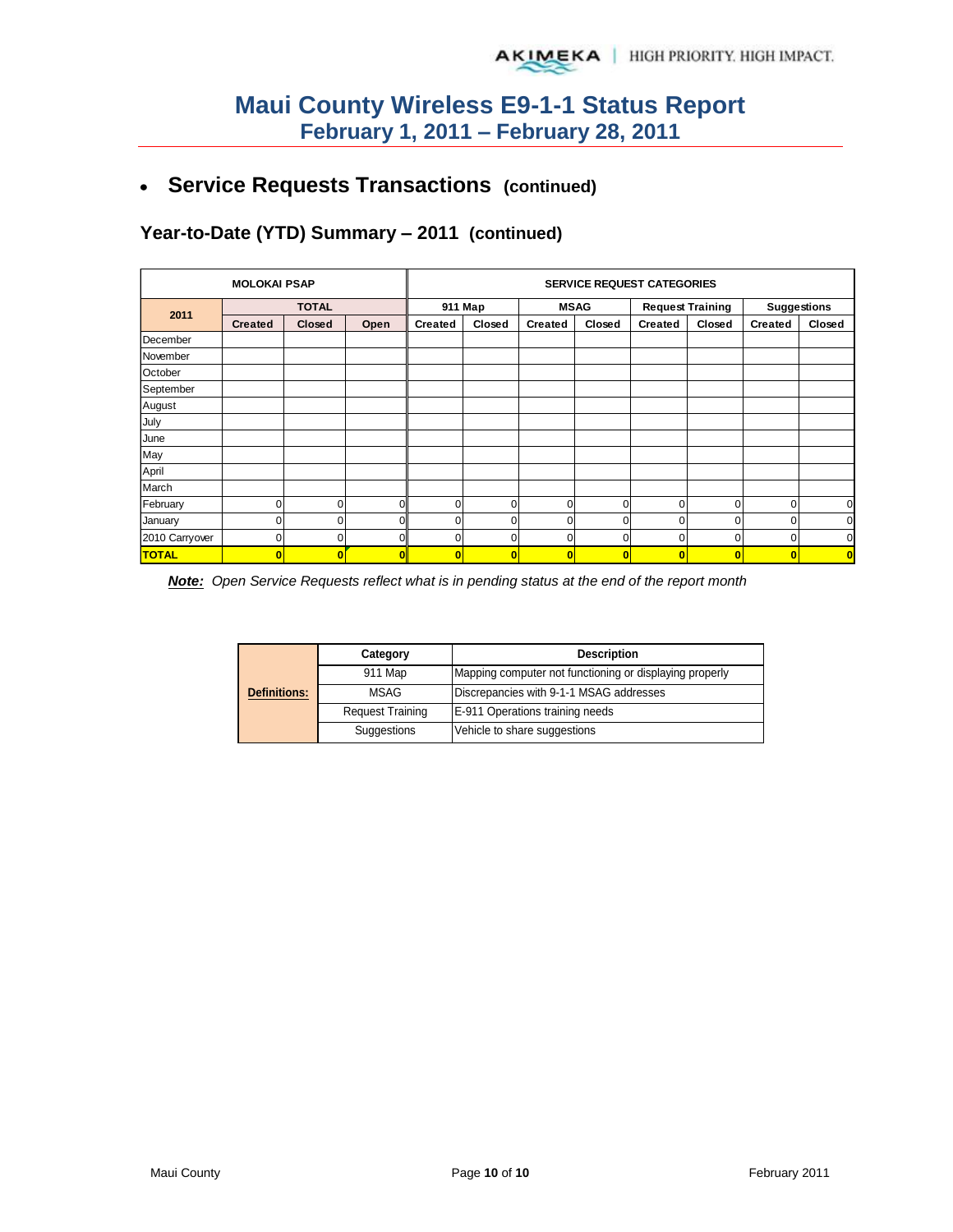# Maui County Wireless E9-1-1 Status Report
## February 1, 2011 – February 28, 2011

- ## Service Requests Transactions (continued)

### Year-to-Date (YTD) Summary – 2011 (continued)

| MOLOKAI PSAP | | | | SERVICE REQUEST CATEGORIES | | | | | | | |
|---|---|---|---|---|---|---|---|---|---|---|---|
| 2011 | TOTAL | | | 911 Map | | MSAG | | Request Training | | Suggestions | |
| | Created | Closed | Open | Created | Closed | Created | Closed | Created | Closed | Created | Closed |
| December | | | | | | | | | | | |
| November | | | | | | | | | | | |
| October | | | | | | | | | | | |
| September | | | | | | | | | | | |
| August | | | | | | | | | | | |
| July | | | | | | | | | | | |
| June | | | | | | | | | | | |
| May | | | | | | | | | | | |
| April | | | | | | | | | | | |
| March | | | | | | | | | | | |
| February | 0 | 0 | 0 | 0 | 0 | 0 | 0 | 0 | 0 | 0 | 0 |
| January | 0 | 0 | 0 | 0 | 0 | 0 | 0 | 0 | 0 | 0 | 0 |
| 2010 Carryover | 0 | 0 | 0 | 0 | 0 | 0 | 0 | 0 | 0 | 0 | 0 |
| **TOTAL** | **0** | **0** | **0** | **0** | **0** | **0** | **0** | **0** | **0** | **0** | **0** |

***Note:*** *Open Service Requests reflect what is in pending status at the end of the report month*

| | Category | Description |
|---|---|---|
| **Definitions:** | 911 Map | Mapping computer not functioning or displaying properly |
| | MSAG | Discrepancies with 9-1-1 MSAG addresses |
| | Request Training | E-911 Operations training needs |
| | Suggestions | Vehicle to share suggestions |